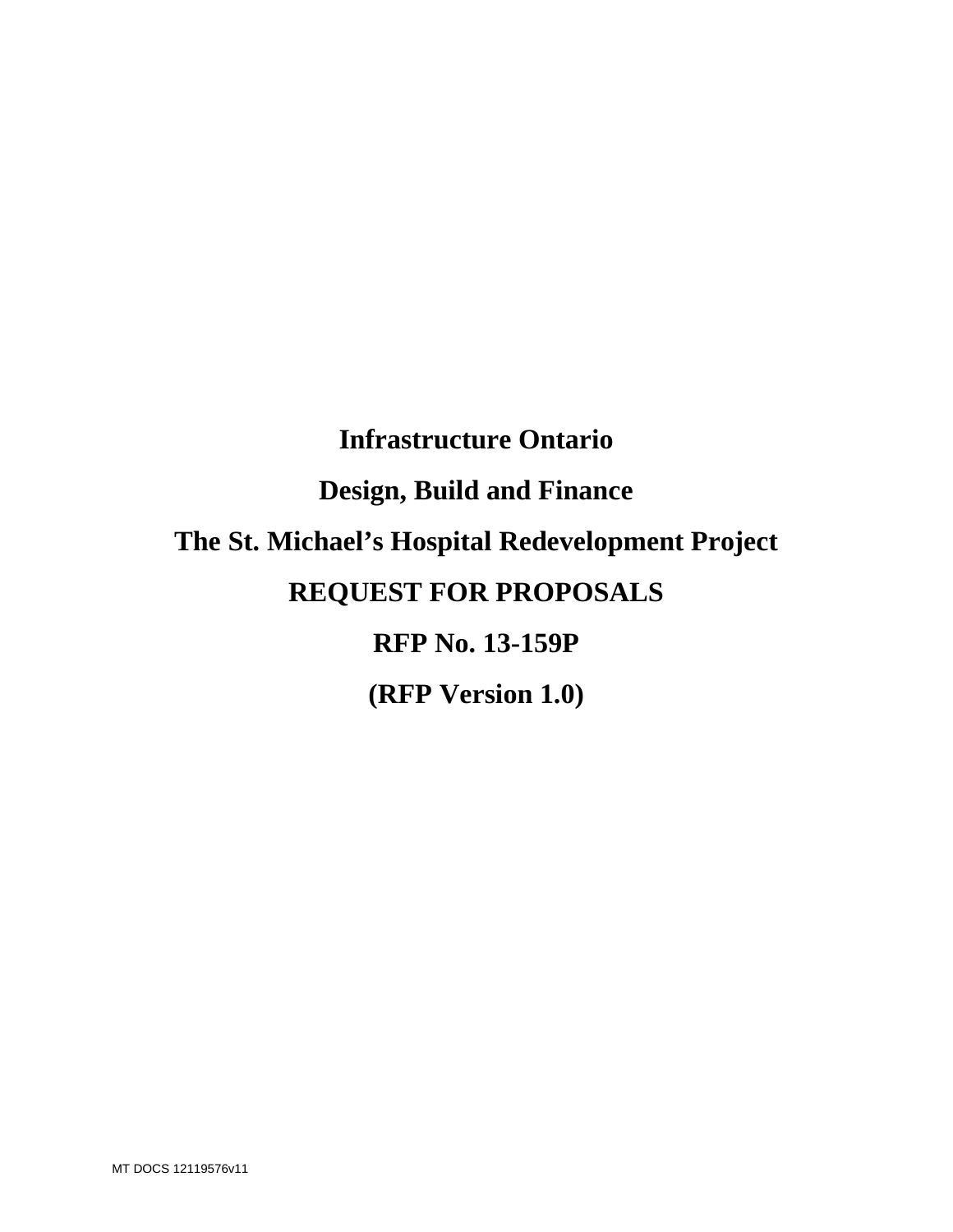# Infrastructure Ontario

# Design, Build and Finance

# The St. Michael's Hospital Redevelopment Project

# REQUEST FOR PROPOSALS

# RFP No. 13-159P

# (RFP Version 1.0)

MT DOCS 12119576v11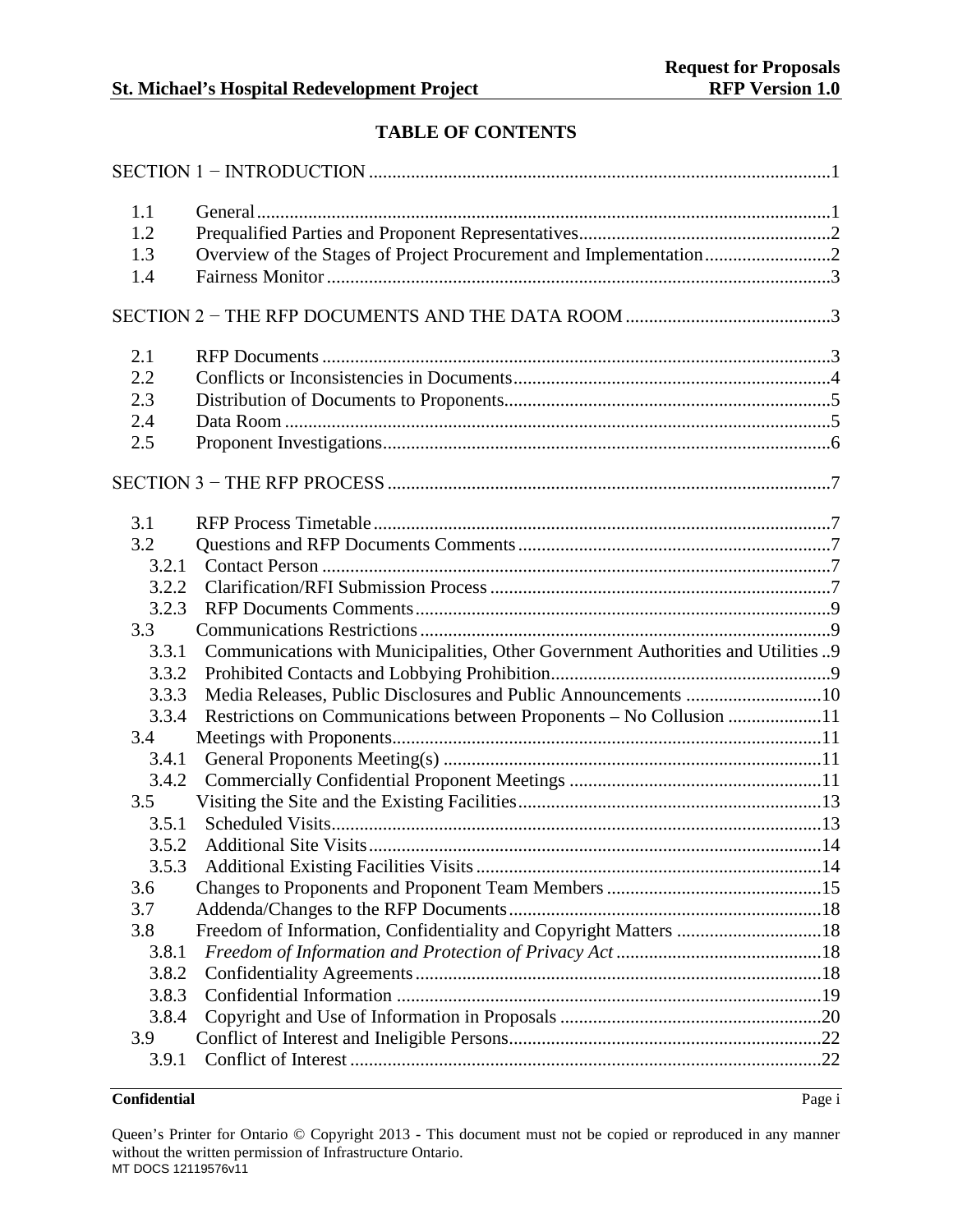# TABLE OF CONTENTS

SECTION 1 − INTRODUCTION .....1

- 1.1 General .....1
- 1.2 Prequalified Parties and Proponent Representatives .....2
- 1.3 Overview of the Stages of Project Procurement and Implementation .....2
- 1.4 Fairness Monitor .....3

SECTION 2 − THE RFP DOCUMENTS AND THE DATA ROOM .....3

- 2.1 RFP Documents .....3
- 2.2 Conflicts or Inconsistencies in Documents .....4
- 2.3 Distribution of Documents to Proponents .....5
- 2.4 Data Room .....5
- 2.5 Proponent Investigations .....6

SECTION 3 − THE RFP PROCESS .....7

- 3.1 RFP Process Timetable .....7
- 3.2 Questions and RFP Documents Comments .....7
  - 3.2.1 Contact Person .....7
  - 3.2.2 Clarification/RFI Submission Process .....7
  - 3.2.3 RFP Documents Comments .....9
- 3.3 Communications Restrictions .....9
  - 3.3.1 Communications with Municipalities, Other Government Authorities and Utilities .....9
  - 3.3.2 Prohibited Contacts and Lobbying Prohibition .....9
  - 3.3.3 Media Releases, Public Disclosures and Public Announcements .....10
  - 3.3.4 Restrictions on Communications between Proponents – No Collusion .....11
- 3.4 Meetings with Proponents .....11
  - 3.4.1 General Proponents Meeting(s) .....11
  - 3.4.2 Commercially Confidential Proponent Meetings .....11
- 3.5 Visiting the Site and the Existing Facilities .....13
  - 3.5.1 Scheduled Visits .....13
  - 3.5.2 Additional Site Visits .....14
  - 3.5.3 Additional Existing Facilities Visits .....14
- 3.6 Changes to Proponents and Proponent Team Members .....15
- 3.7 Addenda/Changes to the RFP Documents .....18
- 3.8 Freedom of Information, Confidentiality and Copyright Matters .....18
  - 3.8.1 *Freedom of Information and Protection of Privacy Act* .....18
  - 3.8.2 Confidentiality Agreements .....18
  - 3.8.3 Confidential Information .....19
  - 3.8.4 Copyright and Use of Information in Proposals .....20
- 3.9 Conflict of Interest and Ineligible Persons .....22
  - 3.9.1 Conflict of Interest .....22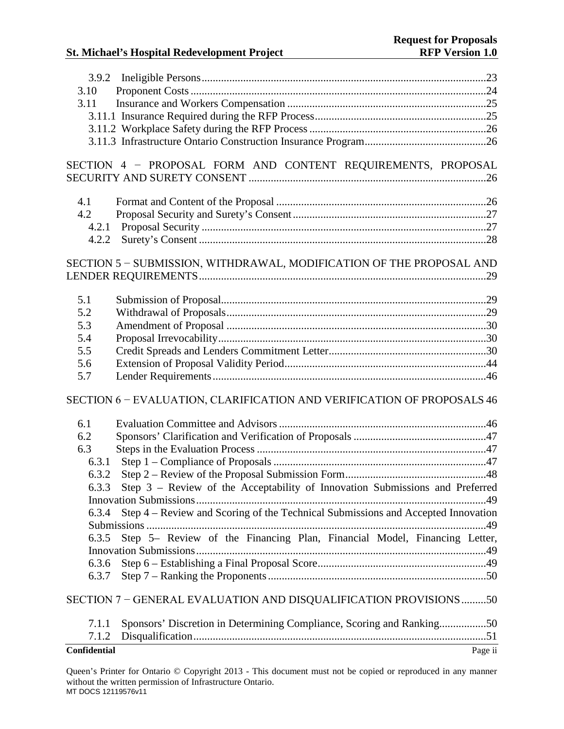3.9.2 Ineligible Persons .......... 23
3.10 Proponent Costs .......... 24
3.11 Insurance and Workers Compensation .......... 25
3.11.1 Insurance Required during the RFP Process .......... 25
3.11.2 Workplace Safety during the RFP Process .......... 26
3.11.3 Infrastructure Ontario Construction Insurance Program .......... 26

SECTION 4 − PROPOSAL FORM AND CONTENT REQUIREMENTS, PROPOSAL SECURITY AND SURETY CONSENT .......... 26

4.1 Format and Content of the Proposal .......... 26
4.2 Proposal Security and Surety's Consent .......... 27
4.2.1 Proposal Security .......... 27
4.2.2 Surety's Consent .......... 28

SECTION 5 − SUBMISSION, WITHDRAWAL, MODIFICATION OF THE PROPOSAL AND LENDER REQUIREMENTS .......... 29

5.1 Submission of Proposal .......... 29
5.2 Withdrawal of Proposals .......... 29
5.3 Amendment of Proposal .......... 30
5.4 Proposal Irrevocability .......... 30
5.5 Credit Spreads and Lenders Commitment Letter .......... 30
5.6 Extension of Proposal Validity Period .......... 44
5.7 Lender Requirements .......... 46

SECTION 6 − EVALUATION, CLARIFICATION AND VERIFICATION OF PROPOSALS 46

6.1 Evaluation Committee and Advisors .......... 46
6.2 Sponsors' Clarification and Verification of Proposals .......... 47
6.3 Steps in the Evaluation Process .......... 47
6.3.1 Step 1 – Compliance of Proposals .......... 47
6.3.2 Step 2 – Review of the Proposal Submission Form .......... 48
6.3.3 Step 3 – Review of the Acceptability of Innovation Submissions and Preferred Innovation Submissions .......... 49
6.3.4 Step 4 – Review and Scoring of the Technical Submissions and Accepted Innovation Submissions .......... 49
6.3.5 Step 5– Review of the Financing Plan, Financial Model, Financing Letter, Innovation Submissions .......... 49
6.3.6 Step 6 – Establishing a Final Proposal Score .......... 49
6.3.7 Step 7 – Ranking the Proponents .......... 50

SECTION 7 − GENERAL EVALUATION AND DISQUALIFICATION PROVISIONS .......... 50

7.1.1 Sponsors' Discretion in Determining Compliance, Scoring and Ranking .......... 50
7.1.2 Disqualification .......... 51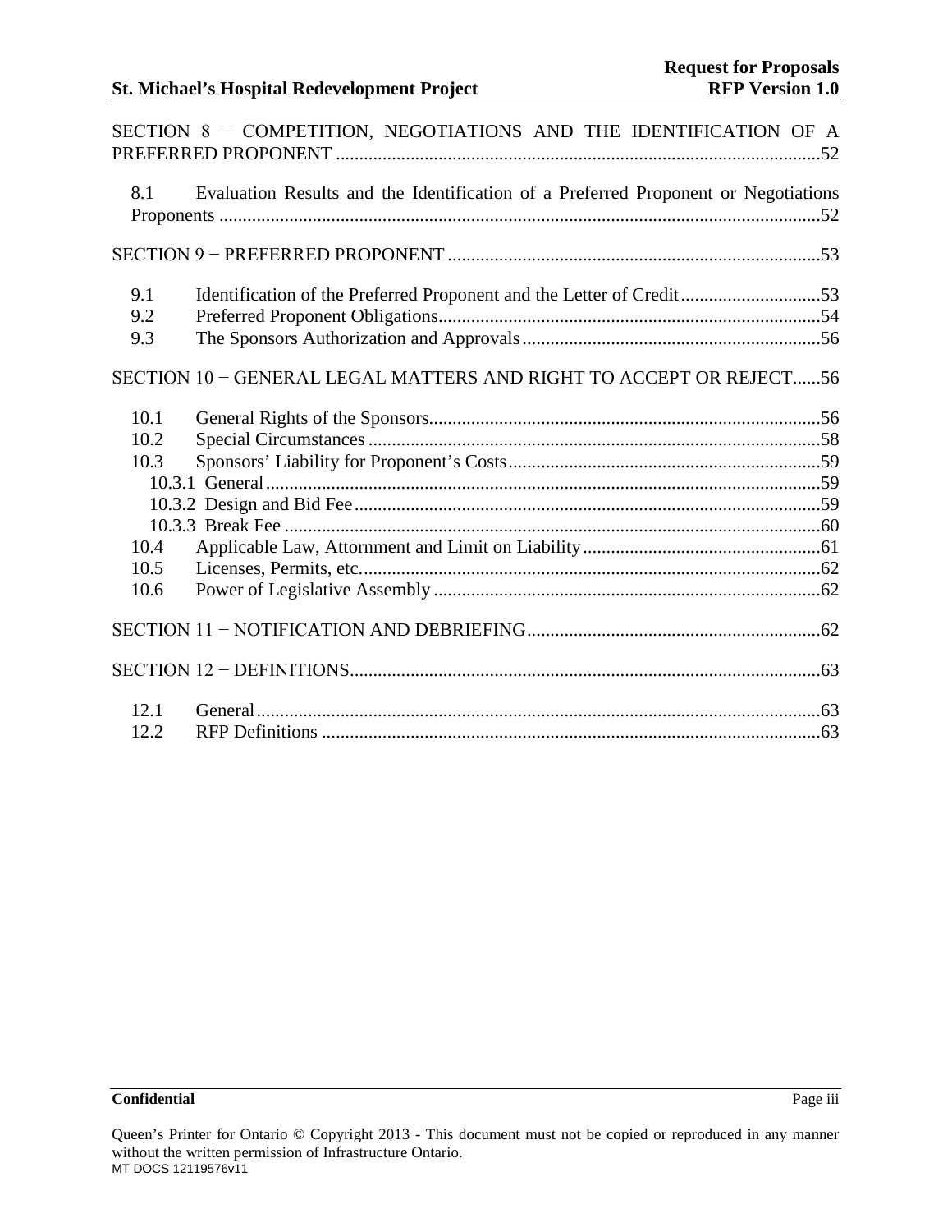SECTION 8 − COMPETITION, NEGOTIATIONS AND THE IDENTIFICATION OF A PREFERRED PROPONENT ....................................................................................................... 52

- 8.1 Evaluation Results and the Identification of a Preferred Proponent or Negotiations Proponents ................................................................................................................ 52

SECTION 9 − PREFERRED PROPONENT ................................................................................ 53

- 9.1 Identification of the Preferred Proponent and the Letter of Credit .............................. 53
- 9.2 Preferred Proponent Obligations .................................................................................. 54
- 9.3 The Sponsors Authorization and Approvals ................................................................ 56

SECTION 10 − GENERAL LEGAL MATTERS AND RIGHT TO ACCEPT OR REJECT ...... 56

- 10.1 General Rights of the Sponsors .................................................................................... 56
- 10.2 Special Circumstances ................................................................................................. 58
- 10.3 Sponsors' Liability for Proponent's Costs ................................................................... 59
  - 10.3.1 General ..................................................................................................................... 59
  - 10.3.2 Design and Bid Fee .................................................................................................. 59
  - 10.3.3 Break Fee ................................................................................................................. 60
- 10.4 Applicable Law, Attornment and Limit on Liability ................................................... 61
- 10.5 Licenses, Permits, etc. .................................................................................................. 62
- 10.6 Power of Legislative Assembly ................................................................................... 62

SECTION 11 − NOTIFICATION AND DEBRIEFING ............................................................... 62

SECTION 12 − DEFINITIONS ..................................................................................................... 63

- 12.1 General ......................................................................................................................... 63
- 12.2 RFP Definitions ........................................................................................................... 63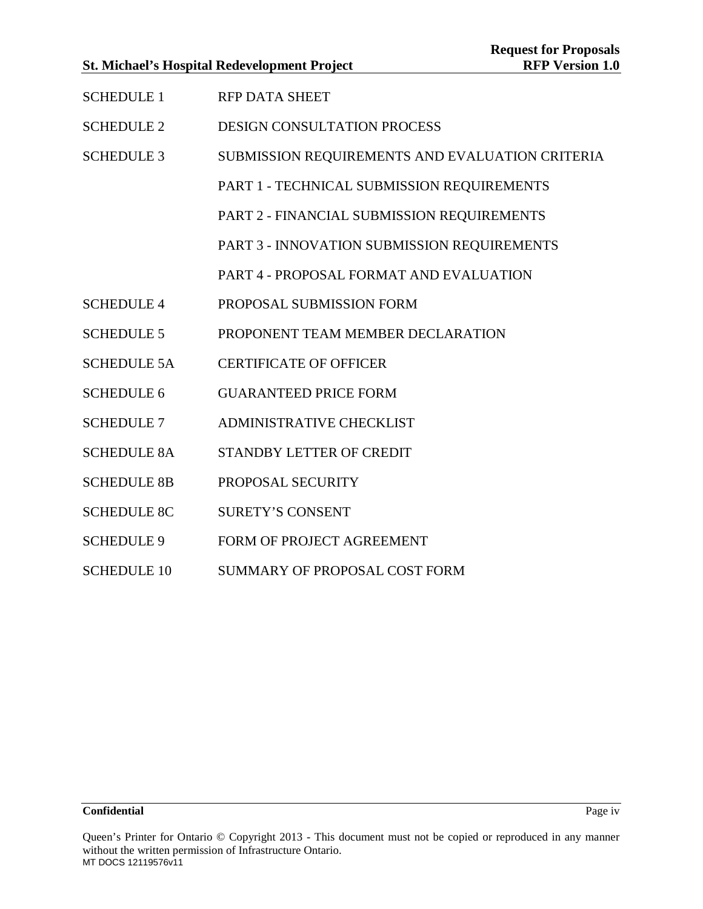| | |
|---|---|
| SCHEDULE 1 | RFP DATA SHEET |
| SCHEDULE 2 | DESIGN CONSULTATION PROCESS |
| SCHEDULE 3 | SUBMISSION REQUIREMENTS AND EVALUATION CRITERIA |
| | PART 1 - TECHNICAL SUBMISSION REQUIREMENTS |
| | PART 2 - FINANCIAL SUBMISSION REQUIREMENTS |
| | PART 3 - INNOVATION SUBMISSION REQUIREMENTS |
| | PART 4 - PROPOSAL FORMAT AND EVALUATION |
| SCHEDULE 4 | PROPOSAL SUBMISSION FORM |
| SCHEDULE 5 | PROPONENT TEAM MEMBER DECLARATION |
| SCHEDULE 5A | CERTIFICATE OF OFFICER |
| SCHEDULE 6 | GUARANTEED PRICE FORM |
| SCHEDULE 7 | ADMINISTRATIVE CHECKLIST |
| SCHEDULE 8A | STANDBY LETTER OF CREDIT |
| SCHEDULE 8B | PROPOSAL SECURITY |
| SCHEDULE 8C | SURETY'S CONSENT |
| SCHEDULE 9 | FORM OF PROJECT AGREEMENT |
| SCHEDULE 10 | SUMMARY OF PROPOSAL COST FORM |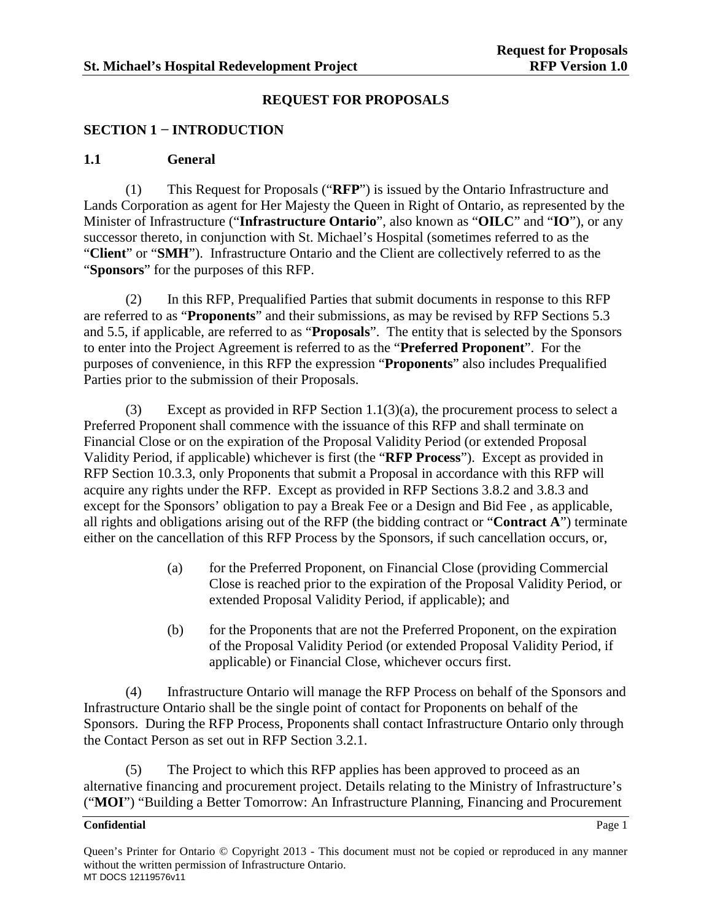# REQUEST FOR PROPOSALS

## SECTION 1 − INTRODUCTION

### 1.1 General

(1) This Request for Proposals ("**RFP**") is issued by the Ontario Infrastructure and Lands Corporation as agent for Her Majesty the Queen in Right of Ontario, as represented by the Minister of Infrastructure ("**Infrastructure Ontario**", also known as "**OILC**" and "**IO**"), or any successor thereto, in conjunction with St. Michael's Hospital (sometimes referred to as the "**Client**" or "**SMH**"). Infrastructure Ontario and the Client are collectively referred to as the "**Sponsors**" for the purposes of this RFP.

(2) In this RFP, Prequalified Parties that submit documents in response to this RFP are referred to as "**Proponents**" and their submissions, as may be revised by RFP Sections 5.3 and 5.5, if applicable, are referred to as "**Proposals**". The entity that is selected by the Sponsors to enter into the Project Agreement is referred to as the "**Preferred Proponent**". For the purposes of convenience, in this RFP the expression "**Proponents**" also includes Prequalified Parties prior to the submission of their Proposals.

(3) Except as provided in RFP Section 1.1(3)(a), the procurement process to select a Preferred Proponent shall commence with the issuance of this RFP and shall terminate on Financial Close or on the expiration of the Proposal Validity Period (or extended Proposal Validity Period, if applicable) whichever is first (the "**RFP Process**"). Except as provided in RFP Section 10.3.3, only Proponents that submit a Proposal in accordance with this RFP will acquire any rights under the RFP. Except as provided in RFP Sections 3.8.2 and 3.8.3 and except for the Sponsors' obligation to pay a Break Fee or a Design and Bid Fee , as applicable, all rights and obligations arising out of the RFP (the bidding contract or "**Contract A**") terminate either on the cancellation of this RFP Process by the Sponsors, if such cancellation occurs, or,

(a) for the Preferred Proponent, on Financial Close (providing Commercial Close is reached prior to the expiration of the Proposal Validity Period, or extended Proposal Validity Period, if applicable); and

(b) for the Proponents that are not the Preferred Proponent, on the expiration of the Proposal Validity Period (or extended Proposal Validity Period, if applicable) or Financial Close, whichever occurs first.

(4) Infrastructure Ontario will manage the RFP Process on behalf of the Sponsors and Infrastructure Ontario shall be the single point of contact for Proponents on behalf of the Sponsors. During the RFP Process, Proponents shall contact Infrastructure Ontario only through the Contact Person as set out in RFP Section 3.2.1.

(5) The Project to which this RFP applies has been approved to proceed as an alternative financing and procurement project. Details relating to the Ministry of Infrastructure's ("**MOI**") "Building a Better Tomorrow: An Infrastructure Planning, Financing and Procurement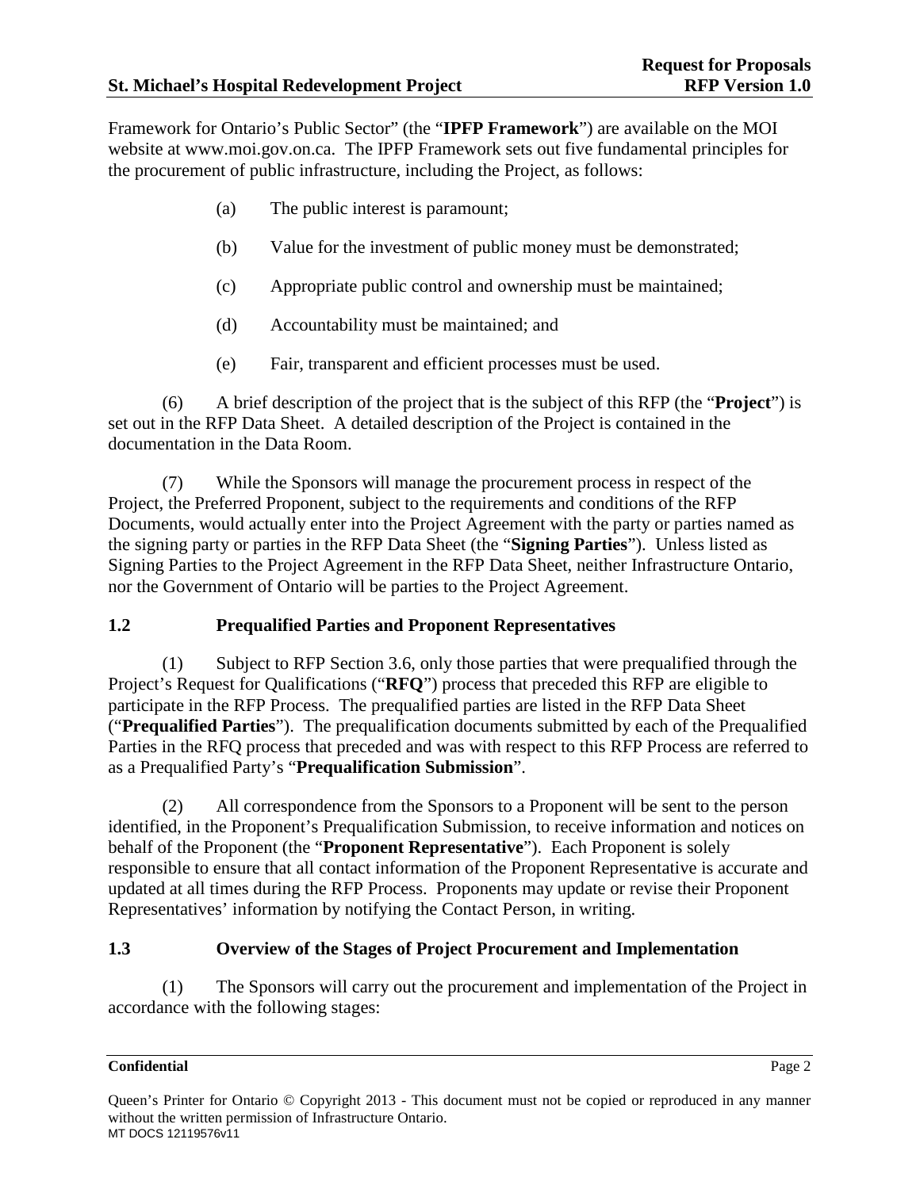Framework for Ontario's Public Sector" (the "**IPFP Framework**") are available on the MOI website at www.moi.gov.on.ca. The IPFP Framework sets out five fundamental principles for the procurement of public infrastructure, including the Project, as follows:

(a) The public interest is paramount;

(b) Value for the investment of public money must be demonstrated;

(c) Appropriate public control and ownership must be maintained;

(d) Accountability must be maintained; and

(e) Fair, transparent and efficient processes must be used.

(6) A brief description of the project that is the subject of this RFP (the "**Project**") is set out in the RFP Data Sheet. A detailed description of the Project is contained in the documentation in the Data Room.

(7) While the Sponsors will manage the procurement process in respect of the Project, the Preferred Proponent, subject to the requirements and conditions of the RFP Documents, would actually enter into the Project Agreement with the party or parties named as the signing party or parties in the RFP Data Sheet (the "**Signing Parties**"). Unless listed as Signing Parties to the Project Agreement in the RFP Data Sheet, neither Infrastructure Ontario, nor the Government of Ontario will be parties to the Project Agreement.

## 1.2 Prequalified Parties and Proponent Representatives

(1) Subject to RFP Section 3.6, only those parties that were prequalified through the Project's Request for Qualifications ("**RFQ**") process that preceded this RFP are eligible to participate in the RFP Process. The prequalified parties are listed in the RFP Data Sheet ("**Prequalified Parties**"). The prequalification documents submitted by each of the Prequalified Parties in the RFQ process that preceded and was with respect to this RFP Process are referred to as a Prequalified Party's "**Prequalification Submission**".

(2) All correspondence from the Sponsors to a Proponent will be sent to the person identified, in the Proponent's Prequalification Submission, to receive information and notices on behalf of the Proponent (the "**Proponent Representative**"). Each Proponent is solely responsible to ensure that all contact information of the Proponent Representative is accurate and updated at all times during the RFP Process. Proponents may update or revise their Proponent Representatives' information by notifying the Contact Person, in writing.

## 1.3 Overview of the Stages of Project Procurement and Implementation

(1) The Sponsors will carry out the procurement and implementation of the Project in accordance with the following stages: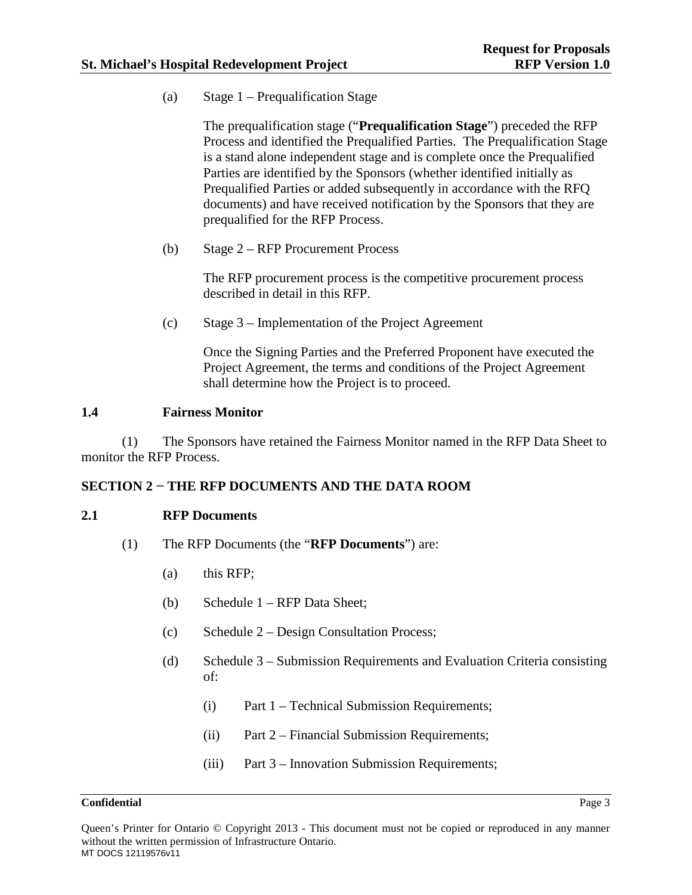(a) Stage 1 – Prequalification Stage

The prequalification stage ("**Prequalification Stage**") preceded the RFP Process and identified the Prequalified Parties. The Prequalification Stage is a stand alone independent stage and is complete once the Prequalified Parties are identified by the Sponsors (whether identified initially as Prequalified Parties or added subsequently in accordance with the RFQ documents) and have received notification by the Sponsors that they are prequalified for the RFP Process.

(b) Stage 2 – RFP Procurement Process

The RFP procurement process is the competitive procurement process described in detail in this RFP.

(c) Stage 3 – Implementation of the Project Agreement

Once the Signing Parties and the Preferred Proponent have executed the Project Agreement, the terms and conditions of the Project Agreement shall determine how the Project is to proceed.

### 1.4 Fairness Monitor

(1) The Sponsors have retained the Fairness Monitor named in the RFP Data Sheet to monitor the RFP Process.

## SECTION 2 − THE RFP DOCUMENTS AND THE DATA ROOM

### 2.1 RFP Documents

(1) The RFP Documents (the "**RFP Documents**") are:

(a) this RFP;

(b) Schedule 1 – RFP Data Sheet;

(c) Schedule 2 – Design Consultation Process;

(d) Schedule 3 – Submission Requirements and Evaluation Criteria consisting of:

(i) Part 1 – Technical Submission Requirements;

(ii) Part 2 – Financial Submission Requirements;

(iii) Part 3 – Innovation Submission Requirements;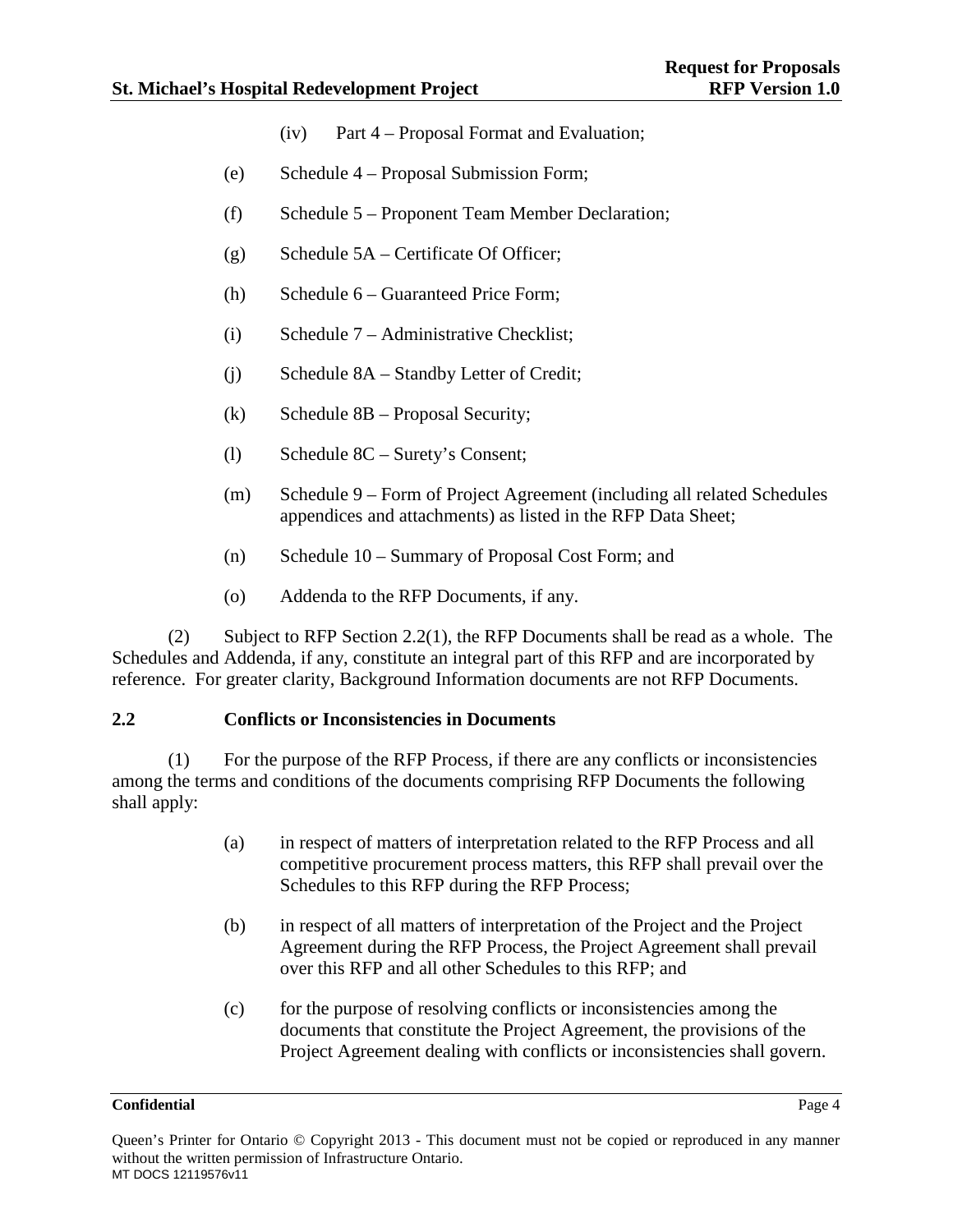(iv) Part 4 – Proposal Format and Evaluation;

(e) Schedule 4 – Proposal Submission Form;

(f) Schedule 5 – Proponent Team Member Declaration;

(g) Schedule 5A – Certificate Of Officer;

(h) Schedule 6 – Guaranteed Price Form;

(i) Schedule 7 – Administrative Checklist;

(j) Schedule 8A – Standby Letter of Credit;

(k) Schedule 8B – Proposal Security;

(l) Schedule 8C – Surety's Consent;

(m) Schedule 9 – Form of Project Agreement (including all related Schedules appendices and attachments) as listed in the RFP Data Sheet;

(n) Schedule 10 – Summary of Proposal Cost Form; and

(o) Addenda to the RFP Documents, if any.

(2) Subject to RFP Section 2.2(1), the RFP Documents shall be read as a whole. The Schedules and Addenda, if any, constitute an integral part of this RFP and are incorporated by reference. For greater clarity, Background Information documents are not RFP Documents.

### 2.2 Conflicts or Inconsistencies in Documents

(1) For the purpose of the RFP Process, if there are any conflicts or inconsistencies among the terms and conditions of the documents comprising RFP Documents the following shall apply:

(a) in respect of matters of interpretation related to the RFP Process and all competitive procurement process matters, this RFP shall prevail over the Schedules to this RFP during the RFP Process;

(b) in respect of all matters of interpretation of the Project and the Project Agreement during the RFP Process, the Project Agreement shall prevail over this RFP and all other Schedules to this RFP; and

(c) for the purpose of resolving conflicts or inconsistencies among the documents that constitute the Project Agreement, the provisions of the Project Agreement dealing with conflicts or inconsistencies shall govern.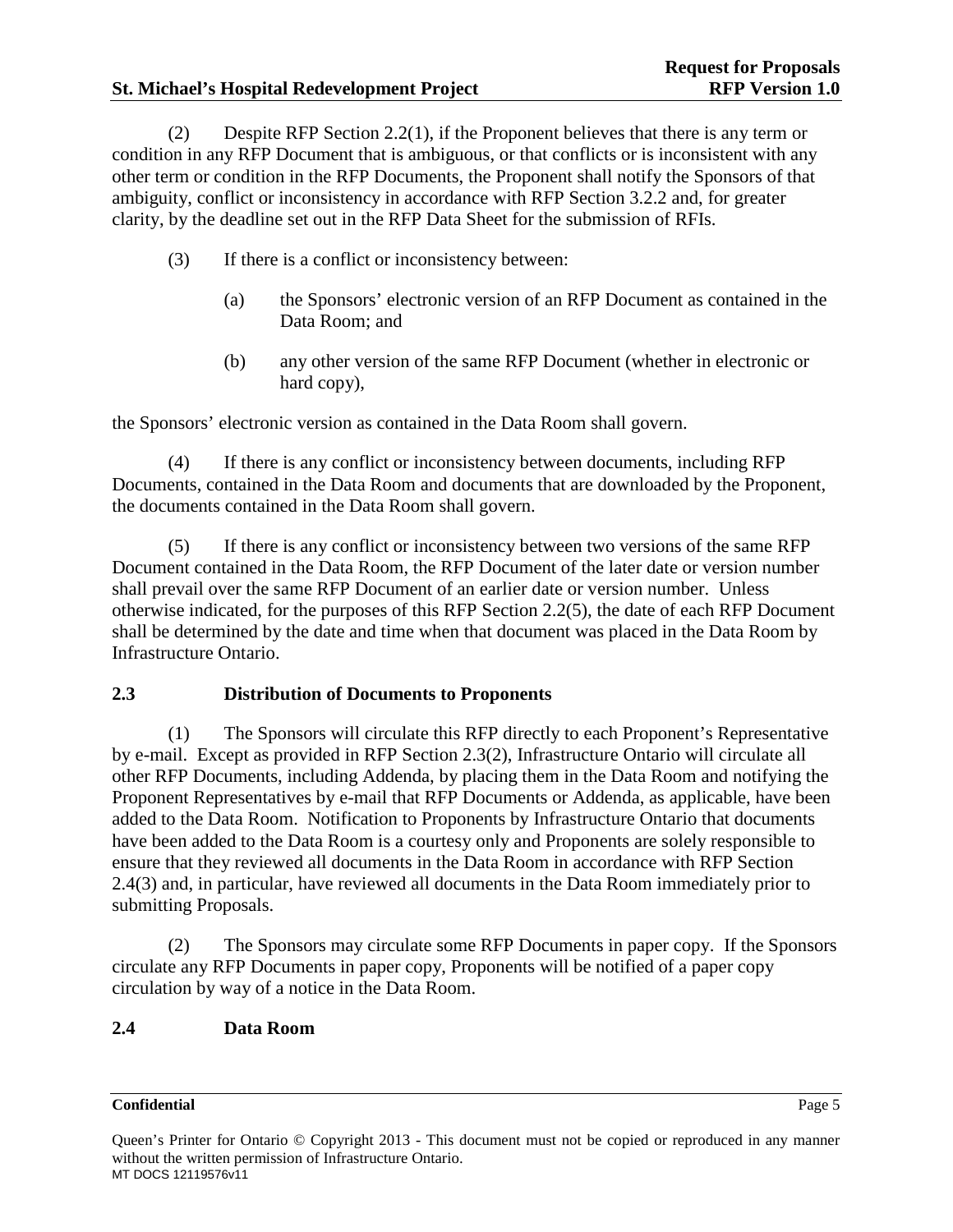(2) Despite RFP Section 2.2(1), if the Proponent believes that there is any term or condition in any RFP Document that is ambiguous, or that conflicts or is inconsistent with any other term or condition in the RFP Documents, the Proponent shall notify the Sponsors of that ambiguity, conflict or inconsistency in accordance with RFP Section 3.2.2 and, for greater clarity, by the deadline set out in the RFP Data Sheet for the submission of RFIs.

(3) If there is a conflict or inconsistency between:

(a) the Sponsors' electronic version of an RFP Document as contained in the Data Room; and

(b) any other version of the same RFP Document (whether in electronic or hard copy),

the Sponsors' electronic version as contained in the Data Room shall govern.

(4) If there is any conflict or inconsistency between documents, including RFP Documents, contained in the Data Room and documents that are downloaded by the Proponent, the documents contained in the Data Room shall govern.

(5) If there is any conflict or inconsistency between two versions of the same RFP Document contained in the Data Room, the RFP Document of the later date or version number shall prevail over the same RFP Document of an earlier date or version number. Unless otherwise indicated, for the purposes of this RFP Section 2.2(5), the date of each RFP Document shall be determined by the date and time when that document was placed in the Data Room by Infrastructure Ontario.

## 2.3 Distribution of Documents to Proponents

(1) The Sponsors will circulate this RFP directly to each Proponent's Representative by e-mail. Except as provided in RFP Section 2.3(2), Infrastructure Ontario will circulate all other RFP Documents, including Addenda, by placing them in the Data Room and notifying the Proponent Representatives by e-mail that RFP Documents or Addenda, as applicable, have been added to the Data Room. Notification to Proponents by Infrastructure Ontario that documents have been added to the Data Room is a courtesy only and Proponents are solely responsible to ensure that they reviewed all documents in the Data Room in accordance with RFP Section 2.4(3) and, in particular, have reviewed all documents in the Data Room immediately prior to submitting Proposals.

(2) The Sponsors may circulate some RFP Documents in paper copy. If the Sponsors circulate any RFP Documents in paper copy, Proponents will be notified of a paper copy circulation by way of a notice in the Data Room.

## 2.4 Data Room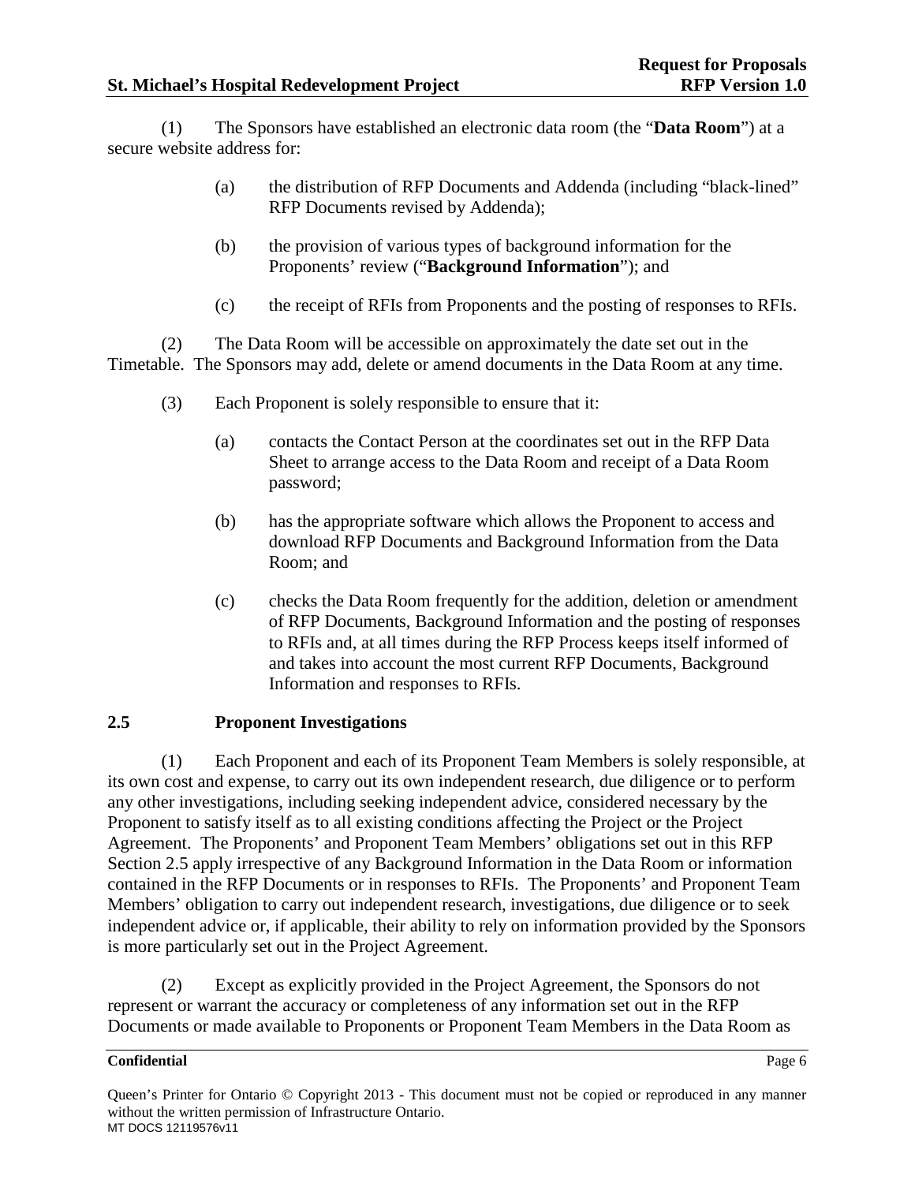(1) The Sponsors have established an electronic data room (the "**Data Room**") at a secure website address for:

(a) the distribution of RFP Documents and Addenda (including "black-lined" RFP Documents revised by Addenda);

(b) the provision of various types of background information for the Proponents' review ("**Background Information**"); and

(c) the receipt of RFIs from Proponents and the posting of responses to RFIs.

(2) The Data Room will be accessible on approximately the date set out in the Timetable. The Sponsors may add, delete or amend documents in the Data Room at any time.

(3) Each Proponent is solely responsible to ensure that it:

(a) contacts the Contact Person at the coordinates set out in the RFP Data Sheet to arrange access to the Data Room and receipt of a Data Room password;

(b) has the appropriate software which allows the Proponent to access and download RFP Documents and Background Information from the Data Room; and

(c) checks the Data Room frequently for the addition, deletion or amendment of RFP Documents, Background Information and the posting of responses to RFIs and, at all times during the RFP Process keeps itself informed of and takes into account the most current RFP Documents, Background Information and responses to RFIs.

## 2.5 Proponent Investigations

(1) Each Proponent and each of its Proponent Team Members is solely responsible, at its own cost and expense, to carry out its own independent research, due diligence or to perform any other investigations, including seeking independent advice, considered necessary by the Proponent to satisfy itself as to all existing conditions affecting the Project or the Project Agreement. The Proponents' and Proponent Team Members' obligations set out in this RFP Section 2.5 apply irrespective of any Background Information in the Data Room or information contained in the RFP Documents or in responses to RFIs. The Proponents' and Proponent Team Members' obligation to carry out independent research, investigations, due diligence or to seek independent advice or, if applicable, their ability to rely on information provided by the Sponsors is more particularly set out in the Project Agreement.

(2) Except as explicitly provided in the Project Agreement, the Sponsors do not represent or warrant the accuracy or completeness of any information set out in the RFP Documents or made available to Proponents or Proponent Team Members in the Data Room as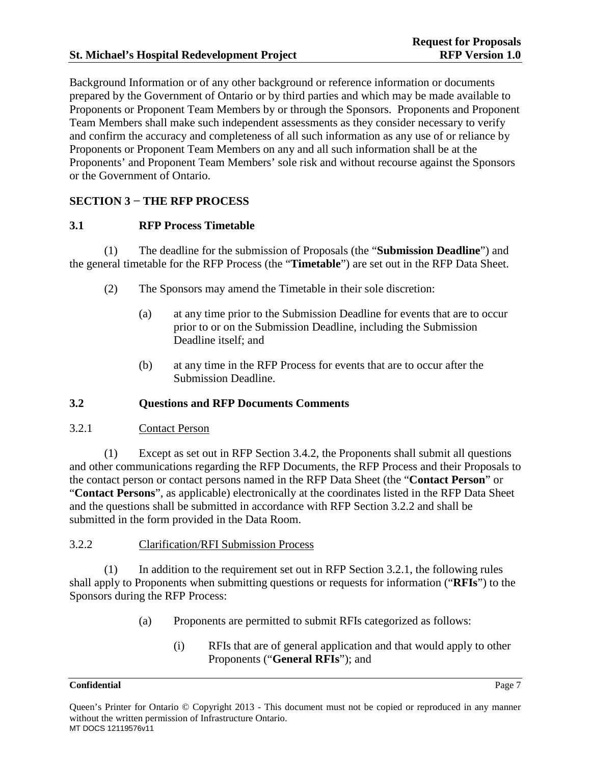Background Information or of any other background or reference information or documents prepared by the Government of Ontario or by third parties and which may be made available to Proponents or Proponent Team Members by or through the Sponsors. Proponents and Proponent Team Members shall make such independent assessments as they consider necessary to verify and confirm the accuracy and completeness of all such information as any use of or reliance by Proponents or Proponent Team Members on any and all such information shall be at the Proponents' and Proponent Team Members' sole risk and without recourse against the Sponsors or the Government of Ontario.

## SECTION 3 − THE RFP PROCESS

### 3.1 RFP Process Timetable

(1) The deadline for the submission of Proposals (the "**Submission Deadline**") and the general timetable for the RFP Process (the "**Timetable**") are set out in the RFP Data Sheet.

(2) The Sponsors may amend the Timetable in their sole discretion:

(a) at any time prior to the Submission Deadline for events that are to occur prior to or on the Submission Deadline, including the Submission Deadline itself; and

(b) at any time in the RFP Process for events that are to occur after the Submission Deadline.

### 3.2 Questions and RFP Documents Comments

3.2.1 Contact Person

(1) Except as set out in RFP Section 3.4.2, the Proponents shall submit all questions and other communications regarding the RFP Documents, the RFP Process and their Proposals to the contact person or contact persons named in the RFP Data Sheet (the "**Contact Person**" or "**Contact Persons**", as applicable) electronically at the coordinates listed in the RFP Data Sheet and the questions shall be submitted in accordance with RFP Section 3.2.2 and shall be submitted in the form provided in the Data Room.

3.2.2 Clarification/RFI Submission Process

(1) In addition to the requirement set out in RFP Section 3.2.1, the following rules shall apply to Proponents when submitting questions or requests for information ("**RFIs**") to the Sponsors during the RFP Process:

(a) Proponents are permitted to submit RFIs categorized as follows:

(i) RFIs that are of general application and that would apply to other Proponents ("**General RFIs**"); and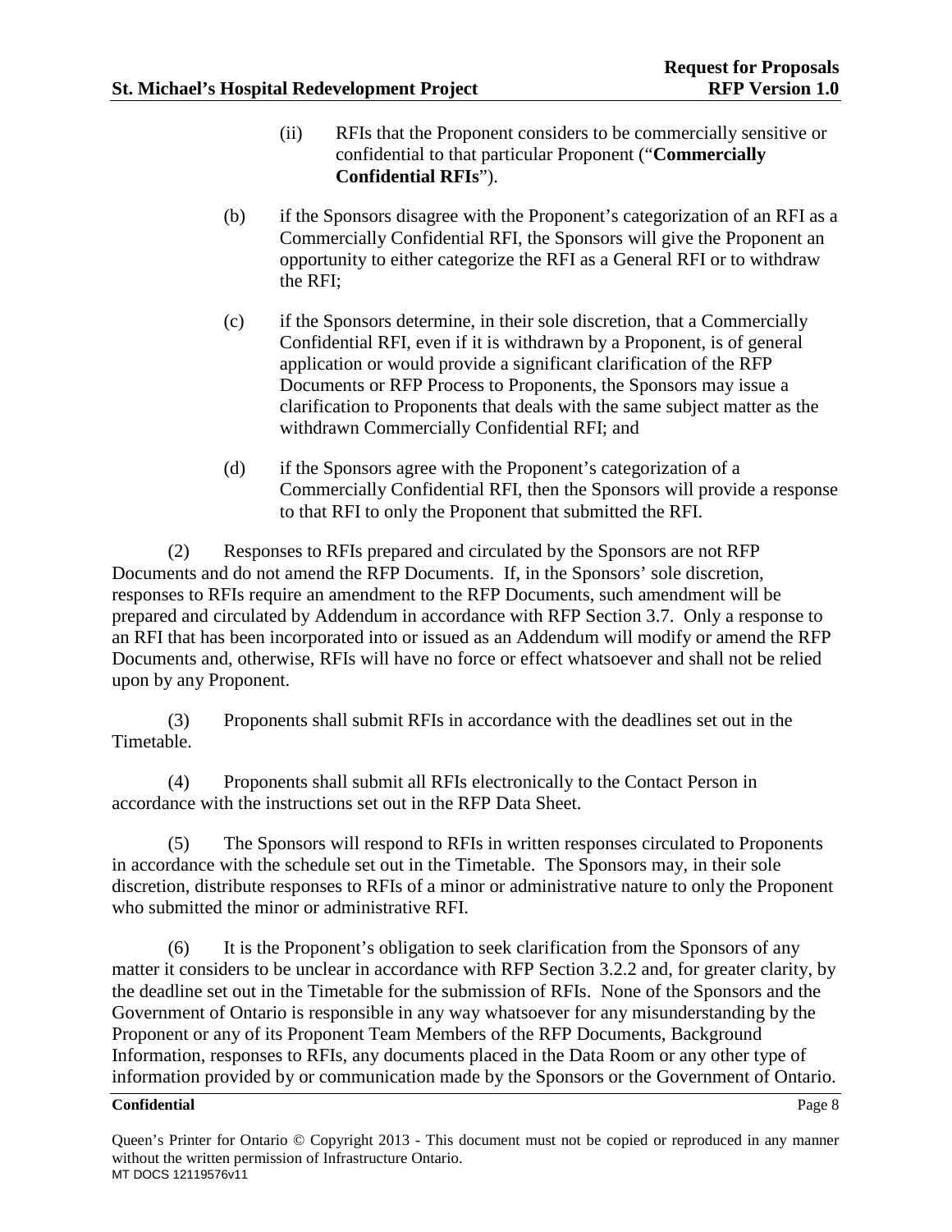(ii) RFIs that the Proponent considers to be commercially sensitive or confidential to that particular Proponent ("**Commercially Confidential RFIs**").

(b) if the Sponsors disagree with the Proponent's categorization of an RFI as a Commercially Confidential RFI, the Sponsors will give the Proponent an opportunity to either categorize the RFI as a General RFI or to withdraw the RFI;

(c) if the Sponsors determine, in their sole discretion, that a Commercially Confidential RFI, even if it is withdrawn by a Proponent, is of general application or would provide a significant clarification of the RFP Documents or RFP Process to Proponents, the Sponsors may issue a clarification to Proponents that deals with the same subject matter as the withdrawn Commercially Confidential RFI; and

(d) if the Sponsors agree with the Proponent's categorization of a Commercially Confidential RFI, then the Sponsors will provide a response to that RFI to only the Proponent that submitted the RFI.

(2) Responses to RFIs prepared and circulated by the Sponsors are not RFP Documents and do not amend the RFP Documents. If, in the Sponsors' sole discretion, responses to RFIs require an amendment to the RFP Documents, such amendment will be prepared and circulated by Addendum in accordance with RFP Section 3.7. Only a response to an RFI that has been incorporated into or issued as an Addendum will modify or amend the RFP Documents and, otherwise, RFIs will have no force or effect whatsoever and shall not be relied upon by any Proponent.

(3) Proponents shall submit RFIs in accordance with the deadlines set out in the Timetable.

(4) Proponents shall submit all RFIs electronically to the Contact Person in accordance with the instructions set out in the RFP Data Sheet.

(5) The Sponsors will respond to RFIs in written responses circulated to Proponents in accordance with the schedule set out in the Timetable. The Sponsors may, in their sole discretion, distribute responses to RFIs of a minor or administrative nature to only the Proponent who submitted the minor or administrative RFI.

(6) It is the Proponent's obligation to seek clarification from the Sponsors of any matter it considers to be unclear in accordance with RFP Section 3.2.2 and, for greater clarity, by the deadline set out in the Timetable for the submission of RFIs. None of the Sponsors and the Government of Ontario is responsible in any way whatsoever for any misunderstanding by the Proponent or any of its Proponent Team Members of the RFP Documents, Background Information, responses to RFIs, any documents placed in the Data Room or any other type of information provided by or communication made by the Sponsors or the Government of Ontario.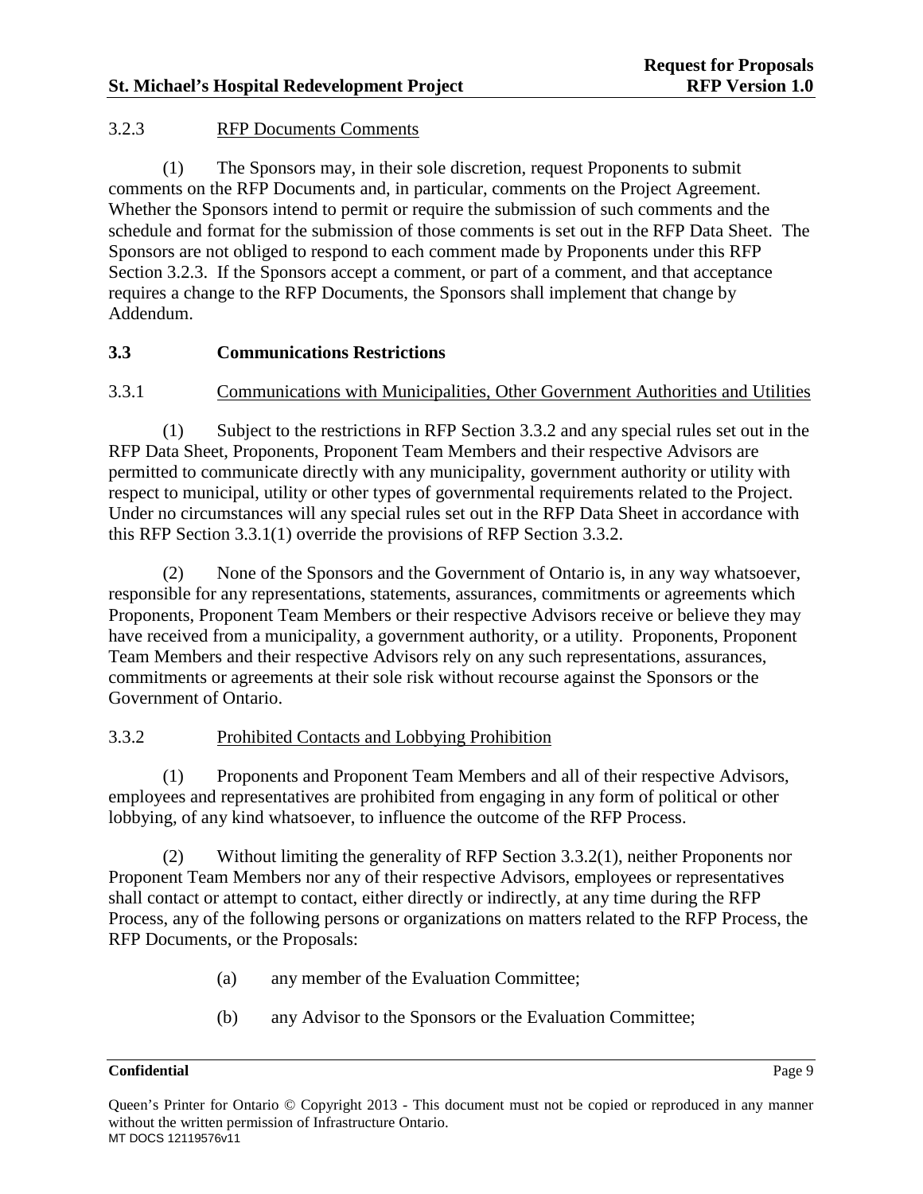3.2.3 RFP Documents Comments

(1) The Sponsors may, in their sole discretion, request Proponents to submit comments on the RFP Documents and, in particular, comments on the Project Agreement. Whether the Sponsors intend to permit or require the submission of such comments and the schedule and format for the submission of those comments is set out in the RFP Data Sheet. The Sponsors are not obliged to respond to each comment made by Proponents under this RFP Section 3.2.3. If the Sponsors accept a comment, or part of a comment, and that acceptance requires a change to the RFP Documents, the Sponsors shall implement that change by Addendum.

## 3.3 Communications Restrictions

3.3.1 Communications with Municipalities, Other Government Authorities and Utilities

(1) Subject to the restrictions in RFP Section 3.3.2 and any special rules set out in the RFP Data Sheet, Proponents, Proponent Team Members and their respective Advisors are permitted to communicate directly with any municipality, government authority or utility with respect to municipal, utility or other types of governmental requirements related to the Project. Under no circumstances will any special rules set out in the RFP Data Sheet in accordance with this RFP Section 3.3.1(1) override the provisions of RFP Section 3.3.2.

(2) None of the Sponsors and the Government of Ontario is, in any way whatsoever, responsible for any representations, statements, assurances, commitments or agreements which Proponents, Proponent Team Members or their respective Advisors receive or believe they may have received from a municipality, a government authority, or a utility. Proponents, Proponent Team Members and their respective Advisors rely on any such representations, assurances, commitments or agreements at their sole risk without recourse against the Sponsors or the Government of Ontario.

3.3.2 Prohibited Contacts and Lobbying Prohibition

(1) Proponents and Proponent Team Members and all of their respective Advisors, employees and representatives are prohibited from engaging in any form of political or other lobbying, of any kind whatsoever, to influence the outcome of the RFP Process.

(2) Without limiting the generality of RFP Section 3.3.2(1), neither Proponents nor Proponent Team Members nor any of their respective Advisors, employees or representatives shall contact or attempt to contact, either directly or indirectly, at any time during the RFP Process, any of the following persons or organizations on matters related to the RFP Process, the RFP Documents, or the Proposals:

(a) any member of the Evaluation Committee;

(b) any Advisor to the Sponsors or the Evaluation Committee;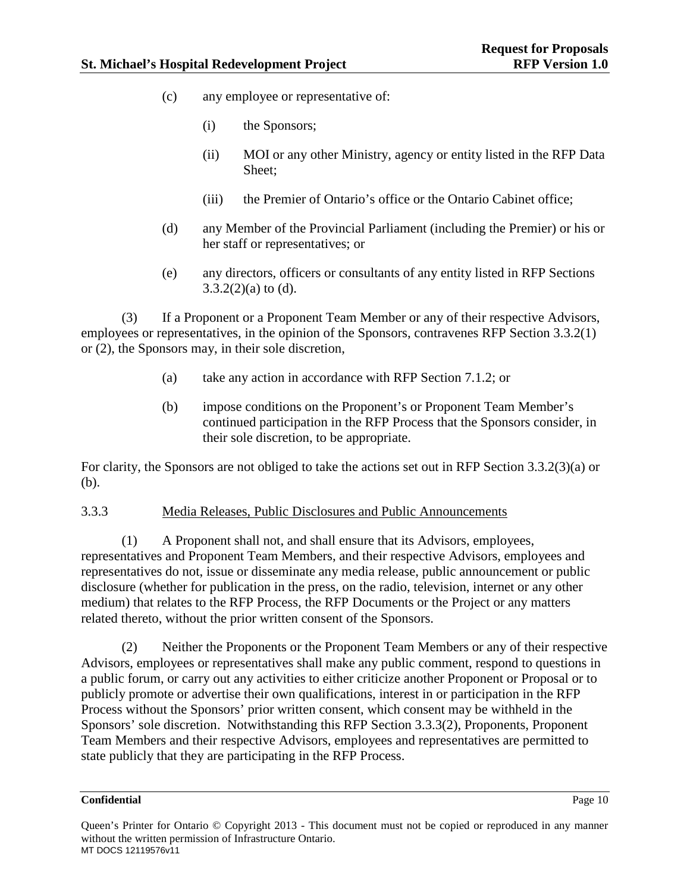(c) any employee or representative of:

(i) the Sponsors;

(ii) MOI or any other Ministry, agency or entity listed in the RFP Data Sheet;

(iii) the Premier of Ontario's office or the Ontario Cabinet office;

(d) any Member of the Provincial Parliament (including the Premier) or his or her staff or representatives; or

(e) any directors, officers or consultants of any entity listed in RFP Sections 3.3.2(2)(a) to (d).

(3) If a Proponent or a Proponent Team Member or any of their respective Advisors, employees or representatives, in the opinion of the Sponsors, contravenes RFP Section 3.3.2(1) or (2), the Sponsors may, in their sole discretion,

(a) take any action in accordance with RFP Section 7.1.2; or

(b) impose conditions on the Proponent's or Proponent Team Member's continued participation in the RFP Process that the Sponsors consider, in their sole discretion, to be appropriate.

For clarity, the Sponsors are not obliged to take the actions set out in RFP Section 3.3.2(3)(a) or (b).

3.3.3 Media Releases, Public Disclosures and Public Announcements

(1) A Proponent shall not, and shall ensure that its Advisors, employees, representatives and Proponent Team Members, and their respective Advisors, employees and representatives do not, issue or disseminate any media release, public announcement or public disclosure (whether for publication in the press, on the radio, television, internet or any other medium) that relates to the RFP Process, the RFP Documents or the Project or any matters related thereto, without the prior written consent of the Sponsors.

(2) Neither the Proponents or the Proponent Team Members or any of their respective Advisors, employees or representatives shall make any public comment, respond to questions in a public forum, or carry out any activities to either criticize another Proponent or Proposal or to publicly promote or advertise their own qualifications, interest in or participation in the RFP Process without the Sponsors' prior written consent, which consent may be withheld in the Sponsors' sole discretion. Notwithstanding this RFP Section 3.3.3(2), Proponents, Proponent Team Members and their respective Advisors, employees and representatives are permitted to state publicly that they are participating in the RFP Process.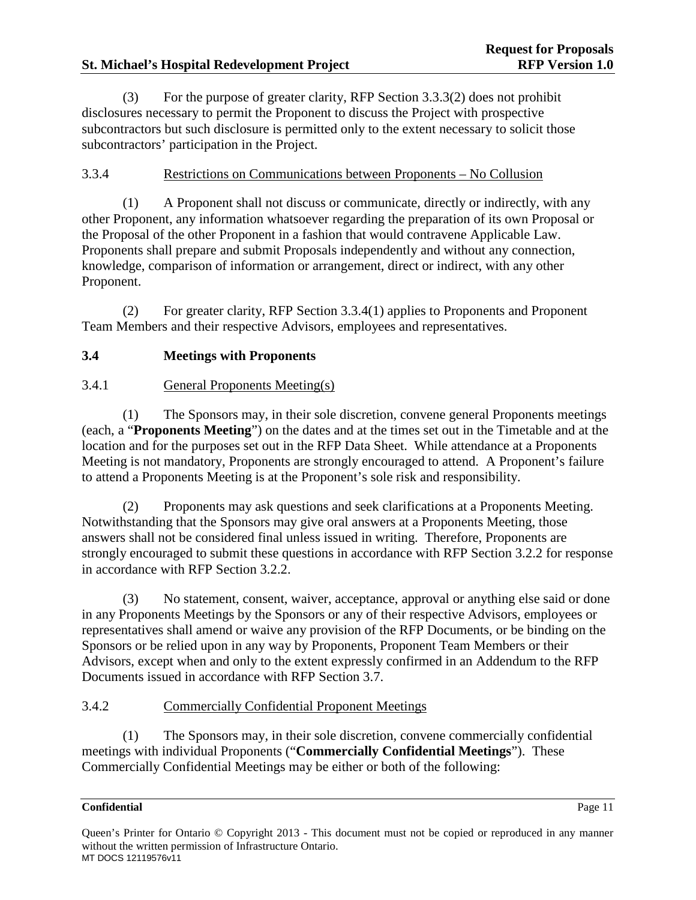(3) For the purpose of greater clarity, RFP Section 3.3.3(2) does not prohibit disclosures necessary to permit the Proponent to discuss the Project with prospective subcontractors but such disclosure is permitted only to the extent necessary to solicit those subcontractors' participation in the Project.

3.3.4 Restrictions on Communications between Proponents – No Collusion

(1) A Proponent shall not discuss or communicate, directly or indirectly, with any other Proponent, any information whatsoever regarding the preparation of its own Proposal or the Proposal of the other Proponent in a fashion that would contravene Applicable Law. Proponents shall prepare and submit Proposals independently and without any connection, knowledge, comparison of information or arrangement, direct or indirect, with any other Proponent.

(2) For greater clarity, RFP Section 3.3.4(1) applies to Proponents and Proponent Team Members and their respective Advisors, employees and representatives.

### 3.4 Meetings with Proponents

3.4.1 General Proponents Meeting(s)

(1) The Sponsors may, in their sole discretion, convene general Proponents meetings (each, a "**Proponents Meeting**") on the dates and at the times set out in the Timetable and at the location and for the purposes set out in the RFP Data Sheet. While attendance at a Proponents Meeting is not mandatory, Proponents are strongly encouraged to attend. A Proponent's failure to attend a Proponents Meeting is at the Proponent's sole risk and responsibility.

(2) Proponents may ask questions and seek clarifications at a Proponents Meeting. Notwithstanding that the Sponsors may give oral answers at a Proponents Meeting, those answers shall not be considered final unless issued in writing. Therefore, Proponents are strongly encouraged to submit these questions in accordance with RFP Section 3.2.2 for response in accordance with RFP Section 3.2.2.

(3) No statement, consent, waiver, acceptance, approval or anything else said or done in any Proponents Meetings by the Sponsors or any of their respective Advisors, employees or representatives shall amend or waive any provision of the RFP Documents, or be binding on the Sponsors or be relied upon in any way by Proponents, Proponent Team Members or their Advisors, except when and only to the extent expressly confirmed in an Addendum to the RFP Documents issued in accordance with RFP Section 3.7.

3.4.2 Commercially Confidential Proponent Meetings

(1) The Sponsors may, in their sole discretion, convene commercially confidential meetings with individual Proponents ("**Commercially Confidential Meetings**"). These Commercially Confidential Meetings may be either or both of the following: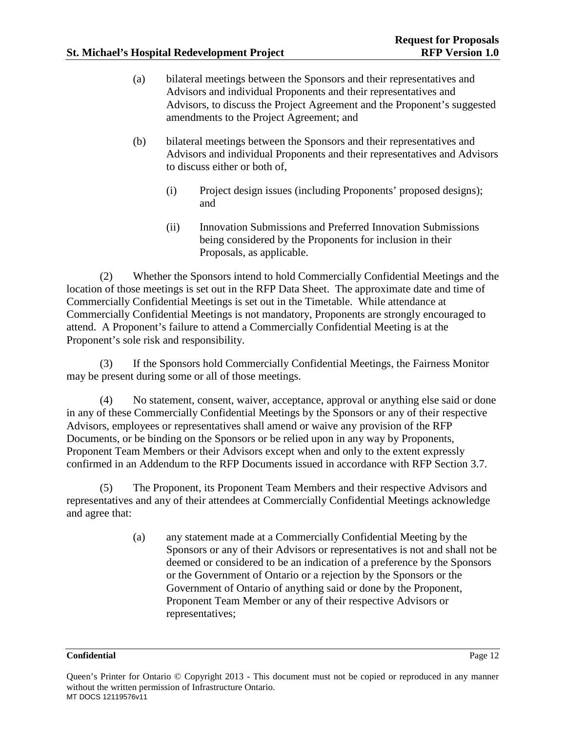(a) bilateral meetings between the Sponsors and their representatives and Advisors and individual Proponents and their representatives and Advisors, to discuss the Project Agreement and the Proponent's suggested amendments to the Project Agreement; and

(b) bilateral meetings between the Sponsors and their representatives and Advisors and individual Proponents and their representatives and Advisors to discuss either or both of,

(i) Project design issues (including Proponents' proposed designs); and

(ii) Innovation Submissions and Preferred Innovation Submissions being considered by the Proponents for inclusion in their Proposals, as applicable.

(2) Whether the Sponsors intend to hold Commercially Confidential Meetings and the location of those meetings is set out in the RFP Data Sheet. The approximate date and time of Commercially Confidential Meetings is set out in the Timetable. While attendance at Commercially Confidential Meetings is not mandatory, Proponents are strongly encouraged to attend. A Proponent's failure to attend a Commercially Confidential Meeting is at the Proponent's sole risk and responsibility.

(3) If the Sponsors hold Commercially Confidential Meetings, the Fairness Monitor may be present during some or all of those meetings.

(4) No statement, consent, waiver, acceptance, approval or anything else said or done in any of these Commercially Confidential Meetings by the Sponsors or any of their respective Advisors, employees or representatives shall amend or waive any provision of the RFP Documents, or be binding on the Sponsors or be relied upon in any way by Proponents, Proponent Team Members or their Advisors except when and only to the extent expressly confirmed in an Addendum to the RFP Documents issued in accordance with RFP Section 3.7.

(5) The Proponent, its Proponent Team Members and their respective Advisors and representatives and any of their attendees at Commercially Confidential Meetings acknowledge and agree that:

(a) any statement made at a Commercially Confidential Meeting by the Sponsors or any of their Advisors or representatives is not and shall not be deemed or considered to be an indication of a preference by the Sponsors or the Government of Ontario or a rejection by the Sponsors or the Government of Ontario of anything said or done by the Proponent, Proponent Team Member or any of their respective Advisors or representatives;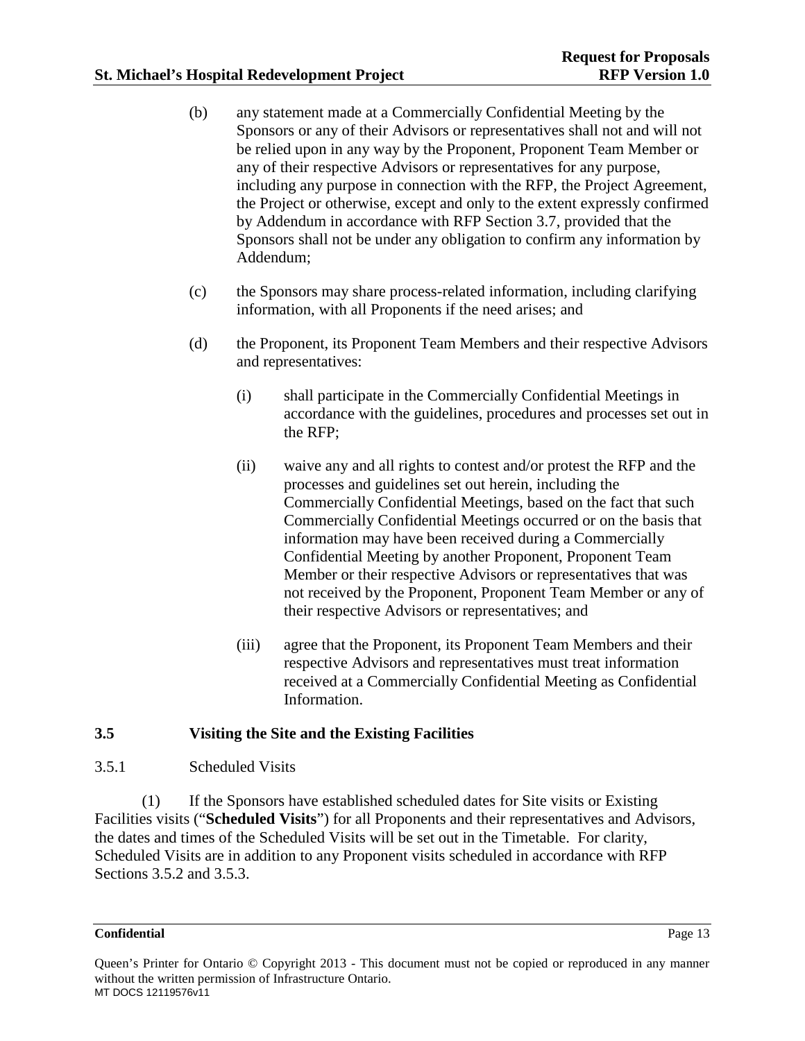(b) any statement made at a Commercially Confidential Meeting by the Sponsors or any of their Advisors or representatives shall not and will not be relied upon in any way by the Proponent, Proponent Team Member or any of their respective Advisors or representatives for any purpose, including any purpose in connection with the RFP, the Project Agreement, the Project or otherwise, except and only to the extent expressly confirmed by Addendum in accordance with RFP Section 3.7, provided that the Sponsors shall not be under any obligation to confirm any information by Addendum;

(c) the Sponsors may share process-related information, including clarifying information, with all Proponents if the need arises; and

(d) the Proponent, its Proponent Team Members and their respective Advisors and representatives:

(i) shall participate in the Commercially Confidential Meetings in accordance with the guidelines, procedures and processes set out in the RFP;

(ii) waive any and all rights to contest and/or protest the RFP and the processes and guidelines set out herein, including the Commercially Confidential Meetings, based on the fact that such Commercially Confidential Meetings occurred or on the basis that information may have been received during a Commercially Confidential Meeting by another Proponent, Proponent Team Member or their respective Advisors or representatives that was not received by the Proponent, Proponent Team Member or any of their respective Advisors or representatives; and

(iii) agree that the Proponent, its Proponent Team Members and their respective Advisors and representatives must treat information received at a Commercially Confidential Meeting as Confidential Information.

## 3.5 Visiting the Site and the Existing Facilities

3.5.1 Scheduled Visits

(1) If the Sponsors have established scheduled dates for Site visits or Existing Facilities visits ("**Scheduled Visits**") for all Proponents and their representatives and Advisors, the dates and times of the Scheduled Visits will be set out in the Timetable. For clarity, Scheduled Visits are in addition to any Proponent visits scheduled in accordance with RFP Sections 3.5.2 and 3.5.3.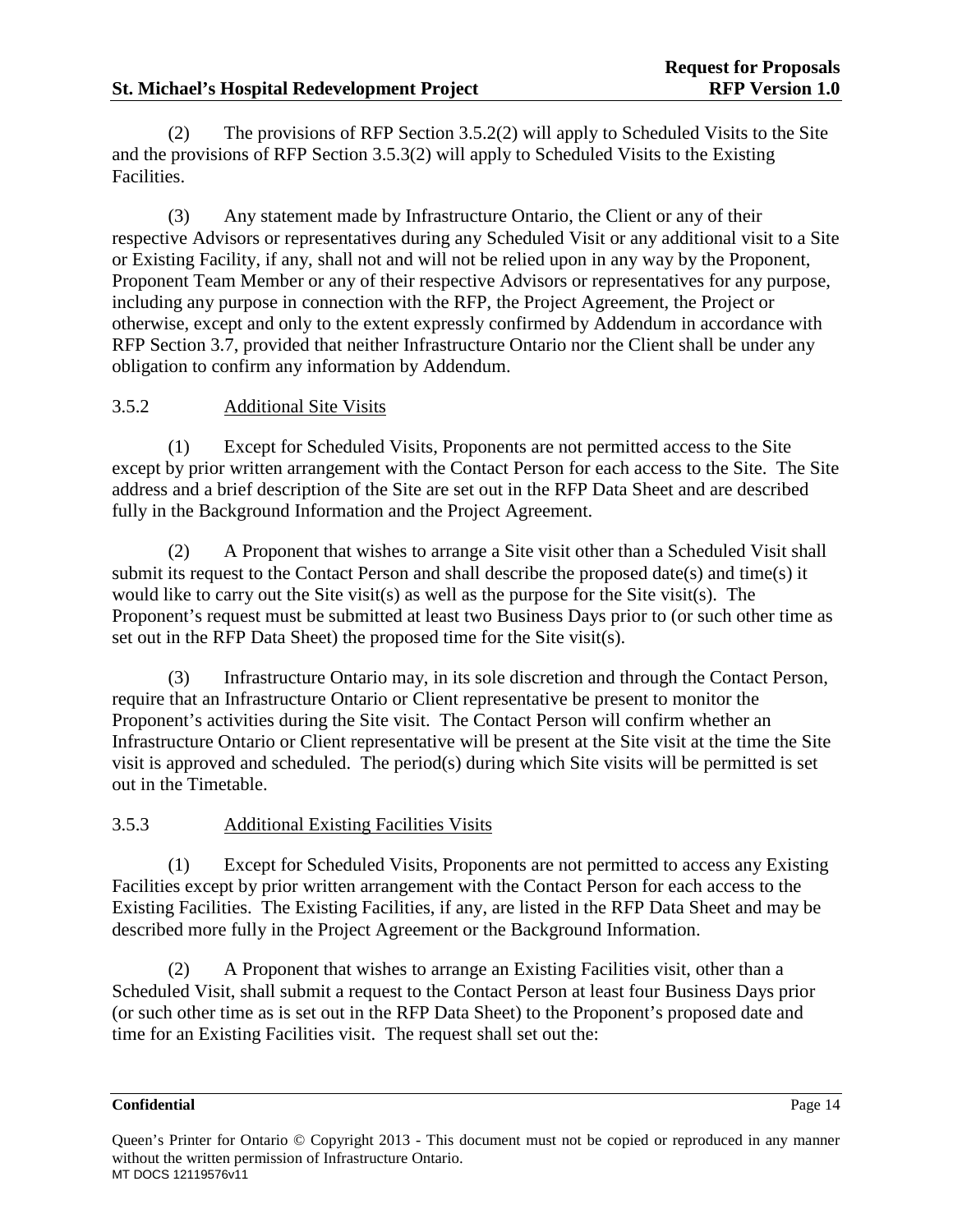(2) The provisions of RFP Section 3.5.2(2) will apply to Scheduled Visits to the Site and the provisions of RFP Section 3.5.3(2) will apply to Scheduled Visits to the Existing Facilities.

(3) Any statement made by Infrastructure Ontario, the Client or any of their respective Advisors or representatives during any Scheduled Visit or any additional visit to a Site or Existing Facility, if any, shall not and will not be relied upon in any way by the Proponent, Proponent Team Member or any of their respective Advisors or representatives for any purpose, including any purpose in connection with the RFP, the Project Agreement, the Project or otherwise, except and only to the extent expressly confirmed by Addendum in accordance with RFP Section 3.7, provided that neither Infrastructure Ontario nor the Client shall be under any obligation to confirm any information by Addendum.

3.5.2 Additional Site Visits

(1) Except for Scheduled Visits, Proponents are not permitted access to the Site except by prior written arrangement with the Contact Person for each access to the Site. The Site address and a brief description of the Site are set out in the RFP Data Sheet and are described fully in the Background Information and the Project Agreement.

(2) A Proponent that wishes to arrange a Site visit other than a Scheduled Visit shall submit its request to the Contact Person and shall describe the proposed date(s) and time(s) it would like to carry out the Site visit(s) as well as the purpose for the Site visit(s). The Proponent's request must be submitted at least two Business Days prior to (or such other time as set out in the RFP Data Sheet) the proposed time for the Site visit(s).

(3) Infrastructure Ontario may, in its sole discretion and through the Contact Person, require that an Infrastructure Ontario or Client representative be present to monitor the Proponent's activities during the Site visit. The Contact Person will confirm whether an Infrastructure Ontario or Client representative will be present at the Site visit at the time the Site visit is approved and scheduled. The period(s) during which Site visits will be permitted is set out in the Timetable.

3.5.3 Additional Existing Facilities Visits

(1) Except for Scheduled Visits, Proponents are not permitted to access any Existing Facilities except by prior written arrangement with the Contact Person for each access to the Existing Facilities. The Existing Facilities, if any, are listed in the RFP Data Sheet and may be described more fully in the Project Agreement or the Background Information.

(2) A Proponent that wishes to arrange an Existing Facilities visit, other than a Scheduled Visit, shall submit a request to the Contact Person at least four Business Days prior (or such other time as is set out in the RFP Data Sheet) to the Proponent's proposed date and time for an Existing Facilities visit. The request shall set out the: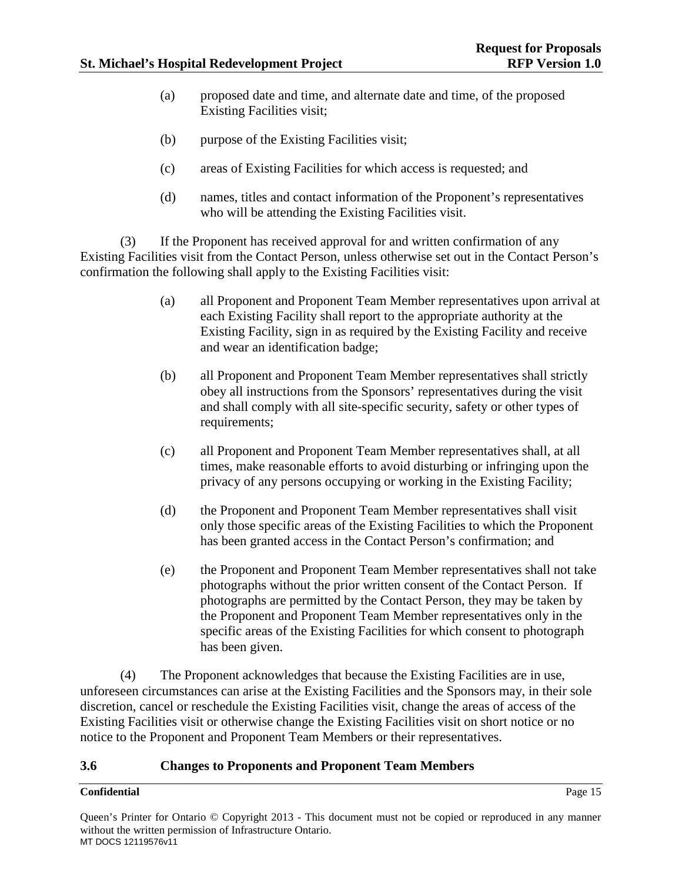(a) proposed date and time, and alternate date and time, of the proposed Existing Facilities visit;

(b) purpose of the Existing Facilities visit;

(c) areas of Existing Facilities for which access is requested; and

(d) names, titles and contact information of the Proponent's representatives who will be attending the Existing Facilities visit.

(3) If the Proponent has received approval for and written confirmation of any Existing Facilities visit from the Contact Person, unless otherwise set out in the Contact Person's confirmation the following shall apply to the Existing Facilities visit:

(a) all Proponent and Proponent Team Member representatives upon arrival at each Existing Facility shall report to the appropriate authority at the Existing Facility, sign in as required by the Existing Facility and receive and wear an identification badge;

(b) all Proponent and Proponent Team Member representatives shall strictly obey all instructions from the Sponsors' representatives during the visit and shall comply with all site-specific security, safety or other types of requirements;

(c) all Proponent and Proponent Team Member representatives shall, at all times, make reasonable efforts to avoid disturbing or infringing upon the privacy of any persons occupying or working in the Existing Facility;

(d) the Proponent and Proponent Team Member representatives shall visit only those specific areas of the Existing Facilities to which the Proponent has been granted access in the Contact Person's confirmation; and

(e) the Proponent and Proponent Team Member representatives shall not take photographs without the prior written consent of the Contact Person. If photographs are permitted by the Contact Person, they may be taken by the Proponent and Proponent Team Member representatives only in the specific areas of the Existing Facilities for which consent to photograph has been given.

(4) The Proponent acknowledges that because the Existing Facilities are in use, unforeseen circumstances can arise at the Existing Facilities and the Sponsors may, in their sole discretion, cancel or reschedule the Existing Facilities visit, change the areas of access of the Existing Facilities visit or otherwise change the Existing Facilities visit on short notice or no notice to the Proponent and Proponent Team Members or their representatives.

### 3.6 Changes to Proponents and Proponent Team Members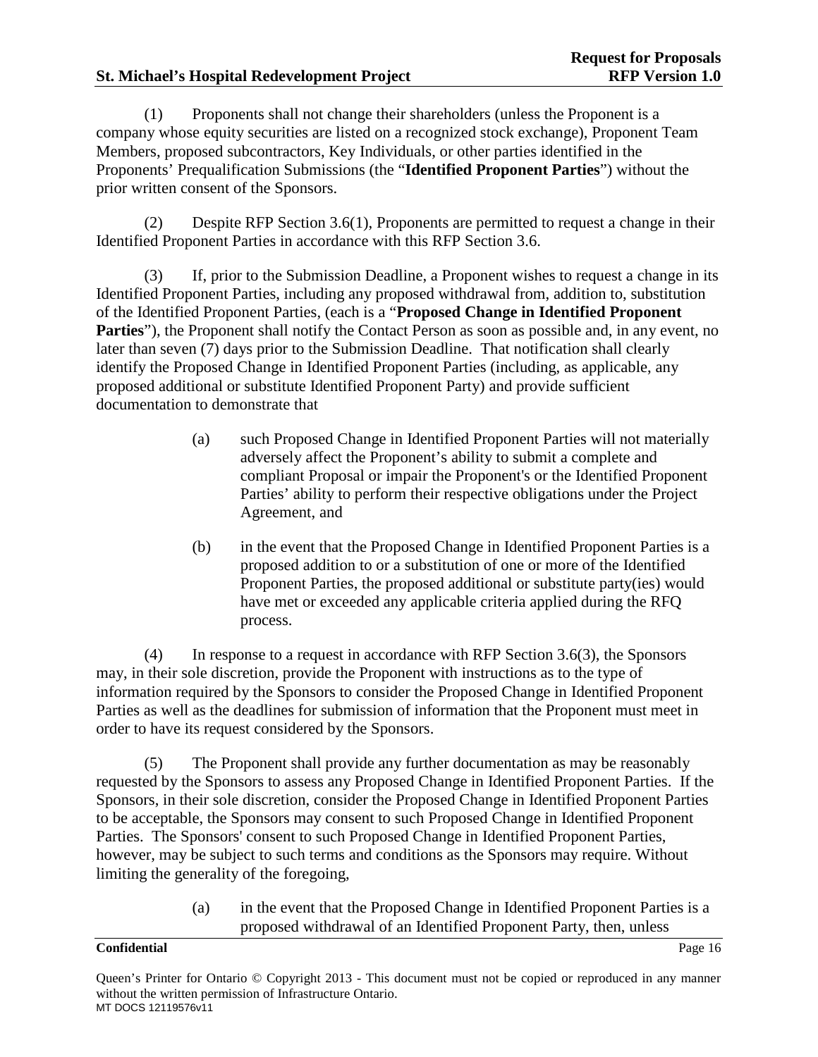(1) Proponents shall not change their shareholders (unless the Proponent is a company whose equity securities are listed on a recognized stock exchange), Proponent Team Members, proposed subcontractors, Key Individuals, or other parties identified in the Proponents' Prequalification Submissions (the "**Identified Proponent Parties**") without the prior written consent of the Sponsors.

(2) Despite RFP Section 3.6(1), Proponents are permitted to request a change in their Identified Proponent Parties in accordance with this RFP Section 3.6.

(3) If, prior to the Submission Deadline, a Proponent wishes to request a change in its Identified Proponent Parties, including any proposed withdrawal from, addition to, substitution of the Identified Proponent Parties, (each is a "**Proposed Change in Identified Proponent Parties**"), the Proponent shall notify the Contact Person as soon as possible and, in any event, no later than seven (7) days prior to the Submission Deadline. That notification shall clearly identify the Proposed Change in Identified Proponent Parties (including, as applicable, any proposed additional or substitute Identified Proponent Party) and provide sufficient documentation to demonstrate that

> (a) such Proposed Change in Identified Proponent Parties will not materially adversely affect the Proponent's ability to submit a complete and compliant Proposal or impair the Proponent's or the Identified Proponent Parties' ability to perform their respective obligations under the Project Agreement, and
>
> (b) in the event that the Proposed Change in Identified Proponent Parties is a proposed addition to or a substitution of one or more of the Identified Proponent Parties, the proposed additional or substitute party(ies) would have met or exceeded any applicable criteria applied during the RFQ process.

(4) In response to a request in accordance with RFP Section 3.6(3), the Sponsors may, in their sole discretion, provide the Proponent with instructions as to the type of information required by the Sponsors to consider the Proposed Change in Identified Proponent Parties as well as the deadlines for submission of information that the Proponent must meet in order to have its request considered by the Sponsors.

(5) The Proponent shall provide any further documentation as may be reasonably requested by the Sponsors to assess any Proposed Change in Identified Proponent Parties. If the Sponsors, in their sole discretion, consider the Proposed Change in Identified Proponent Parties to be acceptable, the Sponsors may consent to such Proposed Change in Identified Proponent Parties. The Sponsors' consent to such Proposed Change in Identified Proponent Parties, however, may be subject to such terms and conditions as the Sponsors may require. Without limiting the generality of the foregoing,

> (a) in the event that the Proposed Change in Identified Proponent Parties is a proposed withdrawal of an Identified Proponent Party, then, unless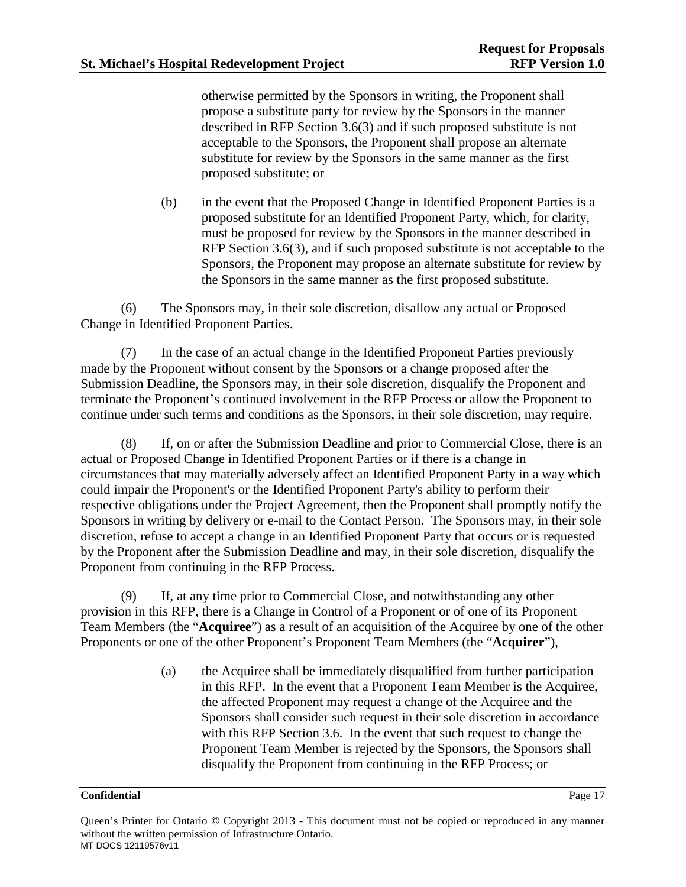otherwise permitted by the Sponsors in writing, the Proponent shall propose a substitute party for review by the Sponsors in the manner described in RFP Section 3.6(3) and if such proposed substitute is not acceptable to the Sponsors, the Proponent shall propose an alternate substitute for review by the Sponsors in the same manner as the first proposed substitute; or

(b) in the event that the Proposed Change in Identified Proponent Parties is a proposed substitute for an Identified Proponent Party, which, for clarity, must be proposed for review by the Sponsors in the manner described in RFP Section 3.6(3), and if such proposed substitute is not acceptable to the Sponsors, the Proponent may propose an alternate substitute for review by the Sponsors in the same manner as the first proposed substitute.

(6) The Sponsors may, in their sole discretion, disallow any actual or Proposed Change in Identified Proponent Parties.

(7) In the case of an actual change in the Identified Proponent Parties previously made by the Proponent without consent by the Sponsors or a change proposed after the Submission Deadline, the Sponsors may, in their sole discretion, disqualify the Proponent and terminate the Proponent's continued involvement in the RFP Process or allow the Proponent to continue under such terms and conditions as the Sponsors, in their sole discretion, may require.

(8) If, on or after the Submission Deadline and prior to Commercial Close, there is an actual or Proposed Change in Identified Proponent Parties or if there is a change in circumstances that may materially adversely affect an Identified Proponent Party in a way which could impair the Proponent's or the Identified Proponent Party's ability to perform their respective obligations under the Project Agreement, then the Proponent shall promptly notify the Sponsors in writing by delivery or e-mail to the Contact Person. The Sponsors may, in their sole discretion, refuse to accept a change in an Identified Proponent Party that occurs or is requested by the Proponent after the Submission Deadline and may, in their sole discretion, disqualify the Proponent from continuing in the RFP Process.

(9) If, at any time prior to Commercial Close, and notwithstanding any other provision in this RFP, there is a Change in Control of a Proponent or of one of its Proponent Team Members (the "**Acquiree**") as a result of an acquisition of the Acquiree by one of the other Proponents or one of the other Proponent's Proponent Team Members (the "**Acquirer**"),

(a) the Acquiree shall be immediately disqualified from further participation in this RFP. In the event that a Proponent Team Member is the Acquiree, the affected Proponent may request a change of the Acquiree and the Sponsors shall consider such request in their sole discretion in accordance with this RFP Section 3.6. In the event that such request to change the Proponent Team Member is rejected by the Sponsors, the Sponsors shall disqualify the Proponent from continuing in the RFP Process; or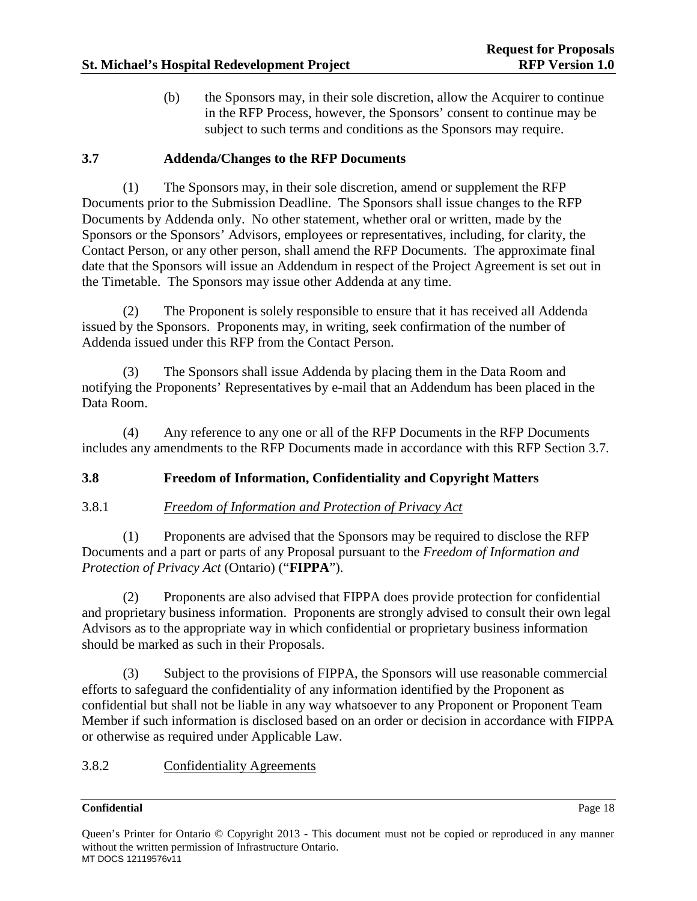(b) the Sponsors may, in their sole discretion, allow the Acquirer to continue in the RFP Process, however, the Sponsors' consent to continue may be subject to such terms and conditions as the Sponsors may require.

### 3.7 Addenda/Changes to the RFP Documents

(1) The Sponsors may, in their sole discretion, amend or supplement the RFP Documents prior to the Submission Deadline. The Sponsors shall issue changes to the RFP Documents by Addenda only. No other statement, whether oral or written, made by the Sponsors or the Sponsors' Advisors, employees or representatives, including, for clarity, the Contact Person, or any other person, shall amend the RFP Documents. The approximate final date that the Sponsors will issue an Addendum in respect of the Project Agreement is set out in the Timetable. The Sponsors may issue other Addenda at any time.

(2) The Proponent is solely responsible to ensure that it has received all Addenda issued by the Sponsors. Proponents may, in writing, seek confirmation of the number of Addenda issued under this RFP from the Contact Person.

(3) The Sponsors shall issue Addenda by placing them in the Data Room and notifying the Proponents' Representatives by e-mail that an Addendum has been placed in the Data Room.

(4) Any reference to any one or all of the RFP Documents in the RFP Documents includes any amendments to the RFP Documents made in accordance with this RFP Section 3.7.

### 3.8 Freedom of Information, Confidentiality and Copyright Matters

3.8.1 *Freedom of Information and Protection of Privacy Act*

(1) Proponents are advised that the Sponsors may be required to disclose the RFP Documents and a part or parts of any Proposal pursuant to the *Freedom of Information and Protection of Privacy Act* (Ontario) ("**FIPPA**").

(2) Proponents are also advised that FIPPA does provide protection for confidential and proprietary business information. Proponents are strongly advised to consult their own legal Advisors as to the appropriate way in which confidential or proprietary business information should be marked as such in their Proposals.

(3) Subject to the provisions of FIPPA, the Sponsors will use reasonable commercial efforts to safeguard the confidentiality of any information identified by the Proponent as confidential but shall not be liable in any way whatsoever to any Proponent or Proponent Team Member if such information is disclosed based on an order or decision in accordance with FIPPA or otherwise as required under Applicable Law.

3.8.2 Confidentiality Agreements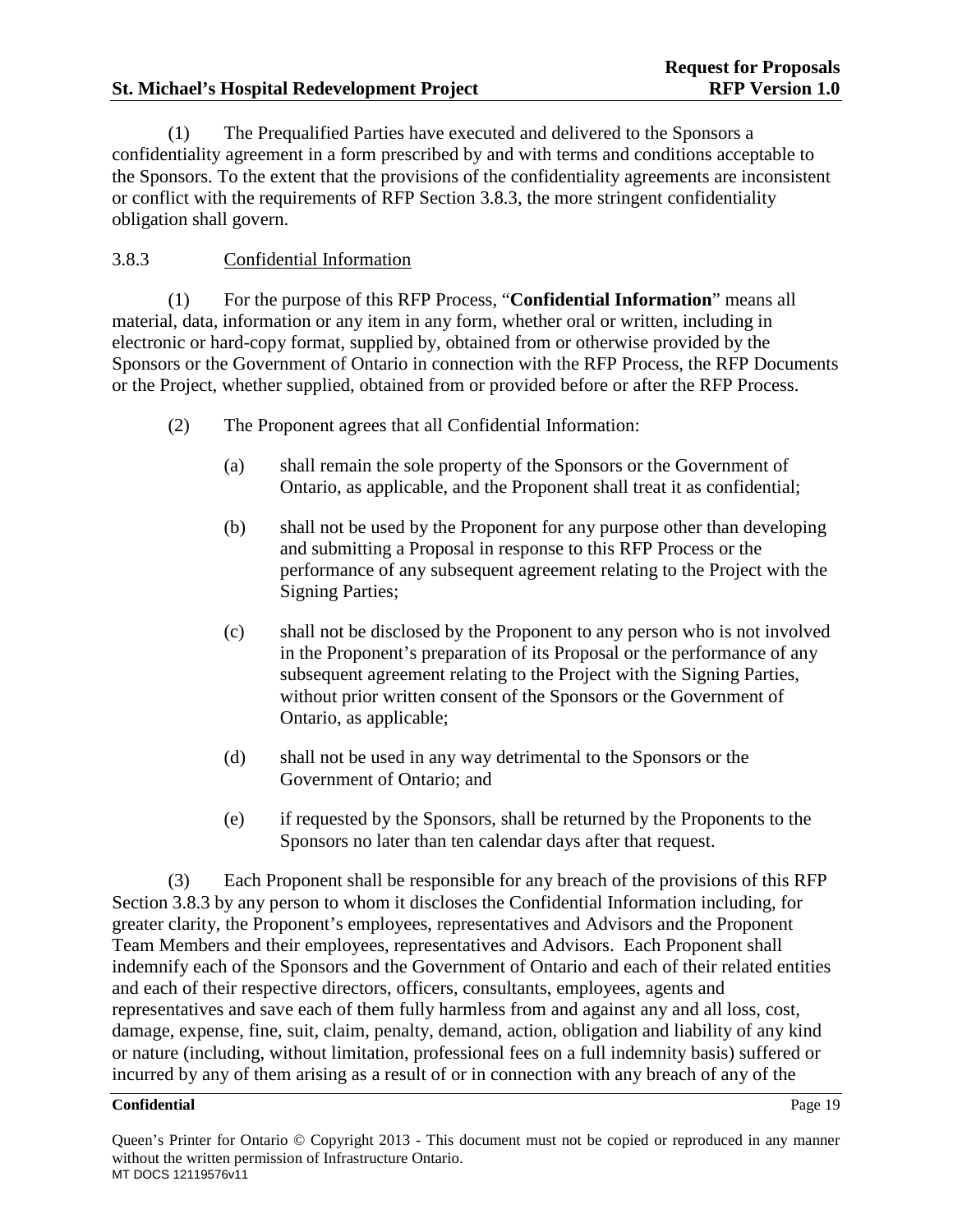(1) The Prequalified Parties have executed and delivered to the Sponsors a confidentiality agreement in a form prescribed by and with terms and conditions acceptable to the Sponsors. To the extent that the provisions of the confidentiality agreements are inconsistent or conflict with the requirements of RFP Section 3.8.3, the more stringent confidentiality obligation shall govern.

### 3.8.3 Confidential Information

(1) For the purpose of this RFP Process, "**Confidential Information**" means all material, data, information or any item in any form, whether oral or written, including in electronic or hard-copy format, supplied by, obtained from or otherwise provided by the Sponsors or the Government of Ontario in connection with the RFP Process, the RFP Documents or the Project, whether supplied, obtained from or provided before or after the RFP Process.

(2) The Proponent agrees that all Confidential Information:

(a) shall remain the sole property of the Sponsors or the Government of Ontario, as applicable, and the Proponent shall treat it as confidential;

(b) shall not be used by the Proponent for any purpose other than developing and submitting a Proposal in response to this RFP Process or the performance of any subsequent agreement relating to the Project with the Signing Parties;

(c) shall not be disclosed by the Proponent to any person who is not involved in the Proponent's preparation of its Proposal or the performance of any subsequent agreement relating to the Project with the Signing Parties, without prior written consent of the Sponsors or the Government of Ontario, as applicable;

(d) shall not be used in any way detrimental to the Sponsors or the Government of Ontario; and

(e) if requested by the Sponsors, shall be returned by the Proponents to the Sponsors no later than ten calendar days after that request.

(3) Each Proponent shall be responsible for any breach of the provisions of this RFP Section 3.8.3 by any person to whom it discloses the Confidential Information including, for greater clarity, the Proponent's employees, representatives and Advisors and the Proponent Team Members and their employees, representatives and Advisors. Each Proponent shall indemnify each of the Sponsors and the Government of Ontario and each of their related entities and each of their respective directors, officers, consultants, employees, agents and representatives and save each of them fully harmless from and against any and all loss, cost, damage, expense, fine, suit, claim, penalty, demand, action, obligation and liability of any kind or nature (including, without limitation, professional fees on a full indemnity basis) suffered or incurred by any of them arising as a result of or in connection with any breach of any of the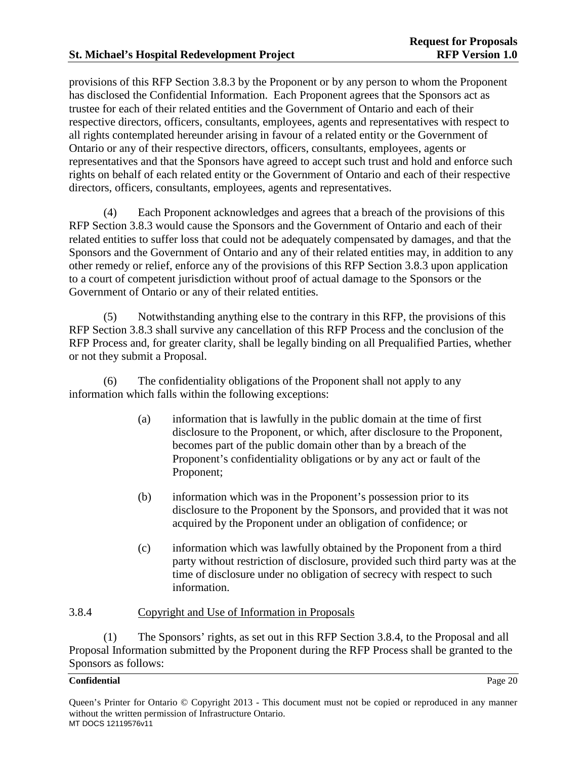provisions of this RFP Section 3.8.3 by the Proponent or by any person to whom the Proponent has disclosed the Confidential Information. Each Proponent agrees that the Sponsors act as trustee for each of their related entities and the Government of Ontario and each of their respective directors, officers, consultants, employees, agents and representatives with respect to all rights contemplated hereunder arising in favour of a related entity or the Government of Ontario or any of their respective directors, officers, consultants, employees, agents or representatives and that the Sponsors have agreed to accept such trust and hold and enforce such rights on behalf of each related entity or the Government of Ontario and each of their respective directors, officers, consultants, employees, agents and representatives.

(4) Each Proponent acknowledges and agrees that a breach of the provisions of this RFP Section 3.8.3 would cause the Sponsors and the Government of Ontario and each of their related entities to suffer loss that could not be adequately compensated by damages, and that the Sponsors and the Government of Ontario and any of their related entities may, in addition to any other remedy or relief, enforce any of the provisions of this RFP Section 3.8.3 upon application to a court of competent jurisdiction without proof of actual damage to the Sponsors or the Government of Ontario or any of their related entities.

(5) Notwithstanding anything else to the contrary in this RFP, the provisions of this RFP Section 3.8.3 shall survive any cancellation of this RFP Process and the conclusion of the RFP Process and, for greater clarity, shall be legally binding on all Prequalified Parties, whether or not they submit a Proposal.

(6) The confidentiality obligations of the Proponent shall not apply to any information which falls within the following exceptions:

(a) information that is lawfully in the public domain at the time of first disclosure to the Proponent, or which, after disclosure to the Proponent, becomes part of the public domain other than by a breach of the Proponent's confidentiality obligations or by any act or fault of the Proponent;

(b) information which was in the Proponent's possession prior to its disclosure to the Proponent by the Sponsors, and provided that it was not acquired by the Proponent under an obligation of confidence; or

(c) information which was lawfully obtained by the Proponent from a third party without restriction of disclosure, provided such third party was at the time of disclosure under no obligation of secrecy with respect to such information.

3.8.4 Copyright and Use of Information in Proposals

(1) The Sponsors' rights, as set out in this RFP Section 3.8.4, to the Proposal and all Proposal Information submitted by the Proponent during the RFP Process shall be granted to the Sponsors as follows: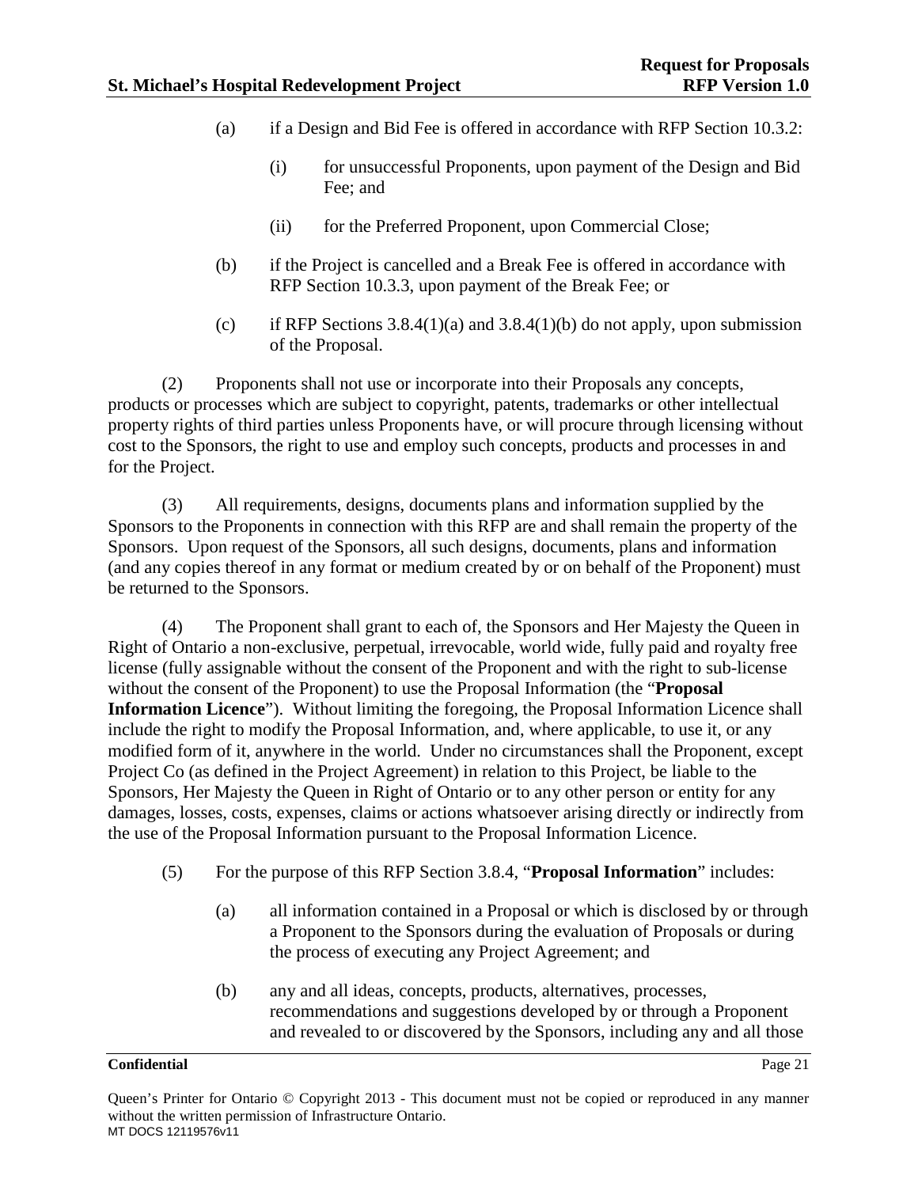(a) if a Design and Bid Fee is offered in accordance with RFP Section 10.3.2:

(i) for unsuccessful Proponents, upon payment of the Design and Bid Fee; and

(ii) for the Preferred Proponent, upon Commercial Close;

(b) if the Project is cancelled and a Break Fee is offered in accordance with RFP Section 10.3.3, upon payment of the Break Fee; or

(c) if RFP Sections 3.8.4(1)(a) and 3.8.4(1)(b) do not apply, upon submission of the Proposal.

(2) Proponents shall not use or incorporate into their Proposals any concepts, products or processes which are subject to copyright, patents, trademarks or other intellectual property rights of third parties unless Proponents have, or will procure through licensing without cost to the Sponsors, the right to use and employ such concepts, products and processes in and for the Project.

(3) All requirements, designs, documents plans and information supplied by the Sponsors to the Proponents in connection with this RFP are and shall remain the property of the Sponsors. Upon request of the Sponsors, all such designs, documents, plans and information (and any copies thereof in any format or medium created by or on behalf of the Proponent) must be returned to the Sponsors.

(4) The Proponent shall grant to each of, the Sponsors and Her Majesty the Queen in Right of Ontario a non-exclusive, perpetual, irrevocable, world wide, fully paid and royalty free license (fully assignable without the consent of the Proponent and with the right to sub-license without the consent of the Proponent) to use the Proposal Information (the "**Proposal Information Licence**"). Without limiting the foregoing, the Proposal Information Licence shall include the right to modify the Proposal Information, and, where applicable, to use it, or any modified form of it, anywhere in the world. Under no circumstances shall the Proponent, except Project Co (as defined in the Project Agreement) in relation to this Project, be liable to the Sponsors, Her Majesty the Queen in Right of Ontario or to any other person or entity for any damages, losses, costs, expenses, claims or actions whatsoever arising directly or indirectly from the use of the Proposal Information pursuant to the Proposal Information Licence.

(5) For the purpose of this RFP Section 3.8.4, "**Proposal Information**" includes:

(a) all information contained in a Proposal or which is disclosed by or through a Proponent to the Sponsors during the evaluation of Proposals or during the process of executing any Project Agreement; and

(b) any and all ideas, concepts, products, alternatives, processes, recommendations and suggestions developed by or through a Proponent and revealed to or discovered by the Sponsors, including any and all those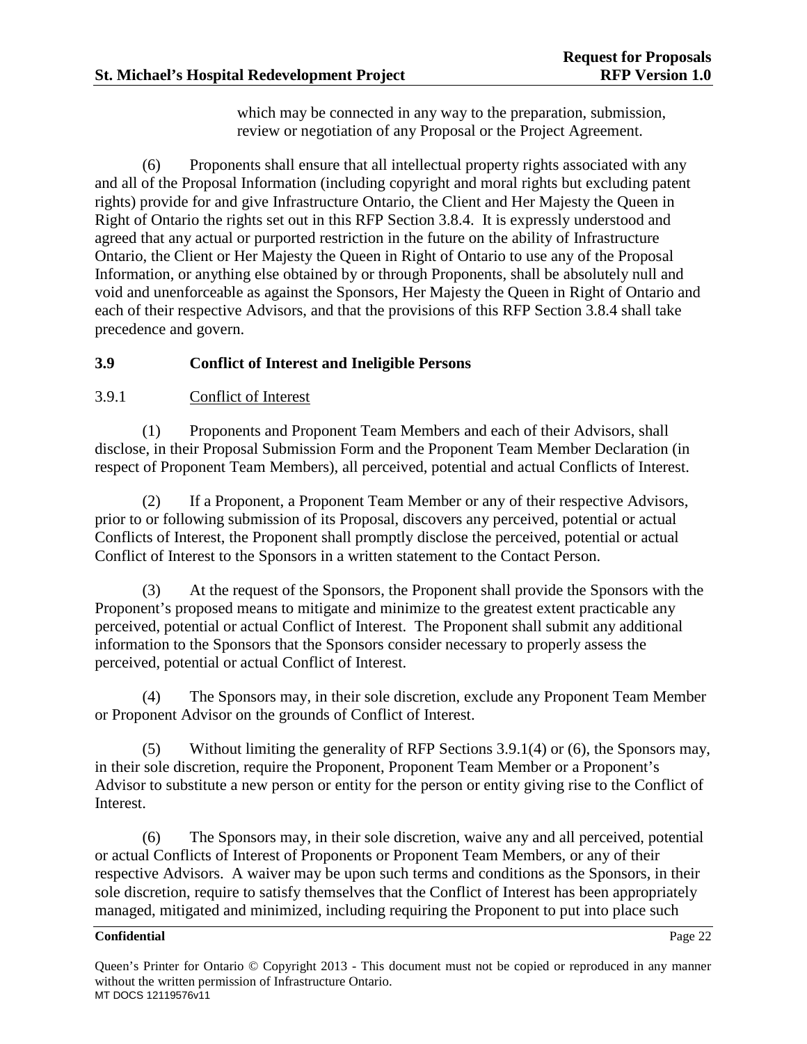which may be connected in any way to the preparation, submission, review or negotiation of any Proposal or the Project Agreement.

(6) Proponents shall ensure that all intellectual property rights associated with any and all of the Proposal Information (including copyright and moral rights but excluding patent rights) provide for and give Infrastructure Ontario, the Client and Her Majesty the Queen in Right of Ontario the rights set out in this RFP Section 3.8.4. It is expressly understood and agreed that any actual or purported restriction in the future on the ability of Infrastructure Ontario, the Client or Her Majesty the Queen in Right of Ontario to use any of the Proposal Information, or anything else obtained by or through Proponents, shall be absolutely null and void and unenforceable as against the Sponsors, Her Majesty the Queen in Right of Ontario and each of their respective Advisors, and that the provisions of this RFP Section 3.8.4 shall take precedence and govern.

## 3.9 Conflict of Interest and Ineligible Persons

### 3.9.1 Conflict of Interest

(1) Proponents and Proponent Team Members and each of their Advisors, shall disclose, in their Proposal Submission Form and the Proponent Team Member Declaration (in respect of Proponent Team Members), all perceived, potential and actual Conflicts of Interest.

(2) If a Proponent, a Proponent Team Member or any of their respective Advisors, prior to or following submission of its Proposal, discovers any perceived, potential or actual Conflicts of Interest, the Proponent shall promptly disclose the perceived, potential or actual Conflict of Interest to the Sponsors in a written statement to the Contact Person.

(3) At the request of the Sponsors, the Proponent shall provide the Sponsors with the Proponent's proposed means to mitigate and minimize to the greatest extent practicable any perceived, potential or actual Conflict of Interest. The Proponent shall submit any additional information to the Sponsors that the Sponsors consider necessary to properly assess the perceived, potential or actual Conflict of Interest.

(4) The Sponsors may, in their sole discretion, exclude any Proponent Team Member or Proponent Advisor on the grounds of Conflict of Interest.

(5) Without limiting the generality of RFP Sections 3.9.1(4) or (6), the Sponsors may, in their sole discretion, require the Proponent, Proponent Team Member or a Proponent's Advisor to substitute a new person or entity for the person or entity giving rise to the Conflict of Interest.

(6) The Sponsors may, in their sole discretion, waive any and all perceived, potential or actual Conflicts of Interest of Proponents or Proponent Team Members, or any of their respective Advisors. A waiver may be upon such terms and conditions as the Sponsors, in their sole discretion, require to satisfy themselves that the Conflict of Interest has been appropriately managed, mitigated and minimized, including requiring the Proponent to put into place such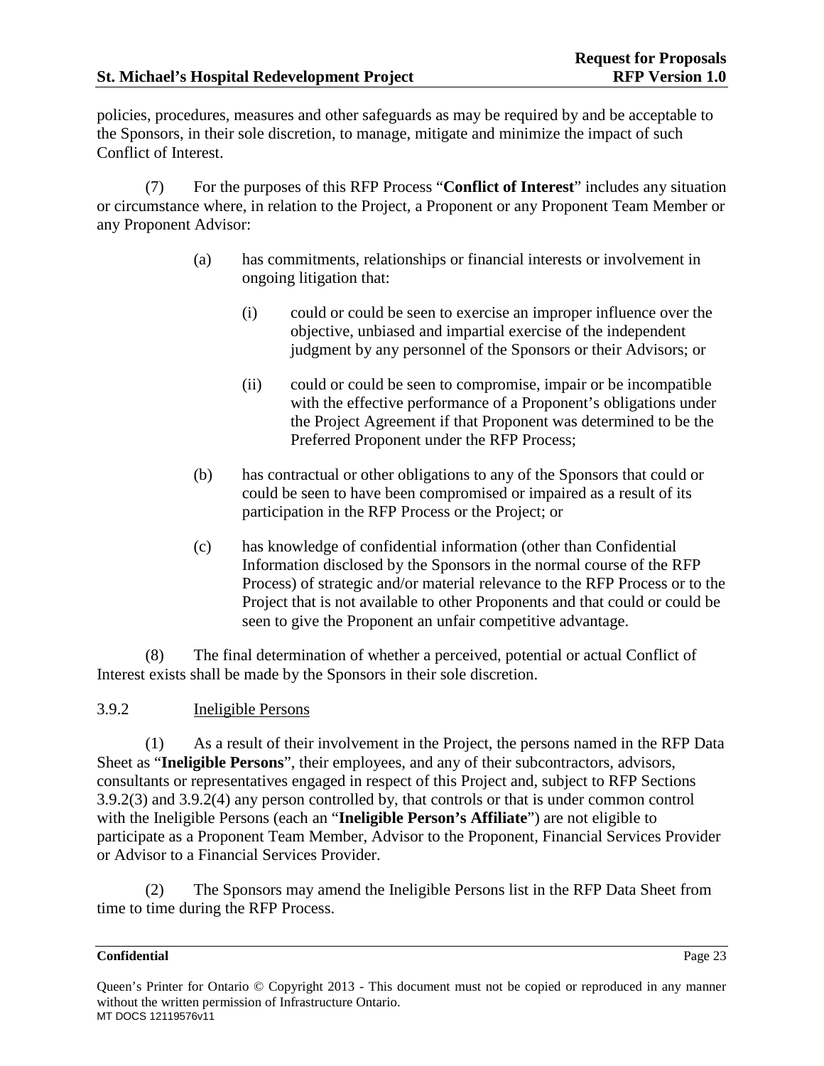policies, procedures, measures and other safeguards as may be required by and be acceptable to the Sponsors, in their sole discretion, to manage, mitigate and minimize the impact of such Conflict of Interest.

(7) For the purposes of this RFP Process "**Conflict of Interest**" includes any situation or circumstance where, in relation to the Project, a Proponent or any Proponent Team Member or any Proponent Advisor:

(a) has commitments, relationships or financial interests or involvement in ongoing litigation that:

(i) could or could be seen to exercise an improper influence over the objective, unbiased and impartial exercise of the independent judgment by any personnel of the Sponsors or their Advisors; or

(ii) could or could be seen to compromise, impair or be incompatible with the effective performance of a Proponent's obligations under the Project Agreement if that Proponent was determined to be the Preferred Proponent under the RFP Process;

(b) has contractual or other obligations to any of the Sponsors that could or could be seen to have been compromised or impaired as a result of its participation in the RFP Process or the Project; or

(c) has knowledge of confidential information (other than Confidential Information disclosed by the Sponsors in the normal course of the RFP Process) of strategic and/or material relevance to the RFP Process or to the Project that is not available to other Proponents and that could or could be seen to give the Proponent an unfair competitive advantage.

(8) The final determination of whether a perceived, potential or actual Conflict of Interest exists shall be made by the Sponsors in their sole discretion.

3.9.2 Ineligible Persons

(1) As a result of their involvement in the Project, the persons named in the RFP Data Sheet as "**Ineligible Persons**", their employees, and any of their subcontractors, advisors, consultants or representatives engaged in respect of this Project and, subject to RFP Sections 3.9.2(3) and 3.9.2(4) any person controlled by, that controls or that is under common control with the Ineligible Persons (each an "**Ineligible Person's Affiliate**") are not eligible to participate as a Proponent Team Member, Advisor to the Proponent, Financial Services Provider or Advisor to a Financial Services Provider.

(2) The Sponsors may amend the Ineligible Persons list in the RFP Data Sheet from time to time during the RFP Process.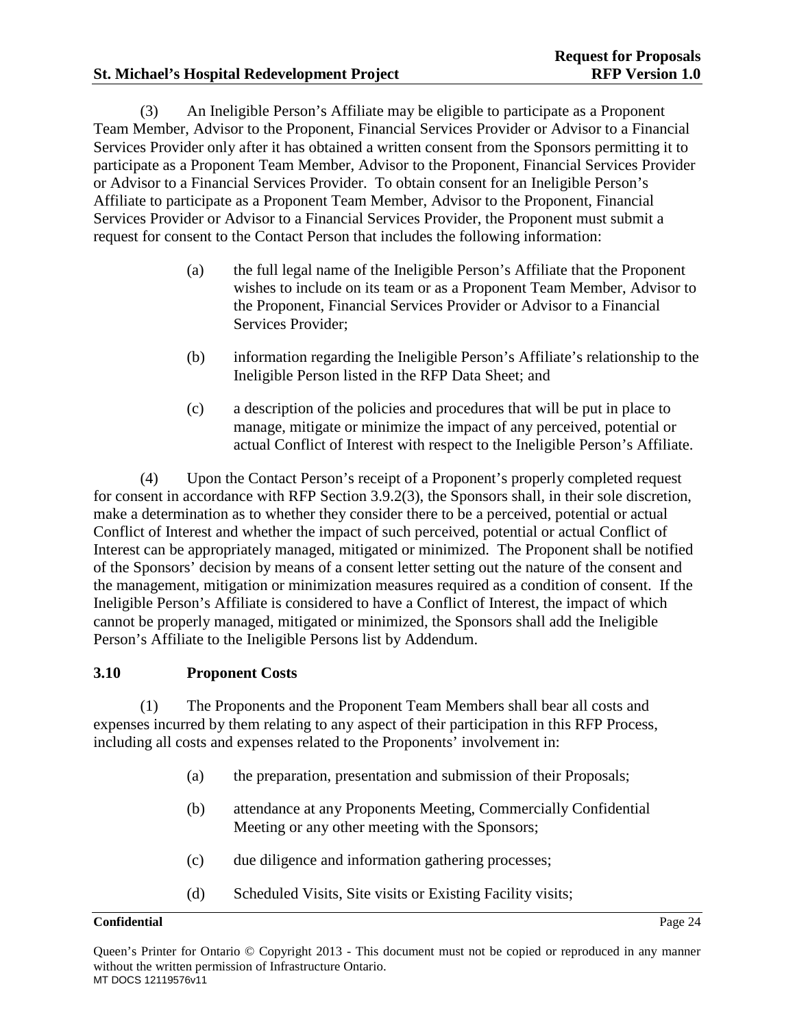(3) An Ineligible Person's Affiliate may be eligible to participate as a Proponent Team Member, Advisor to the Proponent, Financial Services Provider or Advisor to a Financial Services Provider only after it has obtained a written consent from the Sponsors permitting it to participate as a Proponent Team Member, Advisor to the Proponent, Financial Services Provider or Advisor to a Financial Services Provider. To obtain consent for an Ineligible Person's Affiliate to participate as a Proponent Team Member, Advisor to the Proponent, Financial Services Provider or Advisor to a Financial Services Provider, the Proponent must submit a request for consent to the Contact Person that includes the following information:

(a) the full legal name of the Ineligible Person's Affiliate that the Proponent wishes to include on its team or as a Proponent Team Member, Advisor to the Proponent, Financial Services Provider or Advisor to a Financial Services Provider;

(b) information regarding the Ineligible Person's Affiliate's relationship to the Ineligible Person listed in the RFP Data Sheet; and

(c) a description of the policies and procedures that will be put in place to manage, mitigate or minimize the impact of any perceived, potential or actual Conflict of Interest with respect to the Ineligible Person's Affiliate.

(4) Upon the Contact Person's receipt of a Proponent's properly completed request for consent in accordance with RFP Section 3.9.2(3), the Sponsors shall, in their sole discretion, make a determination as to whether they consider there to be a perceived, potential or actual Conflict of Interest and whether the impact of such perceived, potential or actual Conflict of Interest can be appropriately managed, mitigated or minimized. The Proponent shall be notified of the Sponsors' decision by means of a consent letter setting out the nature of the consent and the management, mitigation or minimization measures required as a condition of consent. If the Ineligible Person's Affiliate is considered to have a Conflict of Interest, the impact of which cannot be properly managed, mitigated or minimized, the Sponsors shall add the Ineligible Person's Affiliate to the Ineligible Persons list by Addendum.

### 3.10 Proponent Costs

(1) The Proponents and the Proponent Team Members shall bear all costs and expenses incurred by them relating to any aspect of their participation in this RFP Process, including all costs and expenses related to the Proponents' involvement in:

(a) the preparation, presentation and submission of their Proposals;

(b) attendance at any Proponents Meeting, Commercially Confidential Meeting or any other meeting with the Sponsors;

(c) due diligence and information gathering processes;

(d) Scheduled Visits, Site visits or Existing Facility visits;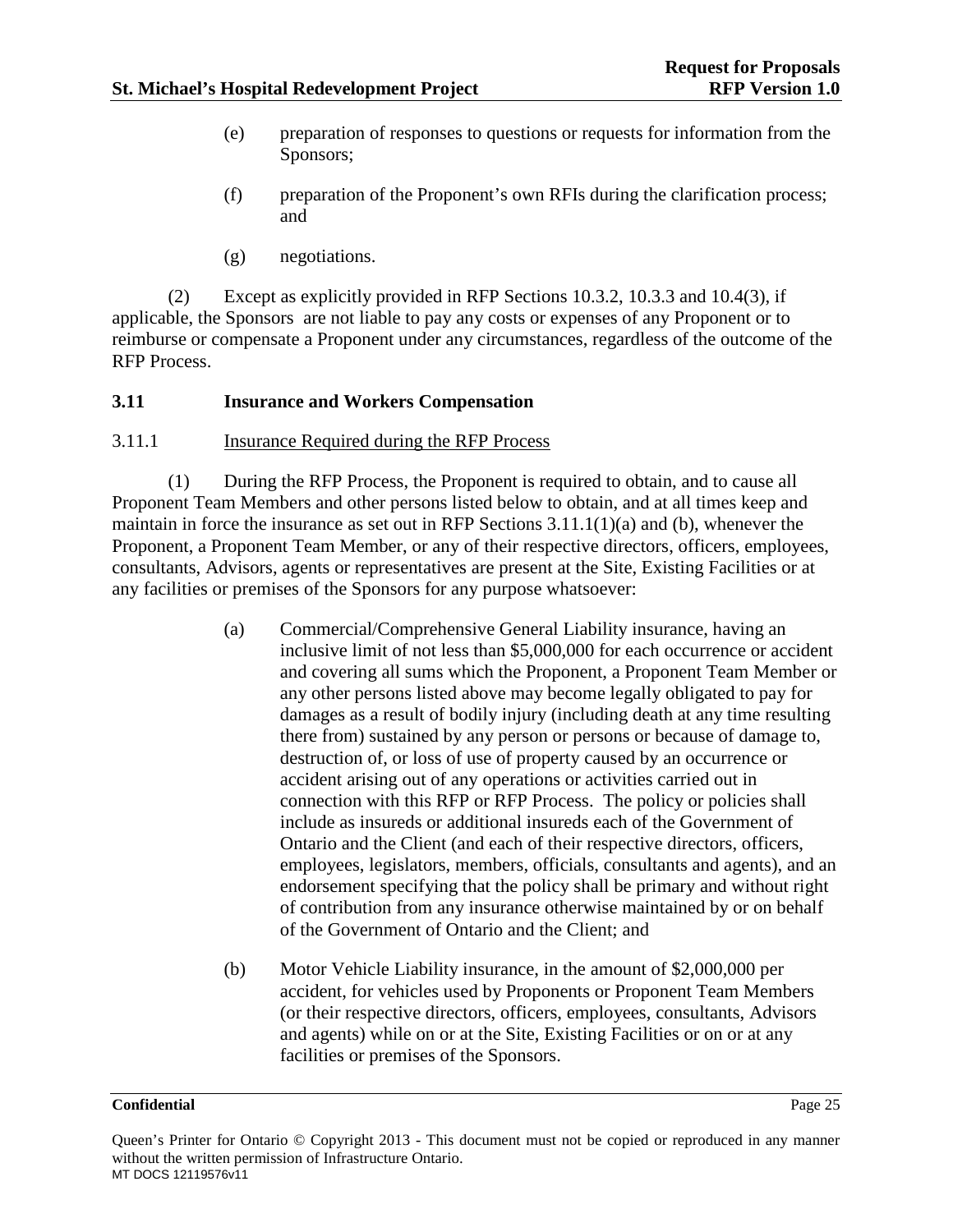(e) preparation of responses to questions or requests for information from the Sponsors;

(f) preparation of the Proponent's own RFIs during the clarification process; and

(g) negotiations.

(2) Except as explicitly provided in RFP Sections 10.3.2, 10.3.3 and 10.4(3), if applicable, the Sponsors are not liable to pay any costs or expenses of any Proponent or to reimburse or compensate a Proponent under any circumstances, regardless of the outcome of the RFP Process.

### 3.11 Insurance and Workers Compensation

#### 3.11.1 Insurance Required during the RFP Process

(1) During the RFP Process, the Proponent is required to obtain, and to cause all Proponent Team Members and other persons listed below to obtain, and at all times keep and maintain in force the insurance as set out in RFP Sections 3.11.1(1)(a) and (b), whenever the Proponent, a Proponent Team Member, or any of their respective directors, officers, employees, consultants, Advisors, agents or representatives are present at the Site, Existing Facilities or at any facilities or premises of the Sponsors for any purpose whatsoever:

(a) Commercial/Comprehensive General Liability insurance, having an inclusive limit of not less than $5,000,000 for each occurrence or accident and covering all sums which the Proponent, a Proponent Team Member or any other persons listed above may become legally obligated to pay for damages as a result of bodily injury (including death at any time resulting there from) sustained by any person or persons or because of damage to, destruction of, or loss of use of property caused by an occurrence or accident arising out of any operations or activities carried out in connection with this RFP or RFP Process. The policy or policies shall include as insureds or additional insureds each of the Government of Ontario and the Client (and each of their respective directors, officers, employees, legislators, members, officials, consultants and agents), and an endorsement specifying that the policy shall be primary and without right of contribution from any insurance otherwise maintained by or on behalf of the Government of Ontario and the Client; and

(b) Motor Vehicle Liability insurance, in the amount of $2,000,000 per accident, for vehicles used by Proponents or Proponent Team Members (or their respective directors, officers, employees, consultants, Advisors and agents) while on or at the Site, Existing Facilities or on or at any facilities or premises of the Sponsors.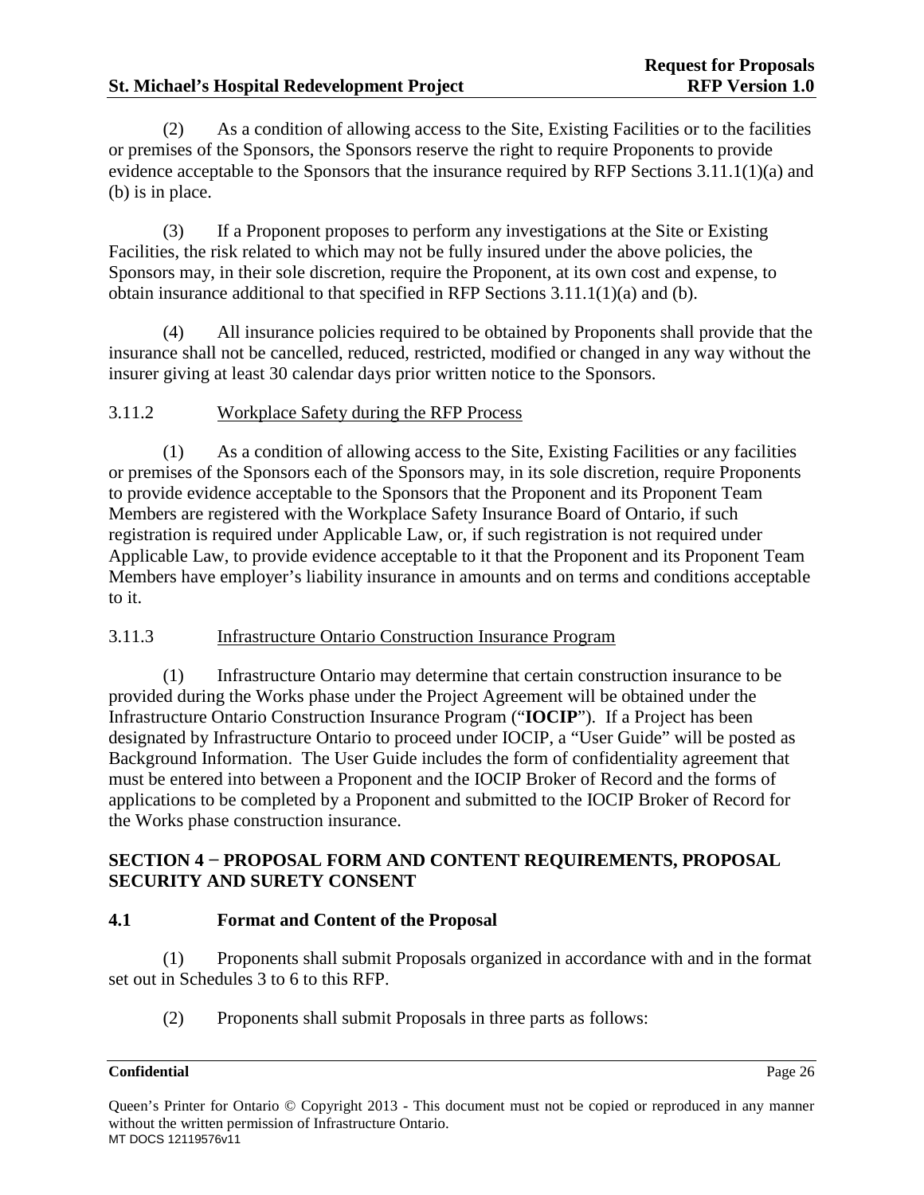(2) As a condition of allowing access to the Site, Existing Facilities or to the facilities or premises of the Sponsors, the Sponsors reserve the right to require Proponents to provide evidence acceptable to the Sponsors that the insurance required by RFP Sections 3.11.1(1)(a) and (b) is in place.

(3) If a Proponent proposes to perform any investigations at the Site or Existing Facilities, the risk related to which may not be fully insured under the above policies, the Sponsors may, in their sole discretion, require the Proponent, at its own cost and expense, to obtain insurance additional to that specified in RFP Sections 3.11.1(1)(a) and (b).

(4) All insurance policies required to be obtained by Proponents shall provide that the insurance shall not be cancelled, reduced, restricted, modified or changed in any way without the insurer giving at least 30 calendar days prior written notice to the Sponsors.

3.11.2 Workplace Safety during the RFP Process

(1) As a condition of allowing access to the Site, Existing Facilities or any facilities or premises of the Sponsors each of the Sponsors may, in its sole discretion, require Proponents to provide evidence acceptable to the Sponsors that the Proponent and its Proponent Team Members are registered with the Workplace Safety Insurance Board of Ontario, if such registration is required under Applicable Law, or, if such registration is not required under Applicable Law, to provide evidence acceptable to it that the Proponent and its Proponent Team Members have employer's liability insurance in amounts and on terms and conditions acceptable to it.

3.11.3 Infrastructure Ontario Construction Insurance Program

(1) Infrastructure Ontario may determine that certain construction insurance to be provided during the Works phase under the Project Agreement will be obtained under the Infrastructure Ontario Construction Insurance Program ("**IOCIP**"). If a Project has been designated by Infrastructure Ontario to proceed under IOCIP, a "User Guide" will be posted as Background Information. The User Guide includes the form of confidentiality agreement that must be entered into between a Proponent and the IOCIP Broker of Record and the forms of applications to be completed by a Proponent and submitted to the IOCIP Broker of Record for the Works phase construction insurance.

## SECTION 4 − PROPOSAL FORM AND CONTENT REQUIREMENTS, PROPOSAL SECURITY AND SURETY CONSENT

### 4.1 Format and Content of the Proposal

(1) Proponents shall submit Proposals organized in accordance with and in the format set out in Schedules 3 to 6 to this RFP.

(2) Proponents shall submit Proposals in three parts as follows: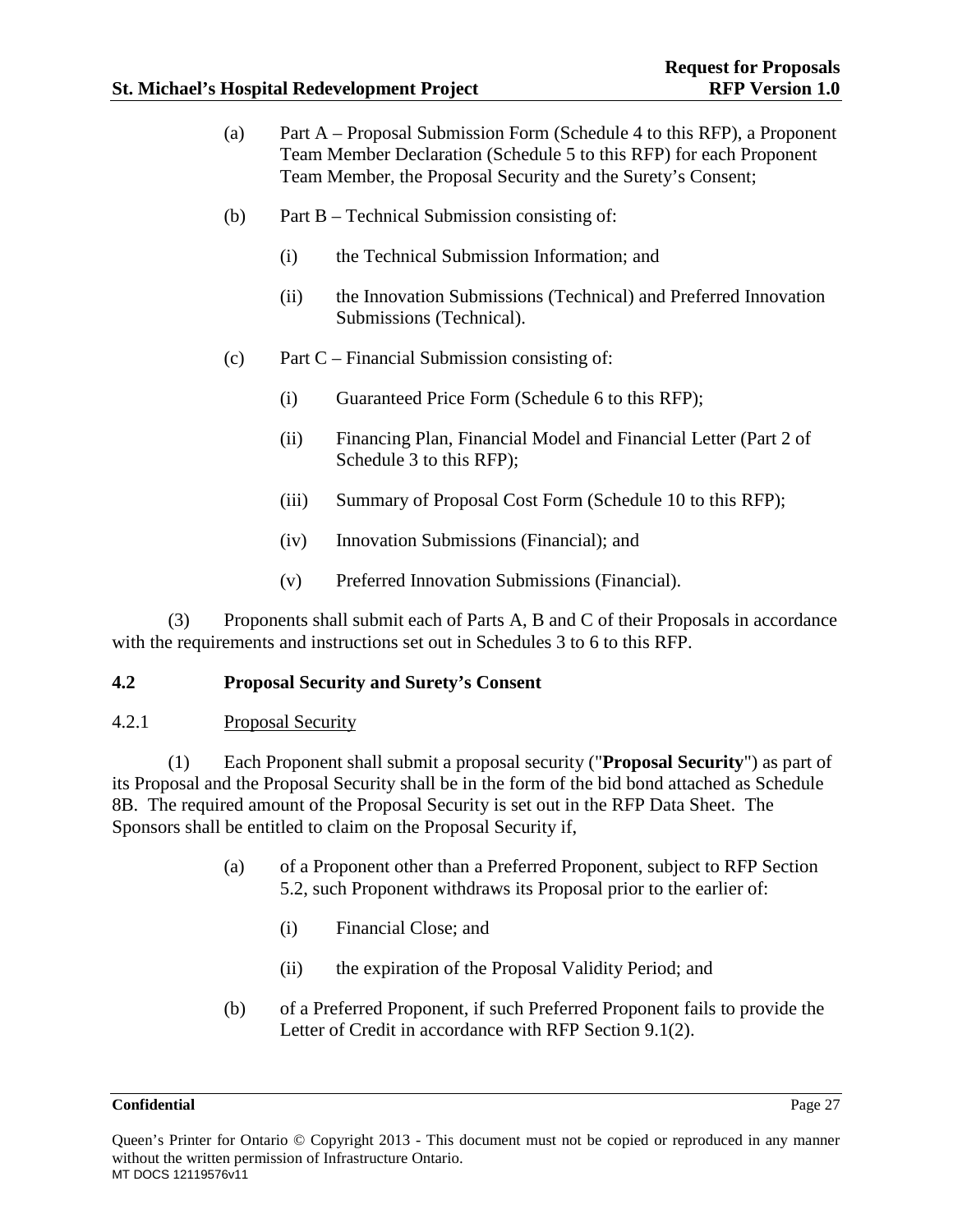(a) Part A – Proposal Submission Form (Schedule 4 to this RFP), a Proponent Team Member Declaration (Schedule 5 to this RFP) for each Proponent Team Member, the Proposal Security and the Surety's Consent;

(b) Part B – Technical Submission consisting of:

(i) the Technical Submission Information; and

(ii) the Innovation Submissions (Technical) and Preferred Innovation Submissions (Technical).

(c) Part C – Financial Submission consisting of:

(i) Guaranteed Price Form (Schedule 6 to this RFP);

(ii) Financing Plan, Financial Model and Financial Letter (Part 2 of Schedule 3 to this RFP);

(iii) Summary of Proposal Cost Form (Schedule 10 to this RFP);

(iv) Innovation Submissions (Financial); and

(v) Preferred Innovation Submissions (Financial).

(3) Proponents shall submit each of Parts A, B and C of their Proposals in accordance with the requirements and instructions set out in Schedules 3 to 6 to this RFP.

## 4.2 Proposal Security and Surety's Consent

### 4.2.1 Proposal Security

(1) Each Proponent shall submit a proposal security ("**Proposal Security**") as part of its Proposal and the Proposal Security shall be in the form of the bid bond attached as Schedule 8B. The required amount of the Proposal Security is set out in the RFP Data Sheet. The Sponsors shall be entitled to claim on the Proposal Security if,

(a) of a Proponent other than a Preferred Proponent, subject to RFP Section 5.2, such Proponent withdraws its Proposal prior to the earlier of:

(i) Financial Close; and

(ii) the expiration of the Proposal Validity Period; and

(b) of a Preferred Proponent, if such Preferred Proponent fails to provide the Letter of Credit in accordance with RFP Section 9.1(2).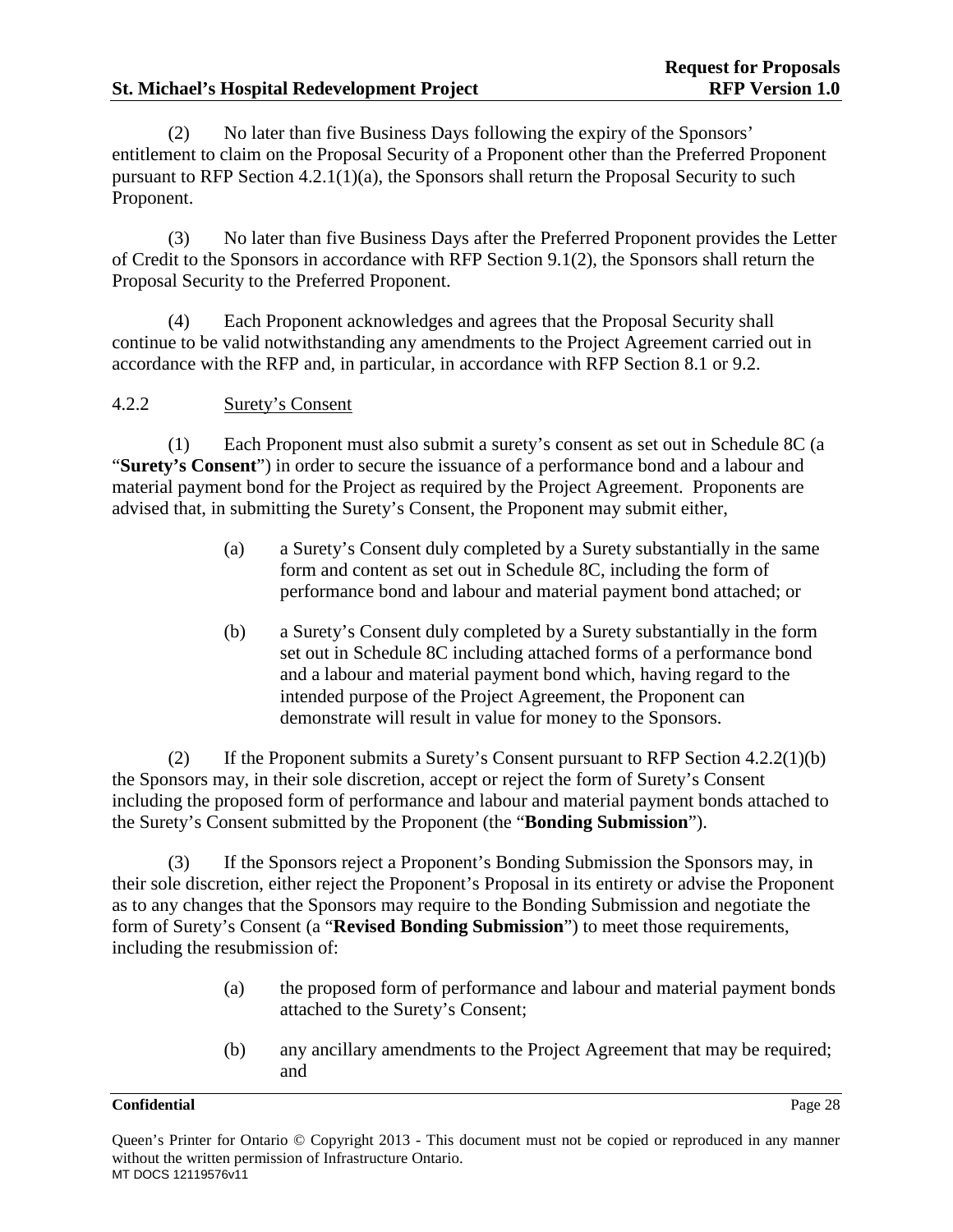(2) No later than five Business Days following the expiry of the Sponsors' entitlement to claim on the Proposal Security of a Proponent other than the Preferred Proponent pursuant to RFP Section 4.2.1(1)(a), the Sponsors shall return the Proposal Security to such Proponent.

(3) No later than five Business Days after the Preferred Proponent provides the Letter of Credit to the Sponsors in accordance with RFP Section 9.1(2), the Sponsors shall return the Proposal Security to the Preferred Proponent.

(4) Each Proponent acknowledges and agrees that the Proposal Security shall continue to be valid notwithstanding any amendments to the Project Agreement carried out in accordance with the RFP and, in particular, in accordance with RFP Section 8.1 or 9.2.

4.2.2 Surety's Consent

(1) Each Proponent must also submit a surety's consent as set out in Schedule 8C (a "**Surety's Consent**") in order to secure the issuance of a performance bond and a labour and material payment bond for the Project as required by the Project Agreement. Proponents are advised that, in submitting the Surety's Consent, the Proponent may submit either,

> (a) a Surety's Consent duly completed by a Surety substantially in the same form and content as set out in Schedule 8C, including the form of performance bond and labour and material payment bond attached; or
>
> (b) a Surety's Consent duly completed by a Surety substantially in the form set out in Schedule 8C including attached forms of a performance bond and a labour and material payment bond which, having regard to the intended purpose of the Project Agreement, the Proponent can demonstrate will result in value for money to the Sponsors.

(2) If the Proponent submits a Surety's Consent pursuant to RFP Section 4.2.2(1)(b) the Sponsors may, in their sole discretion, accept or reject the form of Surety's Consent including the proposed form of performance and labour and material payment bonds attached to the Surety's Consent submitted by the Proponent (the "**Bonding Submission**").

(3) If the Sponsors reject a Proponent's Bonding Submission the Sponsors may, in their sole discretion, either reject the Proponent's Proposal in its entirety or advise the Proponent as to any changes that the Sponsors may require to the Bonding Submission and negotiate the form of Surety's Consent (a "**Revised Bonding Submission**") to meet those requirements, including the resubmission of:

> (a) the proposed form of performance and labour and material payment bonds attached to the Surety's Consent;
>
> (b) any ancillary amendments to the Project Agreement that may be required; and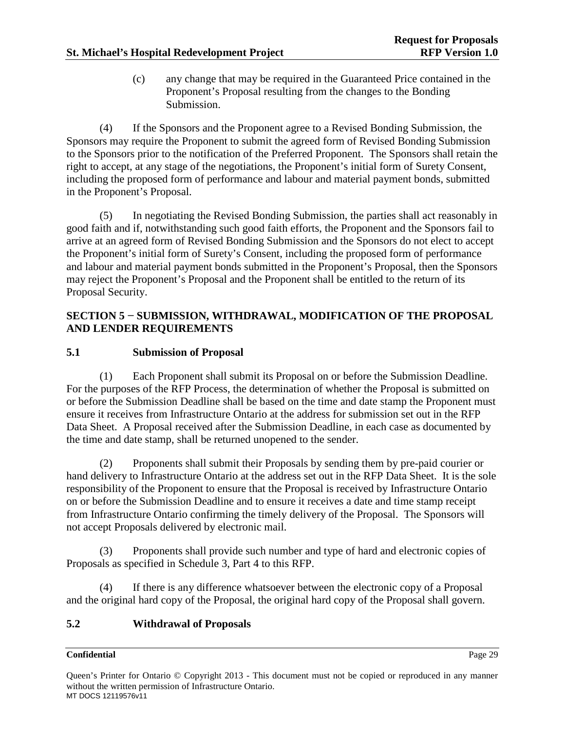(c) any change that may be required in the Guaranteed Price contained in the Proponent's Proposal resulting from the changes to the Bonding Submission.

(4) If the Sponsors and the Proponent agree to a Revised Bonding Submission, the Sponsors may require the Proponent to submit the agreed form of Revised Bonding Submission to the Sponsors prior to the notification of the Preferred Proponent. The Sponsors shall retain the right to accept, at any stage of the negotiations, the Proponent's initial form of Surety Consent, including the proposed form of performance and labour and material payment bonds, submitted in the Proponent's Proposal.

(5) In negotiating the Revised Bonding Submission, the parties shall act reasonably in good faith and if, notwithstanding such good faith efforts, the Proponent and the Sponsors fail to arrive at an agreed form of Revised Bonding Submission and the Sponsors do not elect to accept the Proponent's initial form of Surety's Consent, including the proposed form of performance and labour and material payment bonds submitted in the Proponent's Proposal, then the Sponsors may reject the Proponent's Proposal and the Proponent shall be entitled to the return of its Proposal Security.

## SECTION 5 − SUBMISSION, WITHDRAWAL, MODIFICATION OF THE PROPOSAL AND LENDER REQUIREMENTS

### 5.1 Submission of Proposal

(1) Each Proponent shall submit its Proposal on or before the Submission Deadline. For the purposes of the RFP Process, the determination of whether the Proposal is submitted on or before the Submission Deadline shall be based on the time and date stamp the Proponent must ensure it receives from Infrastructure Ontario at the address for submission set out in the RFP Data Sheet. A Proposal received after the Submission Deadline, in each case as documented by the time and date stamp, shall be returned unopened to the sender.

(2) Proponents shall submit their Proposals by sending them by pre-paid courier or hand delivery to Infrastructure Ontario at the address set out in the RFP Data Sheet. It is the sole responsibility of the Proponent to ensure that the Proposal is received by Infrastructure Ontario on or before the Submission Deadline and to ensure it receives a date and time stamp receipt from Infrastructure Ontario confirming the timely delivery of the Proposal. The Sponsors will not accept Proposals delivered by electronic mail.

(3) Proponents shall provide such number and type of hard and electronic copies of Proposals as specified in Schedule 3, Part 4 to this RFP.

(4) If there is any difference whatsoever between the electronic copy of a Proposal and the original hard copy of the Proposal, the original hard copy of the Proposal shall govern.

### 5.2 Withdrawal of Proposals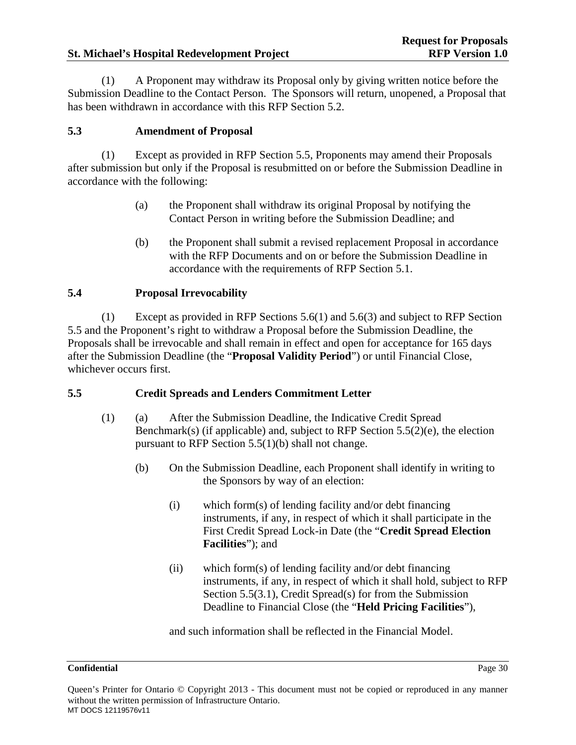(1) A Proponent may withdraw its Proposal only by giving written notice before the Submission Deadline to the Contact Person. The Sponsors will return, unopened, a Proposal that has been withdrawn in accordance with this RFP Section 5.2.

### 5.3 Amendment of Proposal

(1) Except as provided in RFP Section 5.5, Proponents may amend their Proposals after submission but only if the Proposal is resubmitted on or before the Submission Deadline in accordance with the following:

> (a) the Proponent shall withdraw its original Proposal by notifying the Contact Person in writing before the Submission Deadline; and
>
> (b) the Proponent shall submit a revised replacement Proposal in accordance with the RFP Documents and on or before the Submission Deadline in accordance with the requirements of RFP Section 5.1.

### 5.4 Proposal Irrevocability

(1) Except as provided in RFP Sections 5.6(1) and 5.6(3) and subject to RFP Section 5.5 and the Proponent's right to withdraw a Proposal before the Submission Deadline, the Proposals shall be irrevocable and shall remain in effect and open for acceptance for 165 days after the Submission Deadline (the "**Proposal Validity Period**") or until Financial Close, whichever occurs first.

### 5.5 Credit Spreads and Lenders Commitment Letter

(1) (a) After the Submission Deadline, the Indicative Credit Spread Benchmark(s) (if applicable) and, subject to RFP Section 5.5(2)(e), the election pursuant to RFP Section 5.5(1)(b) shall not change.

> (b) On the Submission Deadline, each Proponent shall identify in writing to the Sponsors by way of an election:
>
> > (i) which form(s) of lending facility and/or debt financing instruments, if any, in respect of which it shall participate in the First Credit Spread Lock-in Date (the "**Credit Spread Election Facilities**"); and
> >
> > (ii) which form(s) of lending facility and/or debt financing instruments, if any, in respect of which it shall hold, subject to RFP Section 5.5(3.1), Credit Spread(s) for from the Submission Deadline to Financial Close (the "**Held Pricing Facilities**"),
>
> and such information shall be reflected in the Financial Model.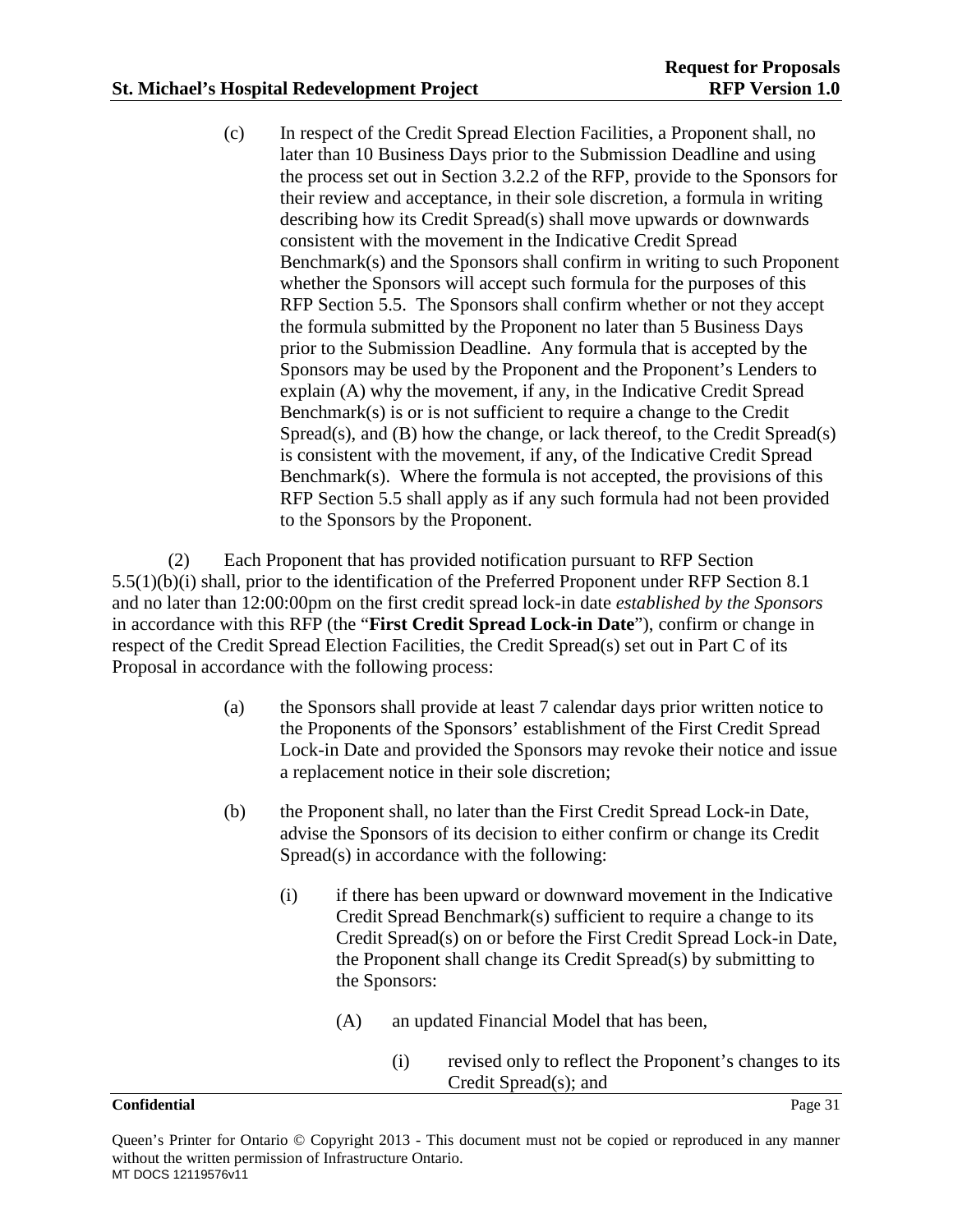(c) In respect of the Credit Spread Election Facilities, a Proponent shall, no later than 10 Business Days prior to the Submission Deadline and using the process set out in Section 3.2.2 of the RFP, provide to the Sponsors for their review and acceptance, in their sole discretion, a formula in writing describing how its Credit Spread(s) shall move upwards or downwards consistent with the movement in the Indicative Credit Spread Benchmark(s) and the Sponsors shall confirm in writing to such Proponent whether the Sponsors will accept such formula for the purposes of this RFP Section 5.5. The Sponsors shall confirm whether or not they accept the formula submitted by the Proponent no later than 5 Business Days prior to the Submission Deadline. Any formula that is accepted by the Sponsors may be used by the Proponent and the Proponent's Lenders to explain (A) why the movement, if any, in the Indicative Credit Spread Benchmark(s) is or is not sufficient to require a change to the Credit Spread(s), and (B) how the change, or lack thereof, to the Credit Spread(s) is consistent with the movement, if any, of the Indicative Credit Spread Benchmark(s). Where the formula is not accepted, the provisions of this RFP Section 5.5 shall apply as if any such formula had not been provided to the Sponsors by the Proponent.

(2) Each Proponent that has provided notification pursuant to RFP Section 5.5(1)(b)(i) shall, prior to the identification of the Preferred Proponent under RFP Section 8.1 and no later than 12:00:00pm on the first credit spread lock-in date *established by the Sponsors* in accordance with this RFP (the "**First Credit Spread Lock-in Date**"), confirm or change in respect of the Credit Spread Election Facilities, the Credit Spread(s) set out in Part C of its Proposal in accordance with the following process:

(a) the Sponsors shall provide at least 7 calendar days prior written notice to the Proponents of the Sponsors' establishment of the First Credit Spread Lock-in Date and provided the Sponsors may revoke their notice and issue a replacement notice in their sole discretion;

(b) the Proponent shall, no later than the First Credit Spread Lock-in Date, advise the Sponsors of its decision to either confirm or change its Credit Spread(s) in accordance with the following:

(i) if there has been upward or downward movement in the Indicative Credit Spread Benchmark(s) sufficient to require a change to its Credit Spread(s) on or before the First Credit Spread Lock-in Date, the Proponent shall change its Credit Spread(s) by submitting to the Sponsors:

(A) an updated Financial Model that has been,

(i) revised only to reflect the Proponent's changes to its Credit Spread(s); and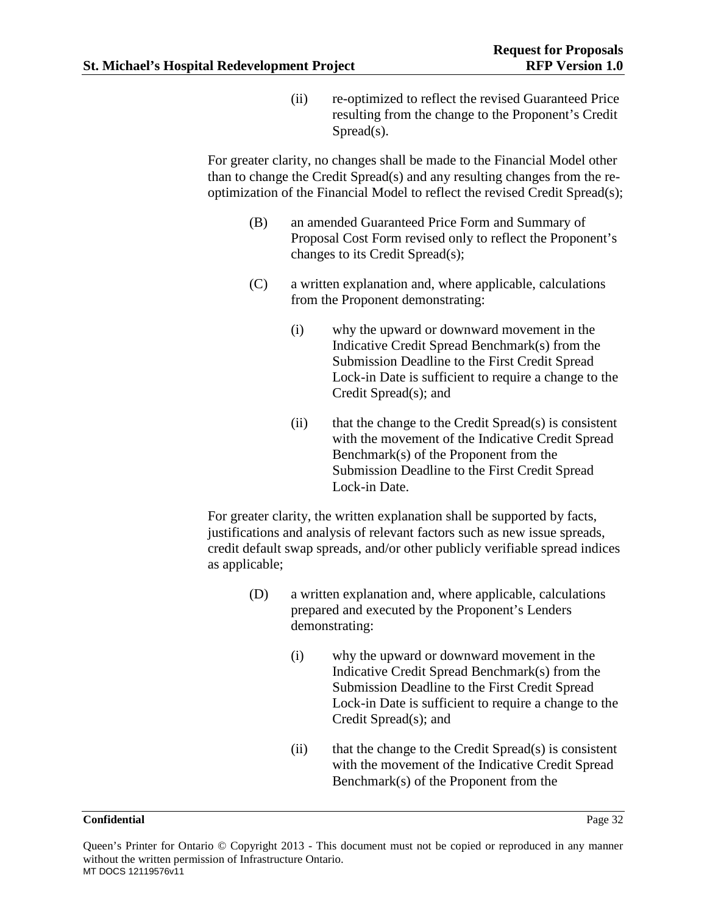(ii) re-optimized to reflect the revised Guaranteed Price resulting from the change to the Proponent's Credit Spread(s).

For greater clarity, no changes shall be made to the Financial Model other than to change the Credit Spread(s) and any resulting changes from the re-optimization of the Financial Model to reflect the revised Credit Spread(s);

(B) an amended Guaranteed Price Form and Summary of Proposal Cost Form revised only to reflect the Proponent's changes to its Credit Spread(s);

(C) a written explanation and, where applicable, calculations from the Proponent demonstrating:

(i) why the upward or downward movement in the Indicative Credit Spread Benchmark(s) from the Submission Deadline to the First Credit Spread Lock-in Date is sufficient to require a change to the Credit Spread(s); and

(ii) that the change to the Credit Spread(s) is consistent with the movement of the Indicative Credit Spread Benchmark(s) of the Proponent from the Submission Deadline to the First Credit Spread Lock-in Date.

For greater clarity, the written explanation shall be supported by facts, justifications and analysis of relevant factors such as new issue spreads, credit default swap spreads, and/or other publicly verifiable spread indices as applicable;

(D) a written explanation and, where applicable, calculations prepared and executed by the Proponent's Lenders demonstrating:

(i) why the upward or downward movement in the Indicative Credit Spread Benchmark(s) from the Submission Deadline to the First Credit Spread Lock-in Date is sufficient to require a change to the Credit Spread(s); and

(ii) that the change to the Credit Spread(s) is consistent with the movement of the Indicative Credit Spread Benchmark(s) of the Proponent from the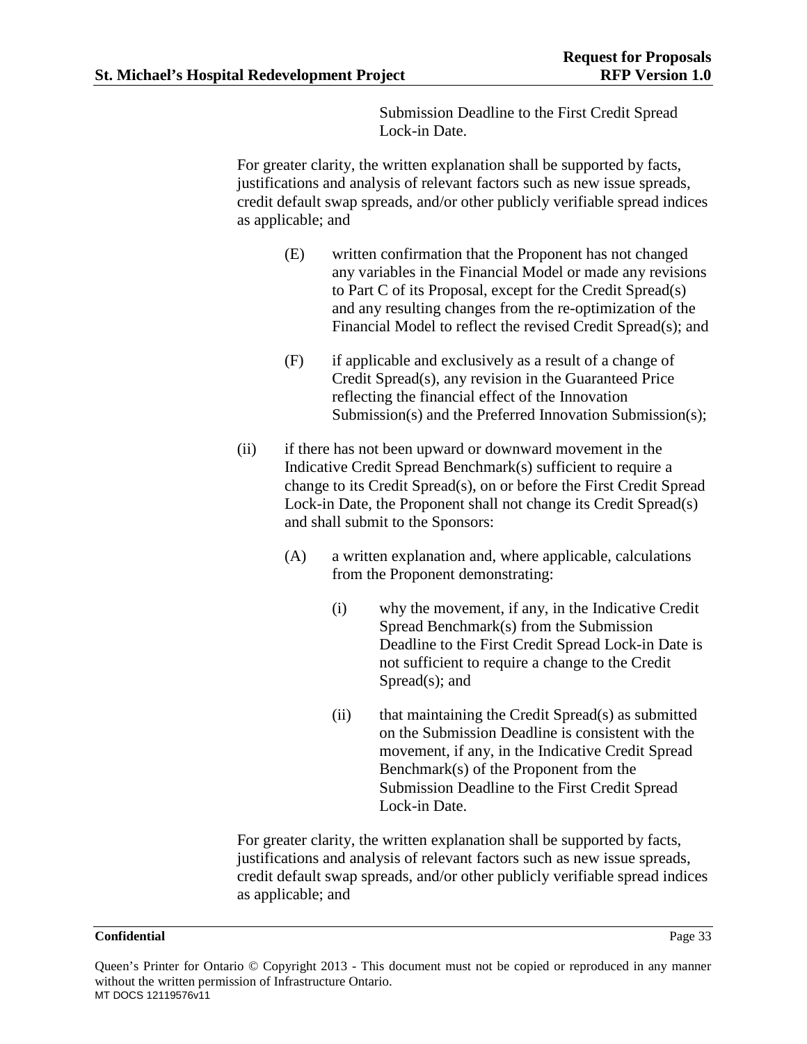Submission Deadline to the First Credit Spread Lock-in Date.

For greater clarity, the written explanation shall be supported by facts, justifications and analysis of relevant factors such as new issue spreads, credit default swap spreads, and/or other publicly verifiable spread indices as applicable; and

(E) written confirmation that the Proponent has not changed any variables in the Financial Model or made any revisions to Part C of its Proposal, except for the Credit Spread(s) and any resulting changes from the re-optimization of the Financial Model to reflect the revised Credit Spread(s); and

(F) if applicable and exclusively as a result of a change of Credit Spread(s), any revision in the Guaranteed Price reflecting the financial effect of the Innovation Submission(s) and the Preferred Innovation Submission(s);

(ii) if there has not been upward or downward movement in the Indicative Credit Spread Benchmark(s) sufficient to require a change to its Credit Spread(s), on or before the First Credit Spread Lock-in Date, the Proponent shall not change its Credit Spread(s) and shall submit to the Sponsors:

(A) a written explanation and, where applicable, calculations from the Proponent demonstrating:

(i) why the movement, if any, in the Indicative Credit Spread Benchmark(s) from the Submission Deadline to the First Credit Spread Lock-in Date is not sufficient to require a change to the Credit Spread(s); and

(ii) that maintaining the Credit Spread(s) as submitted on the Submission Deadline is consistent with the movement, if any, in the Indicative Credit Spread Benchmark(s) of the Proponent from the Submission Deadline to the First Credit Spread Lock-in Date.

For greater clarity, the written explanation shall be supported by facts, justifications and analysis of relevant factors such as new issue spreads, credit default swap spreads, and/or other publicly verifiable spread indices as applicable; and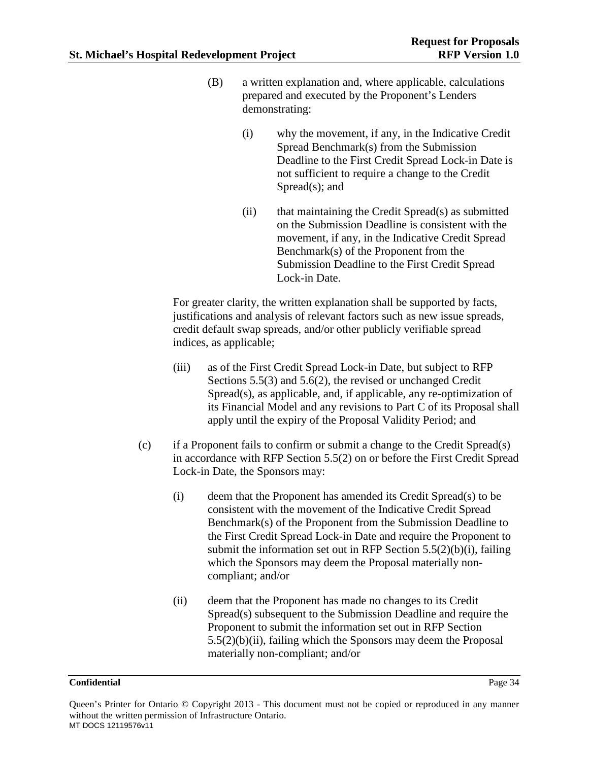(B) a written explanation and, where applicable, calculations prepared and executed by the Proponent's Lenders demonstrating:

(i) why the movement, if any, in the Indicative Credit Spread Benchmark(s) from the Submission Deadline to the First Credit Spread Lock-in Date is not sufficient to require a change to the Credit Spread(s); and

(ii) that maintaining the Credit Spread(s) as submitted on the Submission Deadline is consistent with the movement, if any, in the Indicative Credit Spread Benchmark(s) of the Proponent from the Submission Deadline to the First Credit Spread Lock-in Date.

For greater clarity, the written explanation shall be supported by facts, justifications and analysis of relevant factors such as new issue spreads, credit default swap spreads, and/or other publicly verifiable spread indices, as applicable;

(iii) as of the First Credit Spread Lock-in Date, but subject to RFP Sections 5.5(3) and 5.6(2), the revised or unchanged Credit Spread(s), as applicable, and, if applicable, any re-optimization of its Financial Model and any revisions to Part C of its Proposal shall apply until the expiry of the Proposal Validity Period; and

(c) if a Proponent fails to confirm or submit a change to the Credit Spread(s) in accordance with RFP Section 5.5(2) on or before the First Credit Spread Lock-in Date, the Sponsors may:

(i) deem that the Proponent has amended its Credit Spread(s) to be consistent with the movement of the Indicative Credit Spread Benchmark(s) of the Proponent from the Submission Deadline to the First Credit Spread Lock-in Date and require the Proponent to submit the information set out in RFP Section 5.5(2)(b)(i), failing which the Sponsors may deem the Proposal materially non-compliant; and/or

(ii) deem that the Proponent has made no changes to its Credit Spread(s) subsequent to the Submission Deadline and require the Proponent to submit the information set out in RFP Section 5.5(2)(b)(ii), failing which the Sponsors may deem the Proposal materially non-compliant; and/or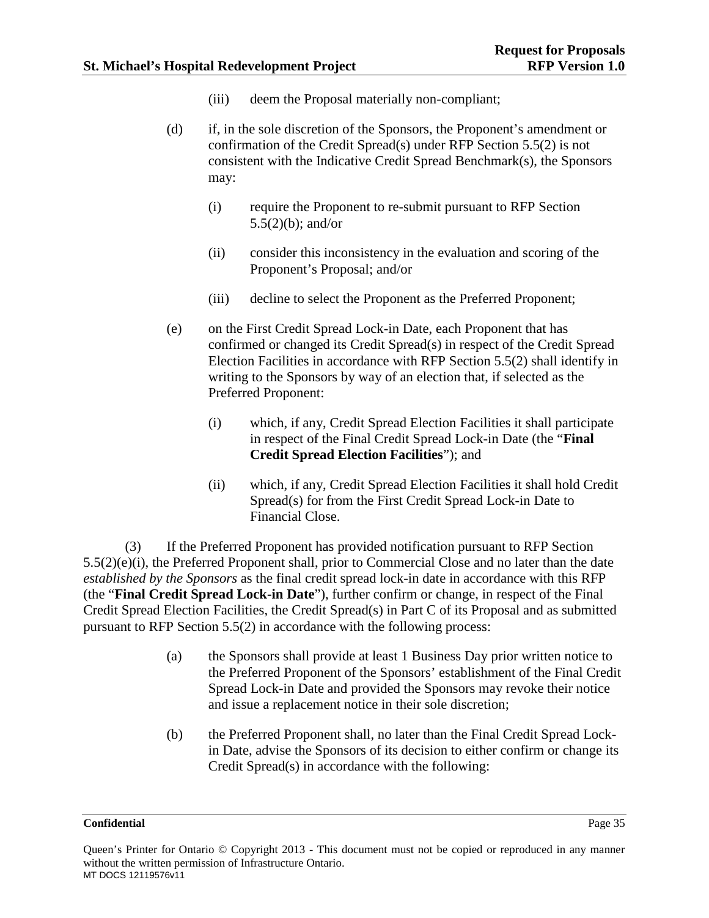(iii) deem the Proposal materially non-compliant;

(d) if, in the sole discretion of the Sponsors, the Proponent's amendment or confirmation of the Credit Spread(s) under RFP Section 5.5(2) is not consistent with the Indicative Credit Spread Benchmark(s), the Sponsors may:

(i) require the Proponent to re-submit pursuant to RFP Section 5.5(2)(b); and/or

(ii) consider this inconsistency in the evaluation and scoring of the Proponent's Proposal; and/or

(iii) decline to select the Proponent as the Preferred Proponent;

(e) on the First Credit Spread Lock-in Date, each Proponent that has confirmed or changed its Credit Spread(s) in respect of the Credit Spread Election Facilities in accordance with RFP Section 5.5(2) shall identify in writing to the Sponsors by way of an election that, if selected as the Preferred Proponent:

(i) which, if any, Credit Spread Election Facilities it shall participate in respect of the Final Credit Spread Lock-in Date (the "**Final Credit Spread Election Facilities**"); and

(ii) which, if any, Credit Spread Election Facilities it shall hold Credit Spread(s) for from the First Credit Spread Lock-in Date to Financial Close.

(3) If the Preferred Proponent has provided notification pursuant to RFP Section 5.5(2)(e)(i), the Preferred Proponent shall, prior to Commercial Close and no later than the date *established by the Sponsors* as the final credit spread lock-in date in accordance with this RFP (the "**Final Credit Spread Lock-in Date**"), further confirm or change, in respect of the Final Credit Spread Election Facilities, the Credit Spread(s) in Part C of its Proposal and as submitted pursuant to RFP Section 5.5(2) in accordance with the following process:

(a) the Sponsors shall provide at least 1 Business Day prior written notice to the Preferred Proponent of the Sponsors' establishment of the Final Credit Spread Lock-in Date and provided the Sponsors may revoke their notice and issue a replacement notice in their sole discretion;

(b) the Preferred Proponent shall, no later than the Final Credit Spread Lock-in Date, advise the Sponsors of its decision to either confirm or change its Credit Spread(s) in accordance with the following: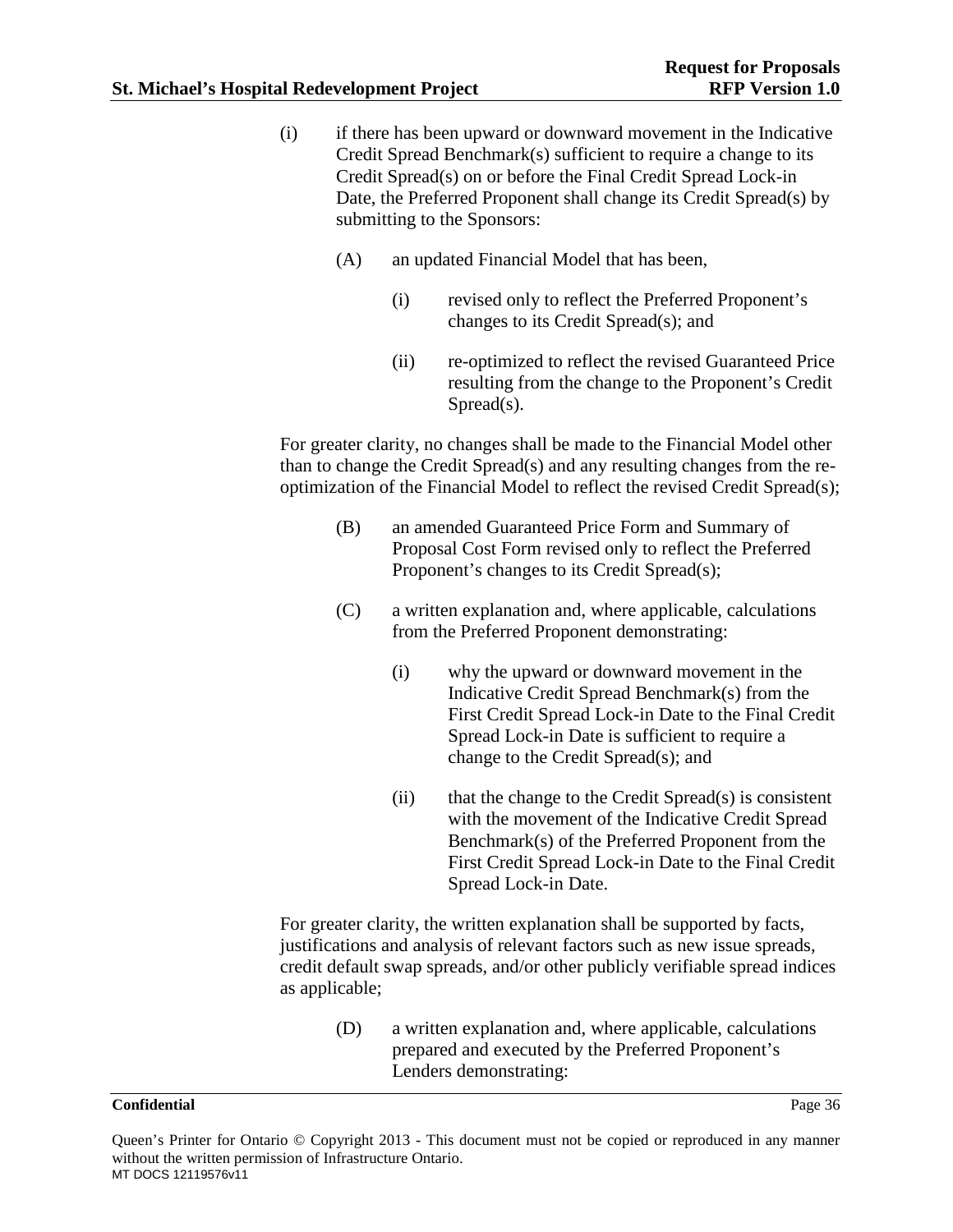(i) if there has been upward or downward movement in the Indicative Credit Spread Benchmark(s) sufficient to require a change to its Credit Spread(s) on or before the Final Credit Spread Lock-in Date, the Preferred Proponent shall change its Credit Spread(s) by submitting to the Sponsors:

(A) an updated Financial Model that has been,

(i) revised only to reflect the Preferred Proponent's changes to its Credit Spread(s); and

(ii) re-optimized to reflect the revised Guaranteed Price resulting from the change to the Proponent's Credit Spread(s).

For greater clarity, no changes shall be made to the Financial Model other than to change the Credit Spread(s) and any resulting changes from the re-optimization of the Financial Model to reflect the revised Credit Spread(s);

(B) an amended Guaranteed Price Form and Summary of Proposal Cost Form revised only to reflect the Preferred Proponent's changes to its Credit Spread(s);

(C) a written explanation and, where applicable, calculations from the Preferred Proponent demonstrating:

(i) why the upward or downward movement in the Indicative Credit Spread Benchmark(s) from the First Credit Spread Lock-in Date to the Final Credit Spread Lock-in Date is sufficient to require a change to the Credit Spread(s); and

(ii) that the change to the Credit Spread(s) is consistent with the movement of the Indicative Credit Spread Benchmark(s) of the Preferred Proponent from the First Credit Spread Lock-in Date to the Final Credit Spread Lock-in Date.

For greater clarity, the written explanation shall be supported by facts, justifications and analysis of relevant factors such as new issue spreads, credit default swap spreads, and/or other publicly verifiable spread indices as applicable;

(D) a written explanation and, where applicable, calculations prepared and executed by the Preferred Proponent's Lenders demonstrating: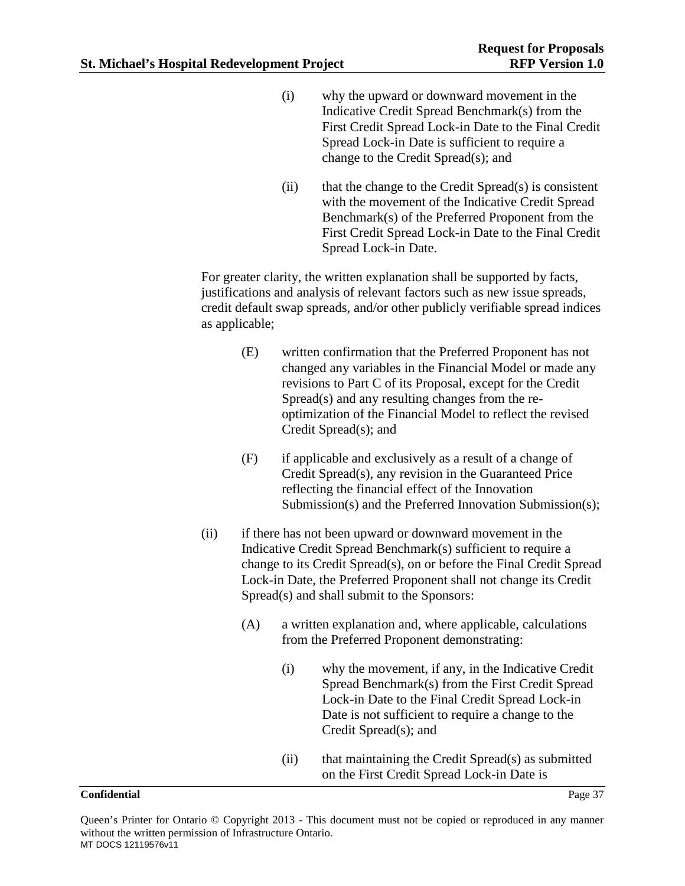(i) why the upward or downward movement in the Indicative Credit Spread Benchmark(s) from the First Credit Spread Lock-in Date to the Final Credit Spread Lock-in Date is sufficient to require a change to the Credit Spread(s); and

(ii) that the change to the Credit Spread(s) is consistent with the movement of the Indicative Credit Spread Benchmark(s) of the Preferred Proponent from the First Credit Spread Lock-in Date to the Final Credit Spread Lock-in Date.

For greater clarity, the written explanation shall be supported by facts, justifications and analysis of relevant factors such as new issue spreads, credit default swap spreads, and/or other publicly verifiable spread indices as applicable;

(E) written confirmation that the Preferred Proponent has not changed any variables in the Financial Model or made any revisions to Part C of its Proposal, except for the Credit Spread(s) and any resulting changes from the re-optimization of the Financial Model to reflect the revised Credit Spread(s); and

(F) if applicable and exclusively as a result of a change of Credit Spread(s), any revision in the Guaranteed Price reflecting the financial effect of the Innovation Submission(s) and the Preferred Innovation Submission(s);

(ii) if there has not been upward or downward movement in the Indicative Credit Spread Benchmark(s) sufficient to require a change to its Credit Spread(s), on or before the Final Credit Spread Lock-in Date, the Preferred Proponent shall not change its Credit Spread(s) and shall submit to the Sponsors:

(A) a written explanation and, where applicable, calculations from the Preferred Proponent demonstrating:

(i) why the movement, if any, in the Indicative Credit Spread Benchmark(s) from the First Credit Spread Lock-in Date to the Final Credit Spread Lock-in Date is not sufficient to require a change to the Credit Spread(s); and

(ii) that maintaining the Credit Spread(s) as submitted on the First Credit Spread Lock-in Date is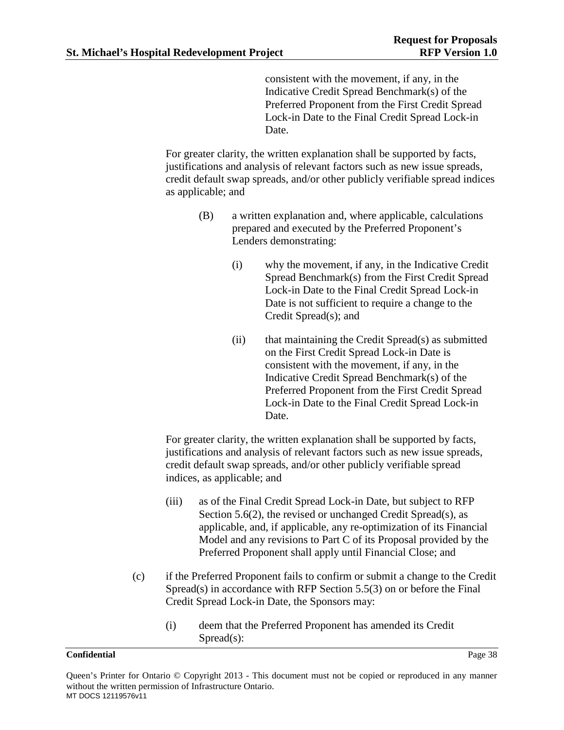consistent with the movement, if any, in the Indicative Credit Spread Benchmark(s) of the Preferred Proponent from the First Credit Spread Lock-in Date to the Final Credit Spread Lock-in Date.

For greater clarity, the written explanation shall be supported by facts, justifications and analysis of relevant factors such as new issue spreads, credit default swap spreads, and/or other publicly verifiable spread indices as applicable; and

(B) a written explanation and, where applicable, calculations prepared and executed by the Preferred Proponent's Lenders demonstrating:

(i) why the movement, if any, in the Indicative Credit Spread Benchmark(s) from the First Credit Spread Lock-in Date to the Final Credit Spread Lock-in Date is not sufficient to require a change to the Credit Spread(s); and

(ii) that maintaining the Credit Spread(s) as submitted on the First Credit Spread Lock-in Date is consistent with the movement, if any, in the Indicative Credit Spread Benchmark(s) of the Preferred Proponent from the First Credit Spread Lock-in Date to the Final Credit Spread Lock-in Date.

For greater clarity, the written explanation shall be supported by facts, justifications and analysis of relevant factors such as new issue spreads, credit default swap spreads, and/or other publicly verifiable spread indices, as applicable; and

(iii) as of the Final Credit Spread Lock-in Date, but subject to RFP Section 5.6(2), the revised or unchanged Credit Spread(s), as applicable, and, if applicable, any re-optimization of its Financial Model and any revisions to Part C of its Proposal provided by the Preferred Proponent shall apply until Financial Close; and

(c) if the Preferred Proponent fails to confirm or submit a change to the Credit Spread(s) in accordance with RFP Section 5.5(3) on or before the Final Credit Spread Lock-in Date, the Sponsors may:

(i) deem that the Preferred Proponent has amended its Credit Spread(s):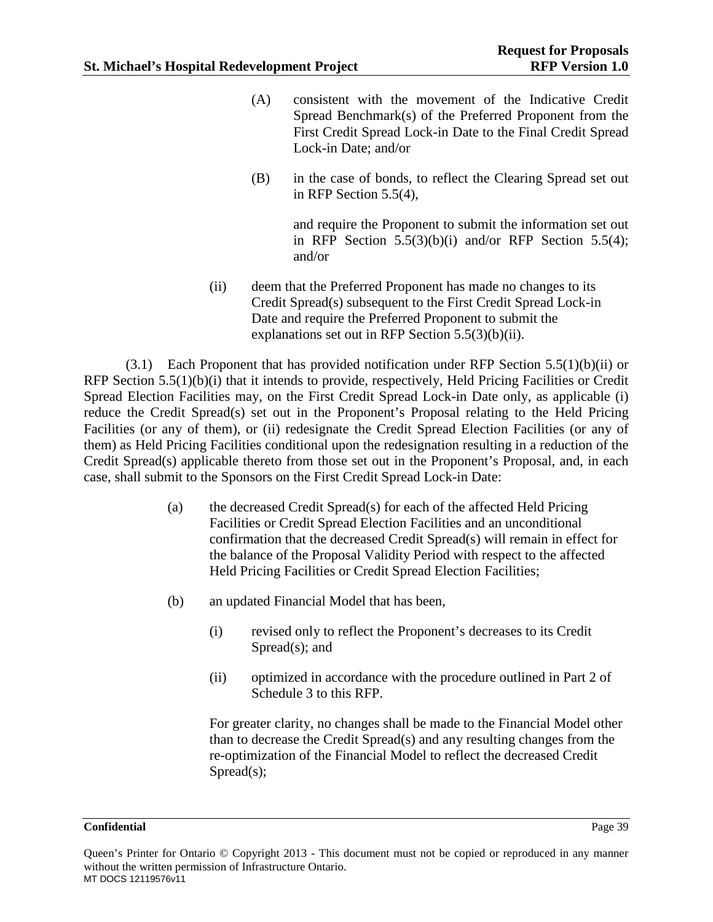(A) consistent with the movement of the Indicative Credit Spread Benchmark(s) of the Preferred Proponent from the First Credit Spread Lock-in Date to the Final Credit Spread Lock-in Date; and/or

(B) in the case of bonds, to reflect the Clearing Spread set out in RFP Section 5.5(4),

and require the Proponent to submit the information set out in RFP Section 5.5(3)(b)(i) and/or RFP Section 5.5(4); and/or

(ii) deem that the Preferred Proponent has made no changes to its Credit Spread(s) subsequent to the First Credit Spread Lock-in Date and require the Preferred Proponent to submit the explanations set out in RFP Section 5.5(3)(b)(ii).

(3.1) Each Proponent that has provided notification under RFP Section 5.5(1)(b)(ii) or RFP Section 5.5(1)(b)(i) that it intends to provide, respectively, Held Pricing Facilities or Credit Spread Election Facilities may, on the First Credit Spread Lock-in Date only, as applicable (i) reduce the Credit Spread(s) set out in the Proponent's Proposal relating to the Held Pricing Facilities (or any of them), or (ii) redesignate the Credit Spread Election Facilities (or any of them) as Held Pricing Facilities conditional upon the redesignation resulting in a reduction of the Credit Spread(s) applicable thereto from those set out in the Proponent's Proposal, and, in each case, shall submit to the Sponsors on the First Credit Spread Lock-in Date:

(a) the decreased Credit Spread(s) for each of the affected Held Pricing Facilities or Credit Spread Election Facilities and an unconditional confirmation that the decreased Credit Spread(s) will remain in effect for the balance of the Proposal Validity Period with respect to the affected Held Pricing Facilities or Credit Spread Election Facilities;

(b) an updated Financial Model that has been,

(i) revised only to reflect the Proponent's decreases to its Credit Spread(s); and

(ii) optimized in accordance with the procedure outlined in Part 2 of Schedule 3 to this RFP.

For greater clarity, no changes shall be made to the Financial Model other than to decrease the Credit Spread(s) and any resulting changes from the re-optimization of the Financial Model to reflect the decreased Credit Spread(s);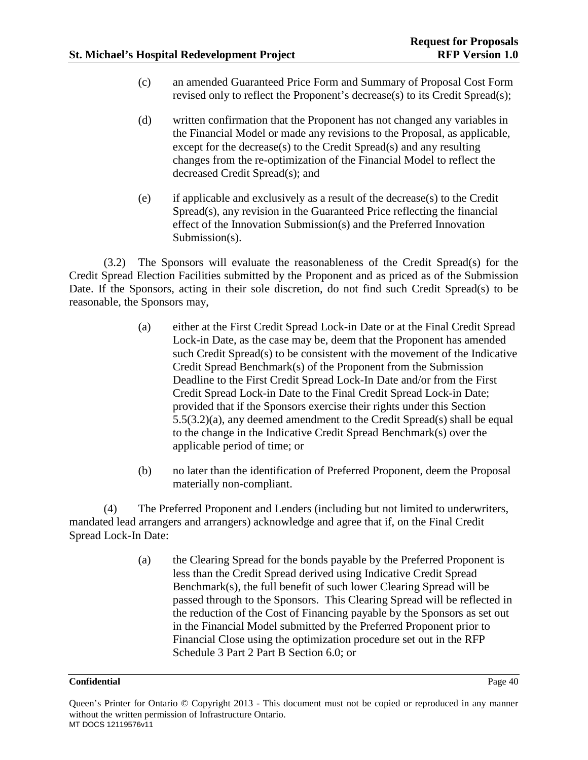(c) an amended Guaranteed Price Form and Summary of Proposal Cost Form revised only to reflect the Proponent's decrease(s) to its Credit Spread(s);

(d) written confirmation that the Proponent has not changed any variables in the Financial Model or made any revisions to the Proposal, as applicable, except for the decrease(s) to the Credit Spread(s) and any resulting changes from the re-optimization of the Financial Model to reflect the decreased Credit Spread(s); and

(e) if applicable and exclusively as a result of the decrease(s) to the Credit Spread(s), any revision in the Guaranteed Price reflecting the financial effect of the Innovation Submission(s) and the Preferred Innovation Submission(s).

(3.2) The Sponsors will evaluate the reasonableness of the Credit Spread(s) for the Credit Spread Election Facilities submitted by the Proponent and as priced as of the Submission Date. If the Sponsors, acting in their sole discretion, do not find such Credit Spread(s) to be reasonable, the Sponsors may,

(a) either at the First Credit Spread Lock-in Date or at the Final Credit Spread Lock-in Date, as the case may be, deem that the Proponent has amended such Credit Spread(s) to be consistent with the movement of the Indicative Credit Spread Benchmark(s) of the Proponent from the Submission Deadline to the First Credit Spread Lock-In Date and/or from the First Credit Spread Lock-in Date to the Final Credit Spread Lock-in Date; provided that if the Sponsors exercise their rights under this Section 5.5(3.2)(a), any deemed amendment to the Credit Spread(s) shall be equal to the change in the Indicative Credit Spread Benchmark(s) over the applicable period of time; or

(b) no later than the identification of Preferred Proponent, deem the Proposal materially non-compliant.

(4) The Preferred Proponent and Lenders (including but not limited to underwriters, mandated lead arrangers and arrangers) acknowledge and agree that if, on the Final Credit Spread Lock-In Date:

(a) the Clearing Spread for the bonds payable by the Preferred Proponent is less than the Credit Spread derived using Indicative Credit Spread Benchmark(s), the full benefit of such lower Clearing Spread will be passed through to the Sponsors. This Clearing Spread will be reflected in the reduction of the Cost of Financing payable by the Sponsors as set out in the Financial Model submitted by the Preferred Proponent prior to Financial Close using the optimization procedure set out in the RFP Schedule 3 Part 2 Part B Section 6.0; or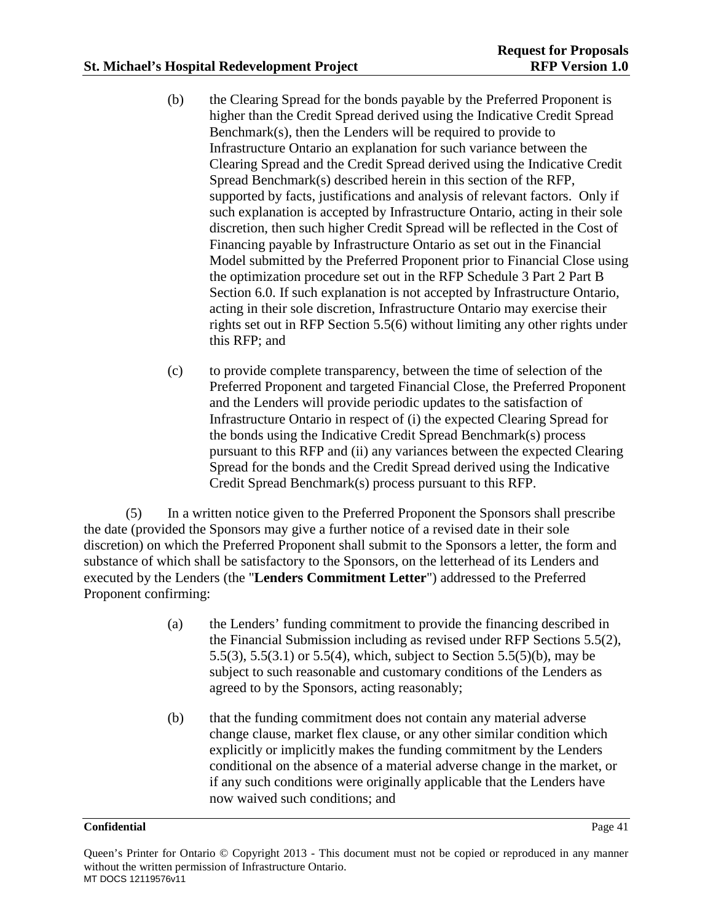(b) the Clearing Spread for the bonds payable by the Preferred Proponent is higher than the Credit Spread derived using the Indicative Credit Spread Benchmark(s), then the Lenders will be required to provide to Infrastructure Ontario an explanation for such variance between the Clearing Spread and the Credit Spread derived using the Indicative Credit Spread Benchmark(s) described herein in this section of the RFP, supported by facts, justifications and analysis of relevant factors. Only if such explanation is accepted by Infrastructure Ontario, acting in their sole discretion, then such higher Credit Spread will be reflected in the Cost of Financing payable by Infrastructure Ontario as set out in the Financial Model submitted by the Preferred Proponent prior to Financial Close using the optimization procedure set out in the RFP Schedule 3 Part 2 Part B Section 6.0. If such explanation is not accepted by Infrastructure Ontario, acting in their sole discretion, Infrastructure Ontario may exercise their rights set out in RFP Section 5.5(6) without limiting any other rights under this RFP; and

(c) to provide complete transparency, between the time of selection of the Preferred Proponent and targeted Financial Close, the Preferred Proponent and the Lenders will provide periodic updates to the satisfaction of Infrastructure Ontario in respect of (i) the expected Clearing Spread for the bonds using the Indicative Credit Spread Benchmark(s) process pursuant to this RFP and (ii) any variances between the expected Clearing Spread for the bonds and the Credit Spread derived using the Indicative Credit Spread Benchmark(s) process pursuant to this RFP.

(5) In a written notice given to the Preferred Proponent the Sponsors shall prescribe the date (provided the Sponsors may give a further notice of a revised date in their sole discretion) on which the Preferred Proponent shall submit to the Sponsors a letter, the form and substance of which shall be satisfactory to the Sponsors, on the letterhead of its Lenders and executed by the Lenders (the "**Lenders Commitment Letter**") addressed to the Preferred Proponent confirming:

(a) the Lenders' funding commitment to provide the financing described in the Financial Submission including as revised under RFP Sections 5.5(2), 5.5(3), 5.5(3.1) or 5.5(4), which, subject to Section 5.5(5)(b), may be subject to such reasonable and customary conditions of the Lenders as agreed to by the Sponsors, acting reasonably;

(b) that the funding commitment does not contain any material adverse change clause, market flex clause, or any other similar condition which explicitly or implicitly makes the funding commitment by the Lenders conditional on the absence of a material adverse change in the market, or if any such conditions were originally applicable that the Lenders have now waived such conditions; and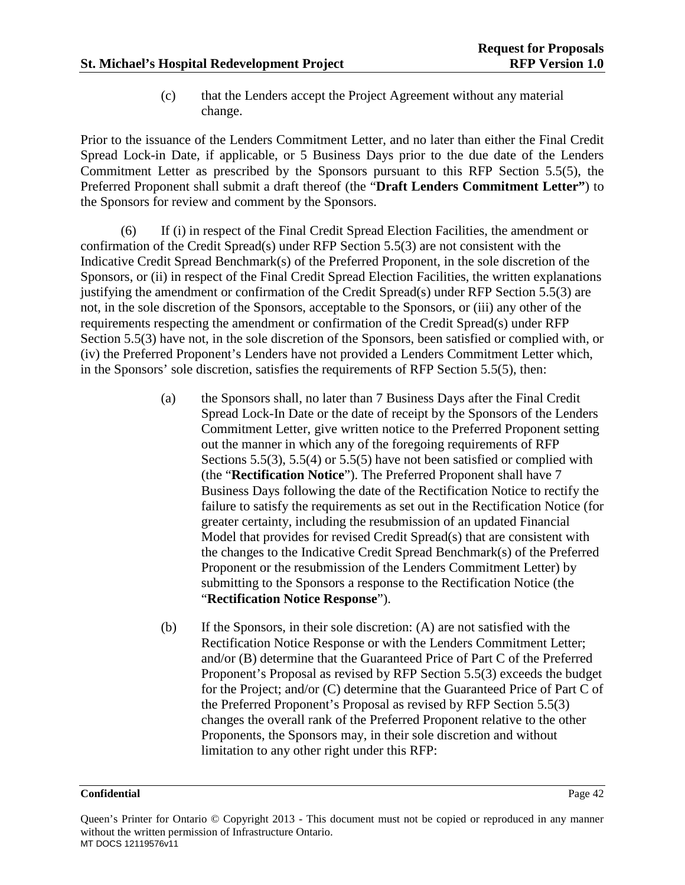(c) that the Lenders accept the Project Agreement without any material change.

Prior to the issuance of the Lenders Commitment Letter, and no later than either the Final Credit Spread Lock-in Date, if applicable, or 5 Business Days prior to the due date of the Lenders Commitment Letter as prescribed by the Sponsors pursuant to this RFP Section 5.5(5), the Preferred Proponent shall submit a draft thereof (the "**Draft Lenders Commitment Letter"**) to the Sponsors for review and comment by the Sponsors.

(6) If (i) in respect of the Final Credit Spread Election Facilities, the amendment or confirmation of the Credit Spread(s) under RFP Section 5.5(3) are not consistent with the Indicative Credit Spread Benchmark(s) of the Preferred Proponent, in the sole discretion of the Sponsors, or (ii) in respect of the Final Credit Spread Election Facilities, the written explanations justifying the amendment or confirmation of the Credit Spread(s) under RFP Section 5.5(3) are not, in the sole discretion of the Sponsors, acceptable to the Sponsors, or (iii) any other of the requirements respecting the amendment or confirmation of the Credit Spread(s) under RFP Section 5.5(3) have not, in the sole discretion of the Sponsors, been satisfied or complied with, or (iv) the Preferred Proponent's Lenders have not provided a Lenders Commitment Letter which, in the Sponsors' sole discretion, satisfies the requirements of RFP Section 5.5(5), then:

(a) the Sponsors shall, no later than 7 Business Days after the Final Credit Spread Lock-In Date or the date of receipt by the Sponsors of the Lenders Commitment Letter, give written notice to the Preferred Proponent setting out the manner in which any of the foregoing requirements of RFP Sections 5.5(3), 5.5(4) or 5.5(5) have not been satisfied or complied with (the "**Rectification Notice**"). The Preferred Proponent shall have 7 Business Days following the date of the Rectification Notice to rectify the failure to satisfy the requirements as set out in the Rectification Notice (for greater certainty, including the resubmission of an updated Financial Model that provides for revised Credit Spread(s) that are consistent with the changes to the Indicative Credit Spread Benchmark(s) of the Preferred Proponent or the resubmission of the Lenders Commitment Letter) by submitting to the Sponsors a response to the Rectification Notice (the "**Rectification Notice Response**").

(b) If the Sponsors, in their sole discretion: (A) are not satisfied with the Rectification Notice Response or with the Lenders Commitment Letter; and/or (B) determine that the Guaranteed Price of Part C of the Preferred Proponent's Proposal as revised by RFP Section 5.5(3) exceeds the budget for the Project; and/or (C) determine that the Guaranteed Price of Part C of the Preferred Proponent's Proposal as revised by RFP Section 5.5(3) changes the overall rank of the Preferred Proponent relative to the other Proponents, the Sponsors may, in their sole discretion and without limitation to any other right under this RFP: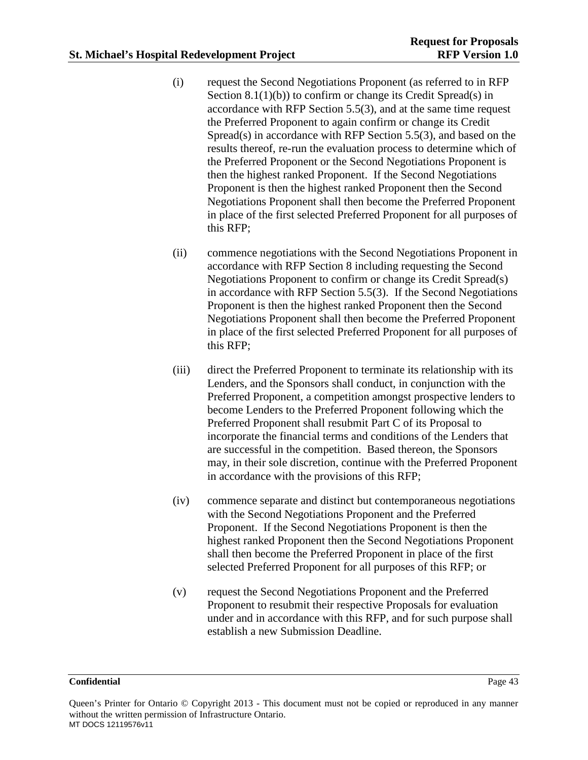(i) request the Second Negotiations Proponent (as referred to in RFP Section 8.1(1)(b)) to confirm or change its Credit Spread(s) in accordance with RFP Section 5.5(3), and at the same time request the Preferred Proponent to again confirm or change its Credit Spread(s) in accordance with RFP Section 5.5(3), and based on the results thereof, re-run the evaluation process to determine which of the Preferred Proponent or the Second Negotiations Proponent is then the highest ranked Proponent. If the Second Negotiations Proponent is then the highest ranked Proponent then the Second Negotiations Proponent shall then become the Preferred Proponent in place of the first selected Preferred Proponent for all purposes of this RFP;

(ii) commence negotiations with the Second Negotiations Proponent in accordance with RFP Section 8 including requesting the Second Negotiations Proponent to confirm or change its Credit Spread(s) in accordance with RFP Section 5.5(3). If the Second Negotiations Proponent is then the highest ranked Proponent then the Second Negotiations Proponent shall then become the Preferred Proponent in place of the first selected Preferred Proponent for all purposes of this RFP;

(iii) direct the Preferred Proponent to terminate its relationship with its Lenders, and the Sponsors shall conduct, in conjunction with the Preferred Proponent, a competition amongst prospective lenders to become Lenders to the Preferred Proponent following which the Preferred Proponent shall resubmit Part C of its Proposal to incorporate the financial terms and conditions of the Lenders that are successful in the competition. Based thereon, the Sponsors may, in their sole discretion, continue with the Preferred Proponent in accordance with the provisions of this RFP;

(iv) commence separate and distinct but contemporaneous negotiations with the Second Negotiations Proponent and the Preferred Proponent. If the Second Negotiations Proponent is then the highest ranked Proponent then the Second Negotiations Proponent shall then become the Preferred Proponent in place of the first selected Preferred Proponent for all purposes of this RFP; or

(v) request the Second Negotiations Proponent and the Preferred Proponent to resubmit their respective Proposals for evaluation under and in accordance with this RFP, and for such purpose shall establish a new Submission Deadline.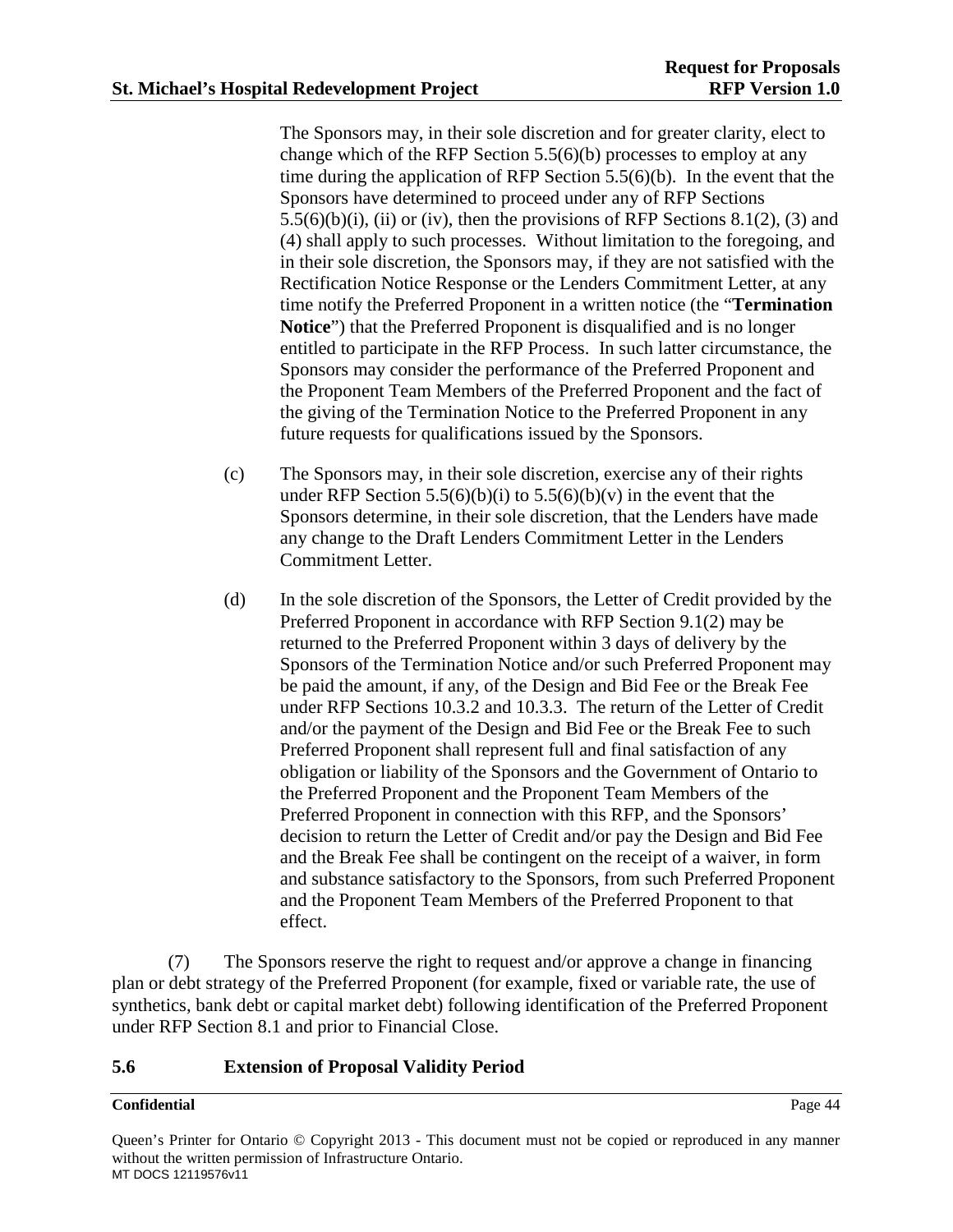The Sponsors may, in their sole discretion and for greater clarity, elect to change which of the RFP Section 5.5(6)(b) processes to employ at any time during the application of RFP Section 5.5(6)(b). In the event that the Sponsors have determined to proceed under any of RFP Sections 5.5(6)(b)(i), (ii) or (iv), then the provisions of RFP Sections 8.1(2), (3) and (4) shall apply to such processes. Without limitation to the foregoing, and in their sole discretion, the Sponsors may, if they are not satisfied with the Rectification Notice Response or the Lenders Commitment Letter, at any time notify the Preferred Proponent in a written notice (the "**Termination Notice**") that the Preferred Proponent is disqualified and is no longer entitled to participate in the RFP Process. In such latter circumstance, the Sponsors may consider the performance of the Preferred Proponent and the Proponent Team Members of the Preferred Proponent and the fact of the giving of the Termination Notice to the Preferred Proponent in any future requests for qualifications issued by the Sponsors.

(c) The Sponsors may, in their sole discretion, exercise any of their rights under RFP Section 5.5(6)(b)(i) to 5.5(6)(b)(v) in the event that the Sponsors determine, in their sole discretion, that the Lenders have made any change to the Draft Lenders Commitment Letter in the Lenders Commitment Letter.

(d) In the sole discretion of the Sponsors, the Letter of Credit provided by the Preferred Proponent in accordance with RFP Section 9.1(2) may be returned to the Preferred Proponent within 3 days of delivery by the Sponsors of the Termination Notice and/or such Preferred Proponent may be paid the amount, if any, of the Design and Bid Fee or the Break Fee under RFP Sections 10.3.2 and 10.3.3. The return of the Letter of Credit and/or the payment of the Design and Bid Fee or the Break Fee to such Preferred Proponent shall represent full and final satisfaction of any obligation or liability of the Sponsors and the Government of Ontario to the Preferred Proponent and the Proponent Team Members of the Preferred Proponent in connection with this RFP, and the Sponsors' decision to return the Letter of Credit and/or pay the Design and Bid Fee and the Break Fee shall be contingent on the receipt of a waiver, in form and substance satisfactory to the Sponsors, from such Preferred Proponent and the Proponent Team Members of the Preferred Proponent to that effect.

(7) The Sponsors reserve the right to request and/or approve a change in financing plan or debt strategy of the Preferred Proponent (for example, fixed or variable rate, the use of synthetics, bank debt or capital market debt) following identification of the Preferred Proponent under RFP Section 8.1 and prior to Financial Close.

### 5.6 Extension of Proposal Validity Period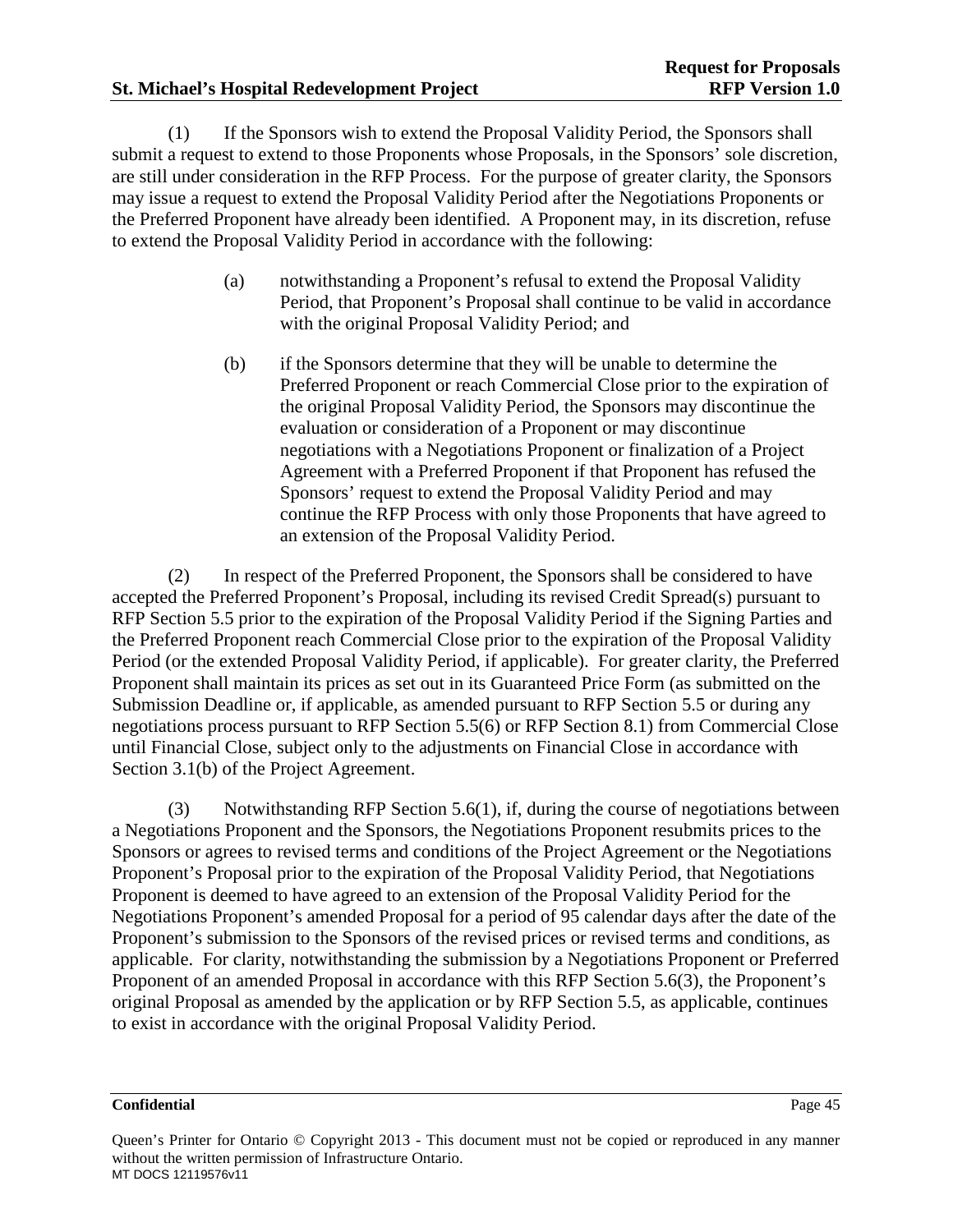(1) If the Sponsors wish to extend the Proposal Validity Period, the Sponsors shall submit a request to extend to those Proponents whose Proposals, in the Sponsors' sole discretion, are still under consideration in the RFP Process. For the purpose of greater clarity, the Sponsors may issue a request to extend the Proposal Validity Period after the Negotiations Proponents or the Preferred Proponent have already been identified. A Proponent may, in its discretion, refuse to extend the Proposal Validity Period in accordance with the following:

> (a) notwithstanding a Proponent's refusal to extend the Proposal Validity Period, that Proponent's Proposal shall continue to be valid in accordance with the original Proposal Validity Period; and
>
> (b) if the Sponsors determine that they will be unable to determine the Preferred Proponent or reach Commercial Close prior to the expiration of the original Proposal Validity Period, the Sponsors may discontinue the evaluation or consideration of a Proponent or may discontinue negotiations with a Negotiations Proponent or finalization of a Project Agreement with a Preferred Proponent if that Proponent has refused the Sponsors' request to extend the Proposal Validity Period and may continue the RFP Process with only those Proponents that have agreed to an extension of the Proposal Validity Period.

(2) In respect of the Preferred Proponent, the Sponsors shall be considered to have accepted the Preferred Proponent's Proposal, including its revised Credit Spread(s) pursuant to RFP Section 5.5 prior to the expiration of the Proposal Validity Period if the Signing Parties and the Preferred Proponent reach Commercial Close prior to the expiration of the Proposal Validity Period (or the extended Proposal Validity Period, if applicable). For greater clarity, the Preferred Proponent shall maintain its prices as set out in its Guaranteed Price Form (as submitted on the Submission Deadline or, if applicable, as amended pursuant to RFP Section 5.5 or during any negotiations process pursuant to RFP Section 5.5(6) or RFP Section 8.1) from Commercial Close until Financial Close, subject only to the adjustments on Financial Close in accordance with Section 3.1(b) of the Project Agreement.

(3) Notwithstanding RFP Section 5.6(1), if, during the course of negotiations between a Negotiations Proponent and the Sponsors, the Negotiations Proponent resubmits prices to the Sponsors or agrees to revised terms and conditions of the Project Agreement or the Negotiations Proponent's Proposal prior to the expiration of the Proposal Validity Period, that Negotiations Proponent is deemed to have agreed to an extension of the Proposal Validity Period for the Negotiations Proponent's amended Proposal for a period of 95 calendar days after the date of the Proponent's submission to the Sponsors of the revised prices or revised terms and conditions, as applicable. For clarity, notwithstanding the submission by a Negotiations Proponent or Preferred Proponent of an amended Proposal in accordance with this RFP Section 5.6(3), the Proponent's original Proposal as amended by the application or by RFP Section 5.5, as applicable, continues to exist in accordance with the original Proposal Validity Period.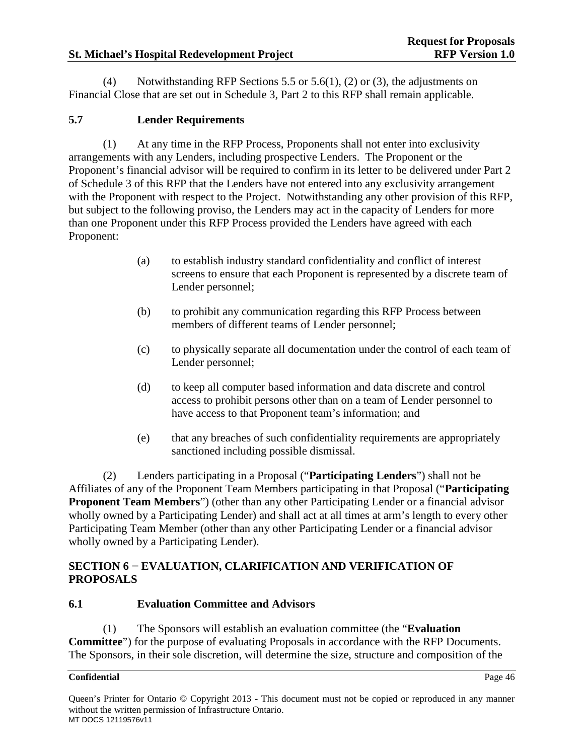(4) Notwithstanding RFP Sections 5.5 or 5.6(1), (2) or (3), the adjustments on Financial Close that are set out in Schedule 3, Part 2 to this RFP shall remain applicable.

### 5.7 Lender Requirements

(1) At any time in the RFP Process, Proponents shall not enter into exclusivity arrangements with any Lenders, including prospective Lenders. The Proponent or the Proponent's financial advisor will be required to confirm in its letter to be delivered under Part 2 of Schedule 3 of this RFP that the Lenders have not entered into any exclusivity arrangement with the Proponent with respect to the Project. Notwithstanding any other provision of this RFP, but subject to the following proviso, the Lenders may act in the capacity of Lenders for more than one Proponent under this RFP Process provided the Lenders have agreed with each Proponent:

(a) to establish industry standard confidentiality and conflict of interest screens to ensure that each Proponent is represented by a discrete team of Lender personnel;

(b) to prohibit any communication regarding this RFP Process between members of different teams of Lender personnel;

(c) to physically separate all documentation under the control of each team of Lender personnel;

(d) to keep all computer based information and data discrete and control access to prohibit persons other than on a team of Lender personnel to have access to that Proponent team's information; and

(e) that any breaches of such confidentiality requirements are appropriately sanctioned including possible dismissal.

(2) Lenders participating in a Proposal ("**Participating Lenders**") shall not be Affiliates of any of the Proponent Team Members participating in that Proposal ("**Participating Proponent Team Members**") (other than any other Participating Lender or a financial advisor wholly owned by a Participating Lender) and shall act at all times at arm's length to every other Participating Team Member (other than any other Participating Lender or a financial advisor wholly owned by a Participating Lender).

## SECTION 6 − EVALUATION, CLARIFICATION AND VERIFICATION OF PROPOSALS

### 6.1 Evaluation Committee and Advisors

(1) The Sponsors will establish an evaluation committee (the "**Evaluation Committee**") for the purpose of evaluating Proposals in accordance with the RFP Documents. The Sponsors, in their sole discretion, will determine the size, structure and composition of the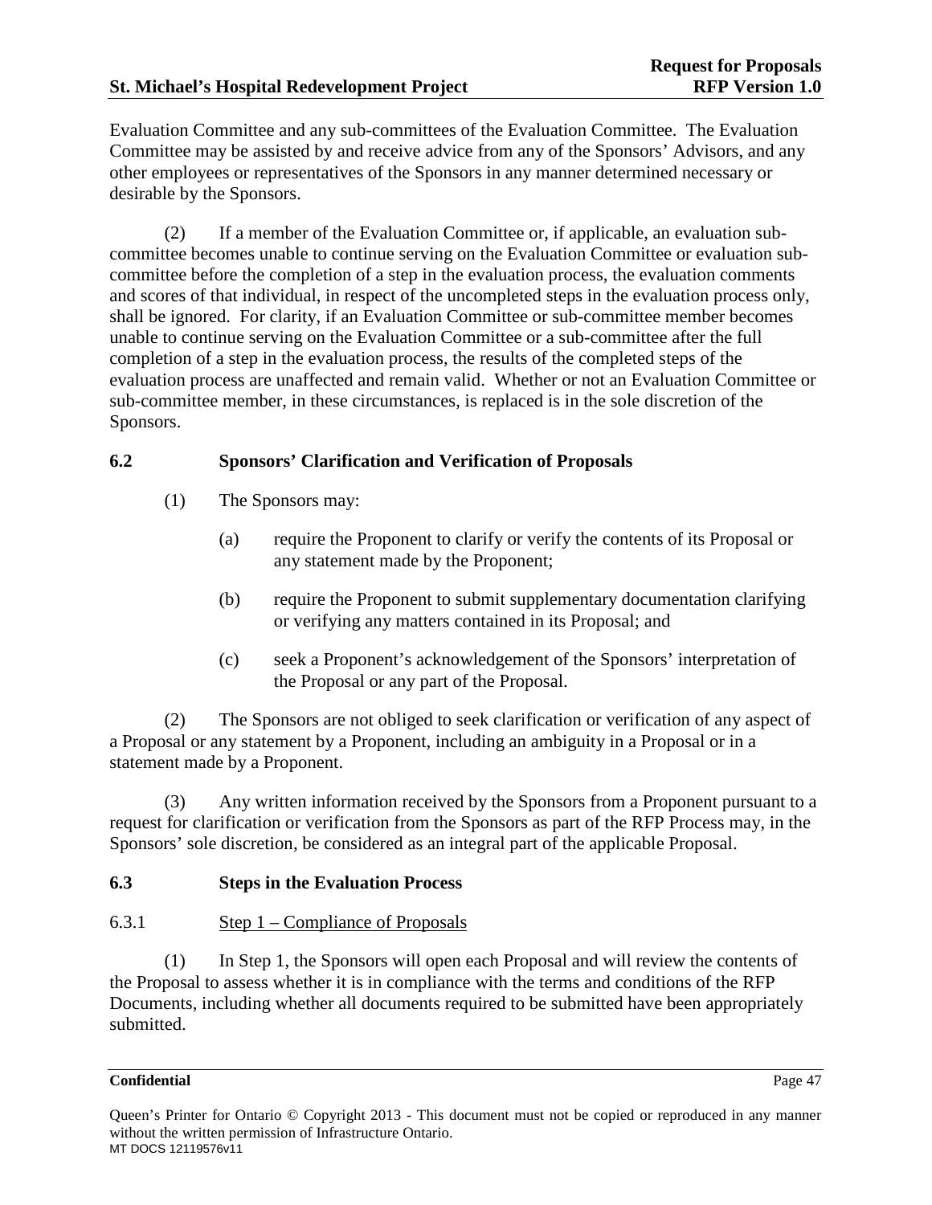Evaluation Committee and any sub-committees of the Evaluation Committee. The Evaluation Committee may be assisted by and receive advice from any of the Sponsors' Advisors, and any other employees or representatives of the Sponsors in any manner determined necessary or desirable by the Sponsors.

(2) If a member of the Evaluation Committee or, if applicable, an evaluation sub-committee becomes unable to continue serving on the Evaluation Committee or evaluation sub-committee before the completion of a step in the evaluation process, the evaluation comments and scores of that individual, in respect of the uncompleted steps in the evaluation process only, shall be ignored. For clarity, if an Evaluation Committee or sub-committee member becomes unable to continue serving on the Evaluation Committee or a sub-committee after the full completion of a step in the evaluation process, the results of the completed steps of the evaluation process are unaffected and remain valid. Whether or not an Evaluation Committee or sub-committee member, in these circumstances, is replaced is in the sole discretion of the Sponsors.

## 6.2 Sponsors' Clarification and Verification of Proposals

(1) The Sponsors may:

(a) require the Proponent to clarify or verify the contents of its Proposal or any statement made by the Proponent;

(b) require the Proponent to submit supplementary documentation clarifying or verifying any matters contained in its Proposal; and

(c) seek a Proponent's acknowledgement of the Sponsors' interpretation of the Proposal or any part of the Proposal.

(2) The Sponsors are not obliged to seek clarification or verification of any aspect of a Proposal or any statement by a Proponent, including an ambiguity in a Proposal or in a statement made by a Proponent.

(3) Any written information received by the Sponsors from a Proponent pursuant to a request for clarification or verification from the Sponsors as part of the RFP Process may, in the Sponsors' sole discretion, be considered as an integral part of the applicable Proposal.

## 6.3 Steps in the Evaluation Process

### 6.3.1 Step 1 – Compliance of Proposals

(1) In Step 1, the Sponsors will open each Proposal and will review the contents of the Proposal to assess whether it is in compliance with the terms and conditions of the RFP Documents, including whether all documents required to be submitted have been appropriately submitted.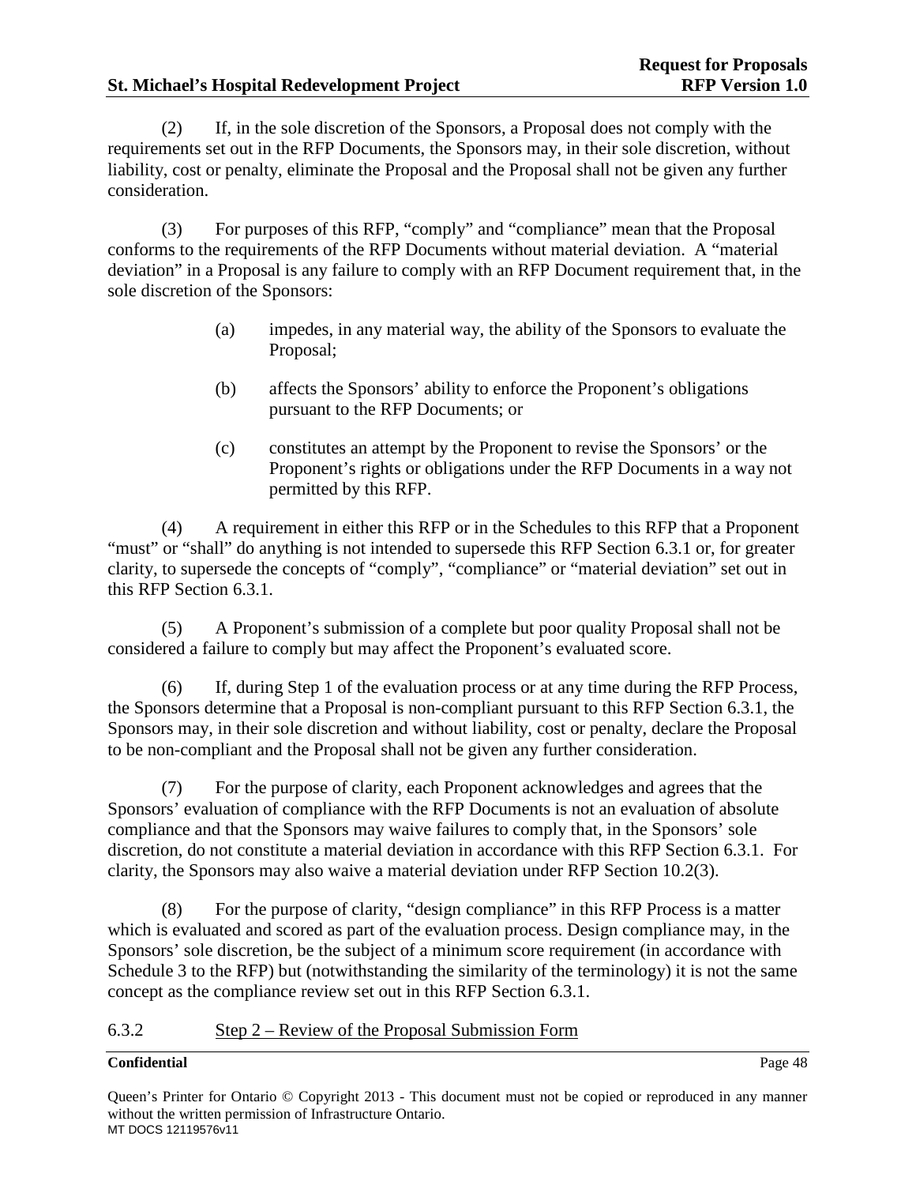(2) If, in the sole discretion of the Sponsors, a Proposal does not comply with the requirements set out in the RFP Documents, the Sponsors may, in their sole discretion, without liability, cost or penalty, eliminate the Proposal and the Proposal shall not be given any further consideration.

(3) For purposes of this RFP, "comply" and "compliance" mean that the Proposal conforms to the requirements of the RFP Documents without material deviation. A "material deviation" in a Proposal is any failure to comply with an RFP Document requirement that, in the sole discretion of the Sponsors:

> (a) impedes, in any material way, the ability of the Sponsors to evaluate the Proposal;
>
> (b) affects the Sponsors' ability to enforce the Proponent's obligations pursuant to the RFP Documents; or
>
> (c) constitutes an attempt by the Proponent to revise the Sponsors' or the Proponent's rights or obligations under the RFP Documents in a way not permitted by this RFP.

(4) A requirement in either this RFP or in the Schedules to this RFP that a Proponent "must" or "shall" do anything is not intended to supersede this RFP Section 6.3.1 or, for greater clarity, to supersede the concepts of "comply", "compliance" or "material deviation" set out in this RFP Section 6.3.1.

(5) A Proponent's submission of a complete but poor quality Proposal shall not be considered a failure to comply but may affect the Proponent's evaluated score.

(6) If, during Step 1 of the evaluation process or at any time during the RFP Process, the Sponsors determine that a Proposal is non-compliant pursuant to this RFP Section 6.3.1, the Sponsors may, in their sole discretion and without liability, cost or penalty, declare the Proposal to be non-compliant and the Proposal shall not be given any further consideration.

(7) For the purpose of clarity, each Proponent acknowledges and agrees that the Sponsors' evaluation of compliance with the RFP Documents is not an evaluation of absolute compliance and that the Sponsors may waive failures to comply that, in the Sponsors' sole discretion, do not constitute a material deviation in accordance with this RFP Section 6.3.1. For clarity, the Sponsors may also waive a material deviation under RFP Section 10.2(3).

(8) For the purpose of clarity, "design compliance" in this RFP Process is a matter which is evaluated and scored as part of the evaluation process. Design compliance may, in the Sponsors' sole discretion, be the subject of a minimum score requirement (in accordance with Schedule 3 to the RFP) but (notwithstanding the similarity of the terminology) it is not the same concept as the compliance review set out in this RFP Section 6.3.1.

### 6.3.2 Step 2 – Review of the Proposal Submission Form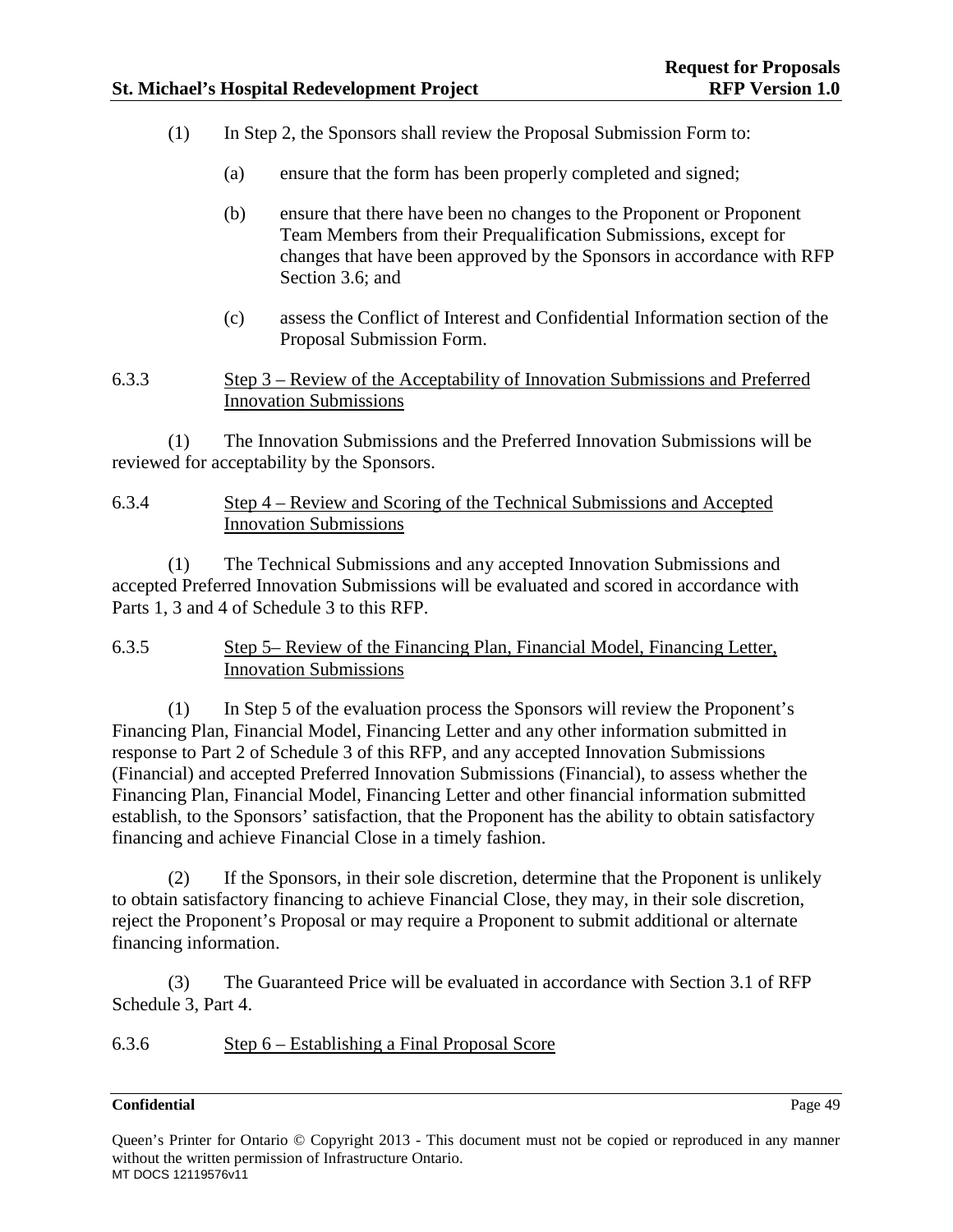(1) In Step 2, the Sponsors shall review the Proposal Submission Form to:

(a) ensure that the form has been properly completed and signed;

(b) ensure that there have been no changes to the Proponent or Proponent Team Members from their Prequalification Submissions, except for changes that have been approved by the Sponsors in accordance with RFP Section 3.6; and

(c) assess the Conflict of Interest and Confidential Information section of the Proposal Submission Form.

6.3.3 Step 3 – Review of the Acceptability of Innovation Submissions and Preferred Innovation Submissions

(1) The Innovation Submissions and the Preferred Innovation Submissions will be reviewed for acceptability by the Sponsors.

6.3.4 Step 4 – Review and Scoring of the Technical Submissions and Accepted Innovation Submissions

(1) The Technical Submissions and any accepted Innovation Submissions and accepted Preferred Innovation Submissions will be evaluated and scored in accordance with Parts 1, 3 and 4 of Schedule 3 to this RFP.

6.3.5 Step 5– Review of the Financing Plan, Financial Model, Financing Letter, Innovation Submissions

(1) In Step 5 of the evaluation process the Sponsors will review the Proponent's Financing Plan, Financial Model, Financing Letter and any other information submitted in response to Part 2 of Schedule 3 of this RFP, and any accepted Innovation Submissions (Financial) and accepted Preferred Innovation Submissions (Financial), to assess whether the Financing Plan, Financial Model, Financing Letter and other financial information submitted establish, to the Sponsors' satisfaction, that the Proponent has the ability to obtain satisfactory financing and achieve Financial Close in a timely fashion.

(2) If the Sponsors, in their sole discretion, determine that the Proponent is unlikely to obtain satisfactory financing to achieve Financial Close, they may, in their sole discretion, reject the Proponent's Proposal or may require a Proponent to submit additional or alternate financing information.

(3) The Guaranteed Price will be evaluated in accordance with Section 3.1 of RFP Schedule 3, Part 4.

6.3.6 Step 6 – Establishing a Final Proposal Score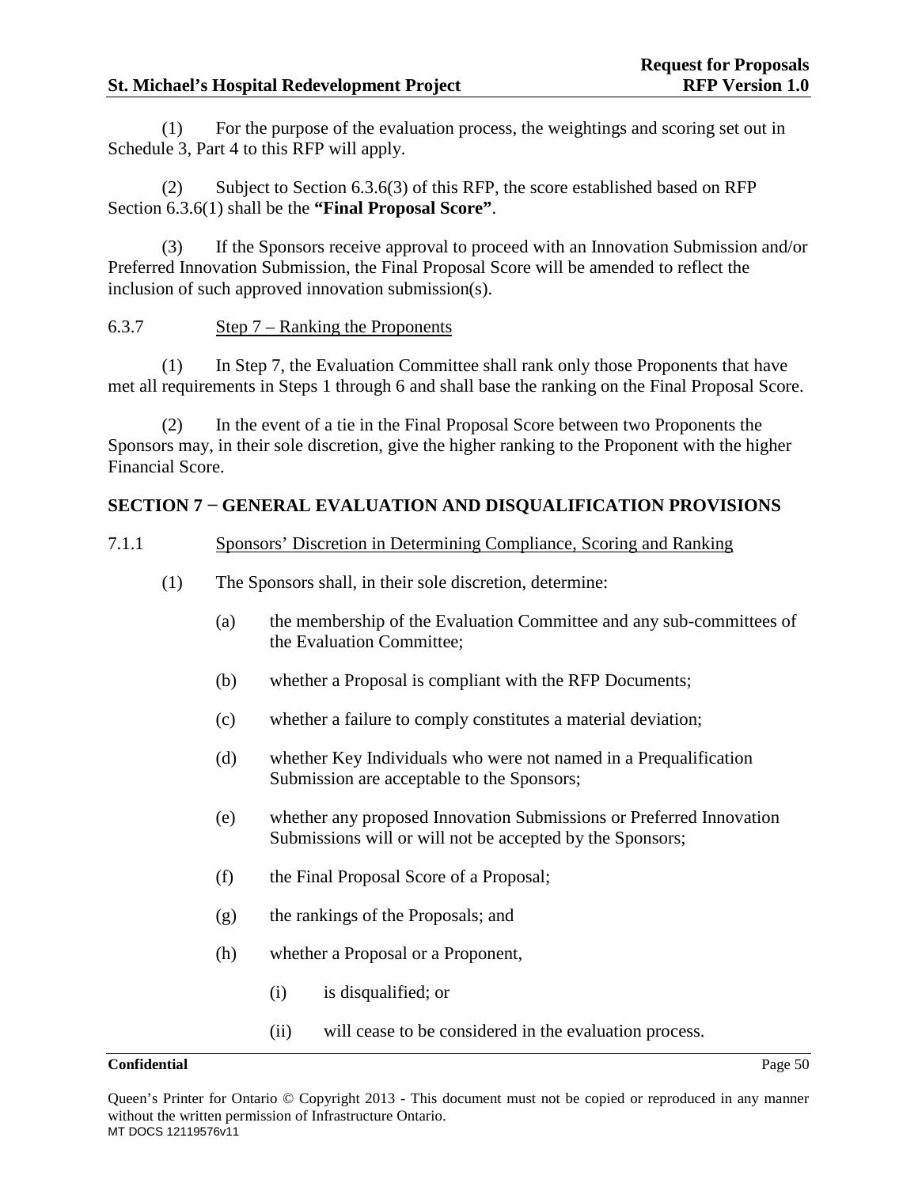(1) For the purpose of the evaluation process, the weightings and scoring set out in Schedule 3, Part 4 to this RFP will apply.

(2) Subject to Section 6.3.6(3) of this RFP, the score established based on RFP Section 6.3.6(1) shall be the **"Final Proposal Score"**.

(3) If the Sponsors receive approval to proceed with an Innovation Submission and/or Preferred Innovation Submission, the Final Proposal Score will be amended to reflect the inclusion of such approved innovation submission(s).

6.3.7 Step 7 – Ranking the Proponents

(1) In Step 7, the Evaluation Committee shall rank only those Proponents that have met all requirements in Steps 1 through 6 and shall base the ranking on the Final Proposal Score.

(2) In the event of a tie in the Final Proposal Score between two Proponents the Sponsors may, in their sole discretion, give the higher ranking to the Proponent with the higher Financial Score.

## SECTION 7 − GENERAL EVALUATION AND DISQUALIFICATION PROVISIONS

7.1.1 Sponsors' Discretion in Determining Compliance, Scoring and Ranking

(1) The Sponsors shall, in their sole discretion, determine:

- (a) the membership of the Evaluation Committee and any sub-committees of the Evaluation Committee;
- (b) whether a Proposal is compliant with the RFP Documents;
- (c) whether a failure to comply constitutes a material deviation;
- (d) whether Key Individuals who were not named in a Prequalification Submission are acceptable to the Sponsors;
- (e) whether any proposed Innovation Submissions or Preferred Innovation Submissions will or will not be accepted by the Sponsors;
- (f) the Final Proposal Score of a Proposal;
- (g) the rankings of the Proposals; and
- (h) whether a Proposal or a Proponent,
  - (i) is disqualified; or
  - (ii) will cease to be considered in the evaluation process.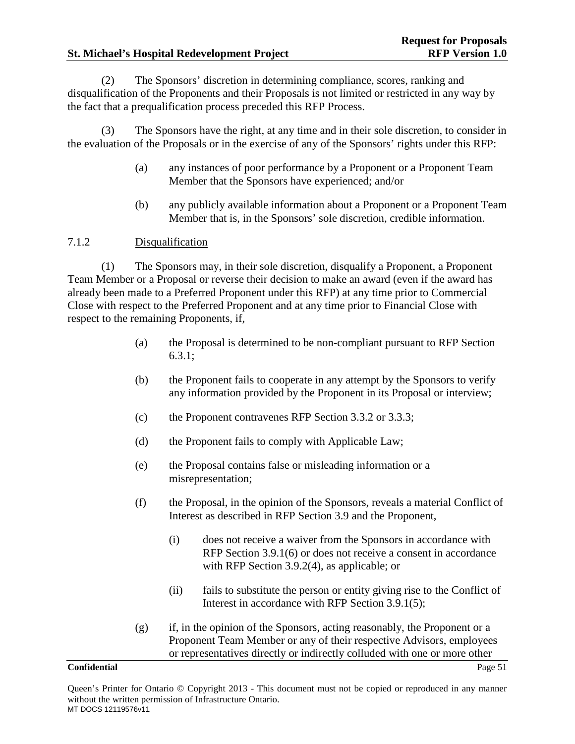(2) The Sponsors' discretion in determining compliance, scores, ranking and disqualification of the Proponents and their Proposals is not limited or restricted in any way by the fact that a prequalification process preceded this RFP Process.

(3) The Sponsors have the right, at any time and in their sole discretion, to consider in the evaluation of the Proposals or in the exercise of any of the Sponsors' rights under this RFP:

(a) any instances of poor performance by a Proponent or a Proponent Team Member that the Sponsors have experienced; and/or

(b) any publicly available information about a Proponent or a Proponent Team Member that is, in the Sponsors' sole discretion, credible information.

7.1.2 Disqualification

(1) The Sponsors may, in their sole discretion, disqualify a Proponent, a Proponent Team Member or a Proposal or reverse their decision to make an award (even if the award has already been made to a Preferred Proponent under this RFP) at any time prior to Commercial Close with respect to the Preferred Proponent and at any time prior to Financial Close with respect to the remaining Proponents, if,

(a) the Proposal is determined to be non-compliant pursuant to RFP Section 6.3.1;

(b) the Proponent fails to cooperate in any attempt by the Sponsors to verify any information provided by the Proponent in its Proposal or interview;

(c) the Proponent contravenes RFP Section 3.3.2 or 3.3.3;

(d) the Proponent fails to comply with Applicable Law;

(e) the Proposal contains false or misleading information or a misrepresentation;

(f) the Proposal, in the opinion of the Sponsors, reveals a material Conflict of Interest as described in RFP Section 3.9 and the Proponent,

(i) does not receive a waiver from the Sponsors in accordance with RFP Section 3.9.1(6) or does not receive a consent in accordance with RFP Section 3.9.2(4), as applicable; or

(ii) fails to substitute the person or entity giving rise to the Conflict of Interest in accordance with RFP Section 3.9.1(5);

(g) if, in the opinion of the Sponsors, acting reasonably, the Proponent or a Proponent Team Member or any of their respective Advisors, employees or representatives directly or indirectly colluded with one or more other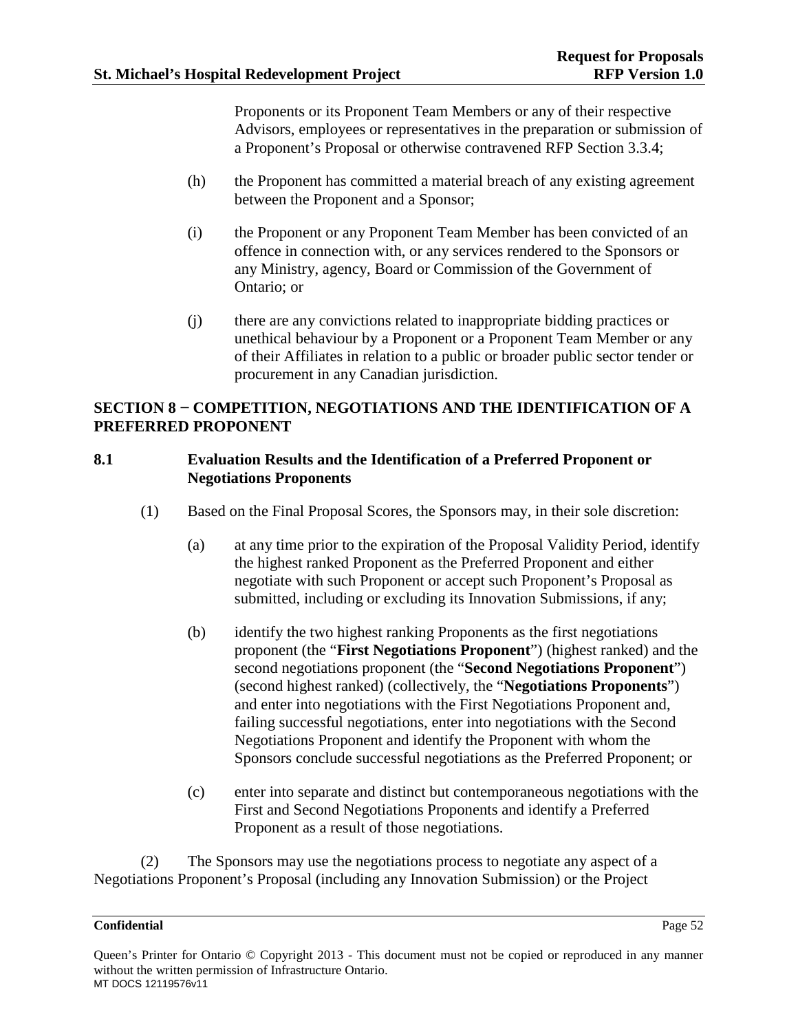Proponents or its Proponent Team Members or any of their respective Advisors, employees or representatives in the preparation or submission of a Proponent's Proposal or otherwise contravened RFP Section 3.3.4;

(h) the Proponent has committed a material breach of any existing agreement between the Proponent and a Sponsor;

(i) the Proponent or any Proponent Team Member has been convicted of an offence in connection with, or any services rendered to the Sponsors or any Ministry, agency, Board or Commission of the Government of Ontario; or

(j) there are any convictions related to inappropriate bidding practices or unethical behaviour by a Proponent or a Proponent Team Member or any of their Affiliates in relation to a public or broader public sector tender or procurement in any Canadian jurisdiction.

## SECTION 8 − COMPETITION, NEGOTIATIONS AND THE IDENTIFICATION OF A PREFERRED PROPONENT

### 8.1 Evaluation Results and the Identification of a Preferred Proponent or Negotiations Proponents

(1) Based on the Final Proposal Scores, the Sponsors may, in their sole discretion:

(a) at any time prior to the expiration of the Proposal Validity Period, identify the highest ranked Proponent as the Preferred Proponent and either negotiate with such Proponent or accept such Proponent's Proposal as submitted, including or excluding its Innovation Submissions, if any;

(b) identify the two highest ranking Proponents as the first negotiations proponent (the "**First Negotiations Proponent**") (highest ranked) and the second negotiations proponent (the "**Second Negotiations Proponent**") (second highest ranked) (collectively, the "**Negotiations Proponents**") and enter into negotiations with the First Negotiations Proponent and, failing successful negotiations, enter into negotiations with the Second Negotiations Proponent and identify the Proponent with whom the Sponsors conclude successful negotiations as the Preferred Proponent; or

(c) enter into separate and distinct but contemporaneous negotiations with the First and Second Negotiations Proponents and identify a Preferred Proponent as a result of those negotiations.

(2) The Sponsors may use the negotiations process to negotiate any aspect of a Negotiations Proponent's Proposal (including any Innovation Submission) or the Project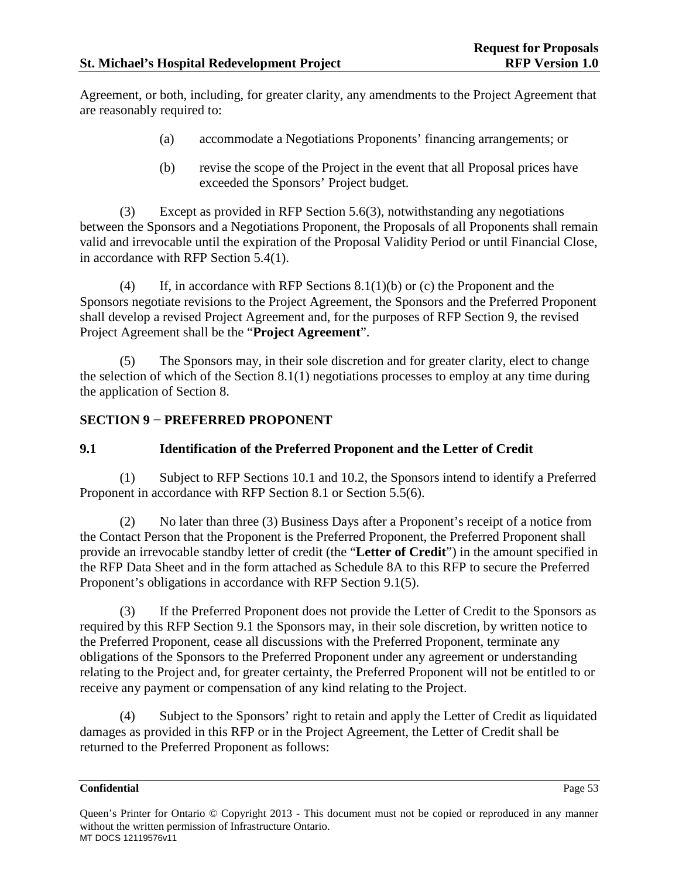Agreement, or both, including, for greater clarity, any amendments to the Project Agreement that are reasonably required to:

(a) accommodate a Negotiations Proponents' financing arrangements; or

(b) revise the scope of the Project in the event that all Proposal prices have exceeded the Sponsors' Project budget.

(3) Except as provided in RFP Section 5.6(3), notwithstanding any negotiations between the Sponsors and a Negotiations Proponent, the Proposals of all Proponents shall remain valid and irrevocable until the expiration of the Proposal Validity Period or until Financial Close, in accordance with RFP Section 5.4(1).

(4) If, in accordance with RFP Sections 8.1(1)(b) or (c) the Proponent and the Sponsors negotiate revisions to the Project Agreement, the Sponsors and the Preferred Proponent shall develop a revised Project Agreement and, for the purposes of RFP Section 9, the revised Project Agreement shall be the "**Project Agreement**".

(5) The Sponsors may, in their sole discretion and for greater clarity, elect to change the selection of which of the Section 8.1(1) negotiations processes to employ at any time during the application of Section 8.

## SECTION 9 − PREFERRED PROPONENT

### 9.1 Identification of the Preferred Proponent and the Letter of Credit

(1) Subject to RFP Sections 10.1 and 10.2, the Sponsors intend to identify a Preferred Proponent in accordance with RFP Section 8.1 or Section 5.5(6).

(2) No later than three (3) Business Days after a Proponent's receipt of a notice from the Contact Person that the Proponent is the Preferred Proponent, the Preferred Proponent shall provide an irrevocable standby letter of credit (the "**Letter of Credit**") in the amount specified in the RFP Data Sheet and in the form attached as Schedule 8A to this RFP to secure the Preferred Proponent's obligations in accordance with RFP Section 9.1(5).

(3) If the Preferred Proponent does not provide the Letter of Credit to the Sponsors as required by this RFP Section 9.1 the Sponsors may, in their sole discretion, by written notice to the Preferred Proponent, cease all discussions with the Preferred Proponent, terminate any obligations of the Sponsors to the Preferred Proponent under any agreement or understanding relating to the Project and, for greater certainty, the Preferred Proponent will not be entitled to or receive any payment or compensation of any kind relating to the Project.

(4) Subject to the Sponsors' right to retain and apply the Letter of Credit as liquidated damages as provided in this RFP or in the Project Agreement, the Letter of Credit shall be returned to the Preferred Proponent as follows: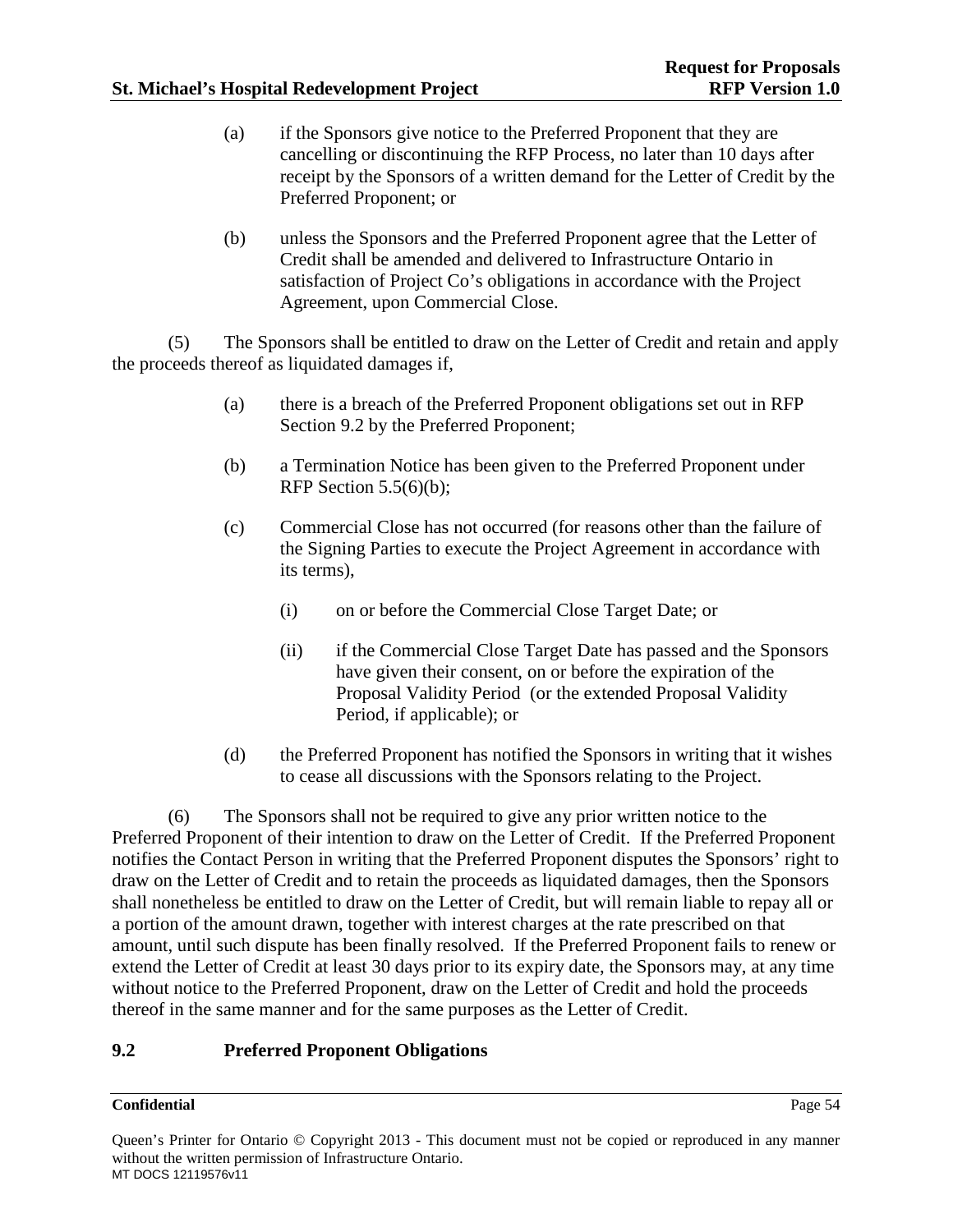(a) if the Sponsors give notice to the Preferred Proponent that they are cancelling or discontinuing the RFP Process, no later than 10 days after receipt by the Sponsors of a written demand for the Letter of Credit by the Preferred Proponent; or

(b) unless the Sponsors and the Preferred Proponent agree that the Letter of Credit shall be amended and delivered to Infrastructure Ontario in satisfaction of Project Co's obligations in accordance with the Project Agreement, upon Commercial Close.

(5) The Sponsors shall be entitled to draw on the Letter of Credit and retain and apply the proceeds thereof as liquidated damages if,

(a) there is a breach of the Preferred Proponent obligations set out in RFP Section 9.2 by the Preferred Proponent;

(b) a Termination Notice has been given to the Preferred Proponent under RFP Section 5.5(6)(b);

(c) Commercial Close has not occurred (for reasons other than the failure of the Signing Parties to execute the Project Agreement in accordance with its terms),

(i) on or before the Commercial Close Target Date; or

(ii) if the Commercial Close Target Date has passed and the Sponsors have given their consent, on or before the expiration of the Proposal Validity Period (or the extended Proposal Validity Period, if applicable); or

(d) the Preferred Proponent has notified the Sponsors in writing that it wishes to cease all discussions with the Sponsors relating to the Project.

(6) The Sponsors shall not be required to give any prior written notice to the Preferred Proponent of their intention to draw on the Letter of Credit. If the Preferred Proponent notifies the Contact Person in writing that the Preferred Proponent disputes the Sponsors' right to draw on the Letter of Credit and to retain the proceeds as liquidated damages, then the Sponsors shall nonetheless be entitled to draw on the Letter of Credit, but will remain liable to repay all or a portion of the amount drawn, together with interest charges at the rate prescribed on that amount, until such dispute has been finally resolved. If the Preferred Proponent fails to renew or extend the Letter of Credit at least 30 days prior to its expiry date, the Sponsors may, at any time without notice to the Preferred Proponent, draw on the Letter of Credit and hold the proceeds thereof in the same manner and for the same purposes as the Letter of Credit.

## 9.2 Preferred Proponent Obligations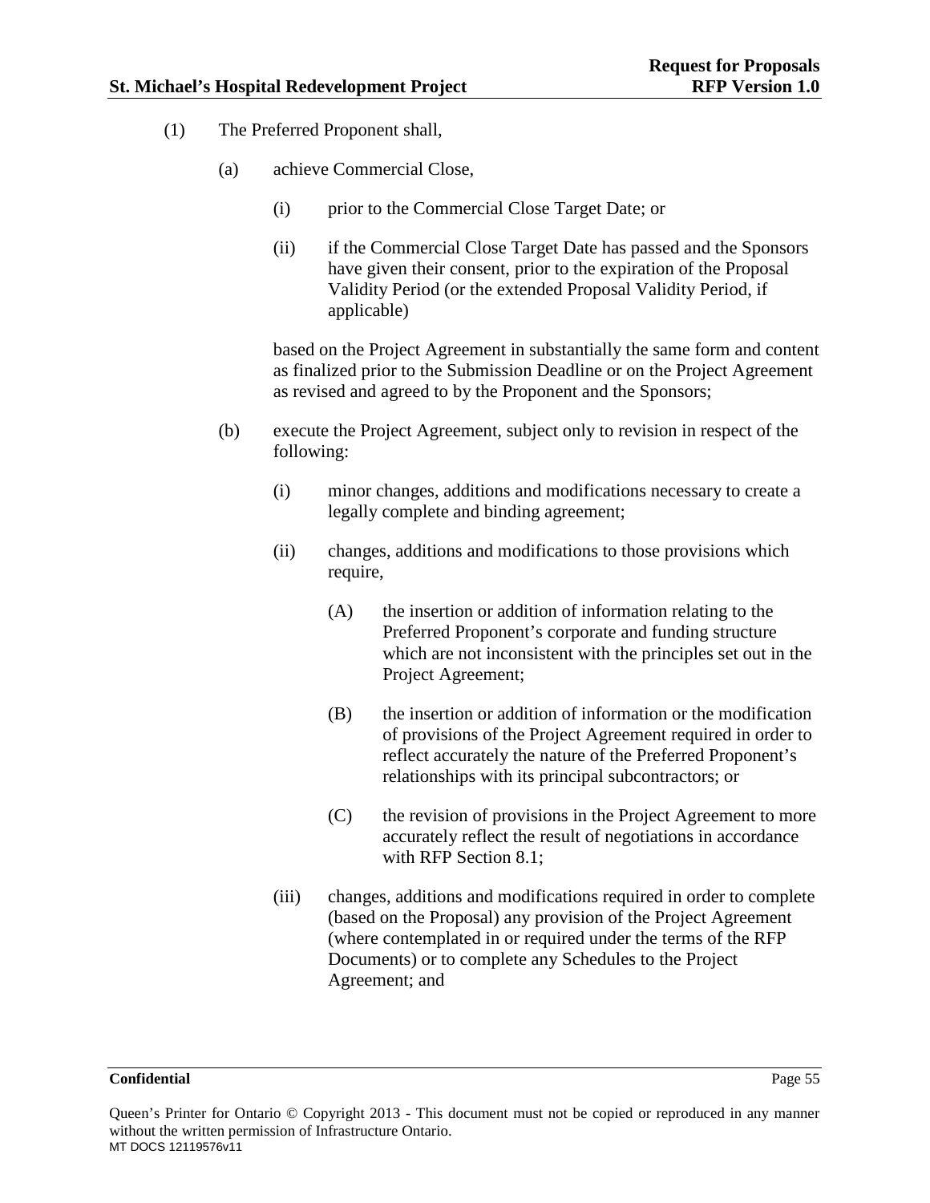(1) The Preferred Proponent shall,

(a) achieve Commercial Close,

(i) prior to the Commercial Close Target Date; or

(ii) if the Commercial Close Target Date has passed and the Sponsors have given their consent, prior to the expiration of the Proposal Validity Period (or the extended Proposal Validity Period, if applicable)

based on the Project Agreement in substantially the same form and content as finalized prior to the Submission Deadline or on the Project Agreement as revised and agreed to by the Proponent and the Sponsors;

(b) execute the Project Agreement, subject only to revision in respect of the following:

(i) minor changes, additions and modifications necessary to create a legally complete and binding agreement;

(ii) changes, additions and modifications to those provisions which require,

(A) the insertion or addition of information relating to the Preferred Proponent's corporate and funding structure which are not inconsistent with the principles set out in the Project Agreement;

(B) the insertion or addition of information or the modification of provisions of the Project Agreement required in order to reflect accurately the nature of the Preferred Proponent's relationships with its principal subcontractors; or

(C) the revision of provisions in the Project Agreement to more accurately reflect the result of negotiations in accordance with RFP Section 8.1;

(iii) changes, additions and modifications required in order to complete (based on the Proposal) any provision of the Project Agreement (where contemplated in or required under the terms of the RFP Documents) or to complete any Schedules to the Project Agreement; and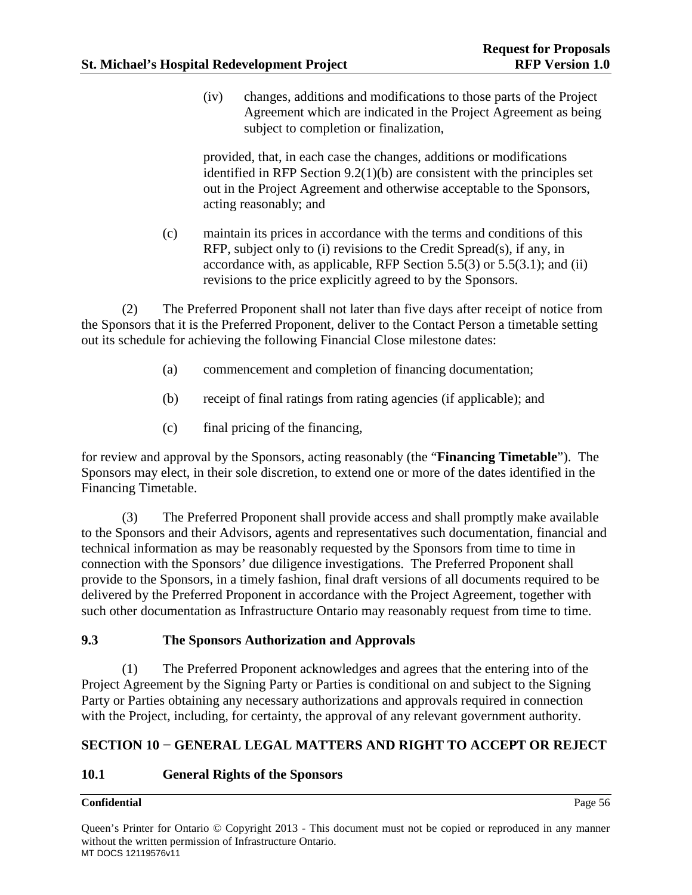(iv) changes, additions and modifications to those parts of the Project Agreement which are indicated in the Project Agreement as being subject to completion or finalization,

provided, that, in each case the changes, additions or modifications identified in RFP Section 9.2(1)(b) are consistent with the principles set out in the Project Agreement and otherwise acceptable to the Sponsors, acting reasonably; and

(c) maintain its prices in accordance with the terms and conditions of this RFP, subject only to (i) revisions to the Credit Spread(s), if any, in accordance with, as applicable, RFP Section 5.5(3) or 5.5(3.1); and (ii) revisions to the price explicitly agreed to by the Sponsors.

(2) The Preferred Proponent shall not later than five days after receipt of notice from the Sponsors that it is the Preferred Proponent, deliver to the Contact Person a timetable setting out its schedule for achieving the following Financial Close milestone dates:

(a) commencement and completion of financing documentation;

(b) receipt of final ratings from rating agencies (if applicable); and

(c) final pricing of the financing,

for review and approval by the Sponsors, acting reasonably (the "**Financing Timetable**"). The Sponsors may elect, in their sole discretion, to extend one or more of the dates identified in the Financing Timetable.

(3) The Preferred Proponent shall provide access and shall promptly make available to the Sponsors and their Advisors, agents and representatives such documentation, financial and technical information as may be reasonably requested by the Sponsors from time to time in connection with the Sponsors' due diligence investigations. The Preferred Proponent shall provide to the Sponsors, in a timely fashion, final draft versions of all documents required to be delivered by the Preferred Proponent in accordance with the Project Agreement, together with such other documentation as Infrastructure Ontario may reasonably request from time to time.

### 9.3 The Sponsors Authorization and Approvals

(1) The Preferred Proponent acknowledges and agrees that the entering into of the Project Agreement by the Signing Party or Parties is conditional on and subject to the Signing Party or Parties obtaining any necessary authorizations and approvals required in connection with the Project, including, for certainty, the approval of any relevant government authority.

## SECTION 10 − GENERAL LEGAL MATTERS AND RIGHT TO ACCEPT OR REJECT

### 10.1 General Rights of the Sponsors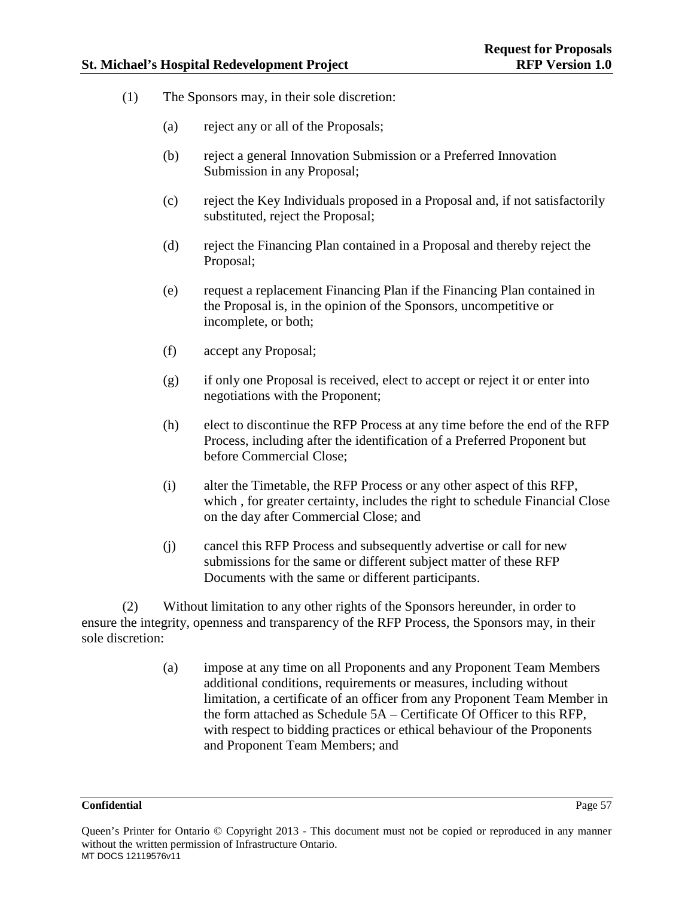(1) The Sponsors may, in their sole discretion:

(a) reject any or all of the Proposals;

(b) reject a general Innovation Submission or a Preferred Innovation Submission in any Proposal;

(c) reject the Key Individuals proposed in a Proposal and, if not satisfactorily substituted, reject the Proposal;

(d) reject the Financing Plan contained in a Proposal and thereby reject the Proposal;

(e) request a replacement Financing Plan if the Financing Plan contained in the Proposal is, in the opinion of the Sponsors, uncompetitive or incomplete, or both;

(f) accept any Proposal;

(g) if only one Proposal is received, elect to accept or reject it or enter into negotiations with the Proponent;

(h) elect to discontinue the RFP Process at any time before the end of the RFP Process, including after the identification of a Preferred Proponent but before Commercial Close;

(i) alter the Timetable, the RFP Process or any other aspect of this RFP, which , for greater certainty, includes the right to schedule Financial Close on the day after Commercial Close; and

(j) cancel this RFP Process and subsequently advertise or call for new submissions for the same or different subject matter of these RFP Documents with the same or different participants.

(2) Without limitation to any other rights of the Sponsors hereunder, in order to ensure the integrity, openness and transparency of the RFP Process, the Sponsors may, in their sole discretion:

(a) impose at any time on all Proponents and any Proponent Team Members additional conditions, requirements or measures, including without limitation, a certificate of an officer from any Proponent Team Member in the form attached as Schedule 5A – Certificate Of Officer to this RFP, with respect to bidding practices or ethical behaviour of the Proponents and Proponent Team Members; and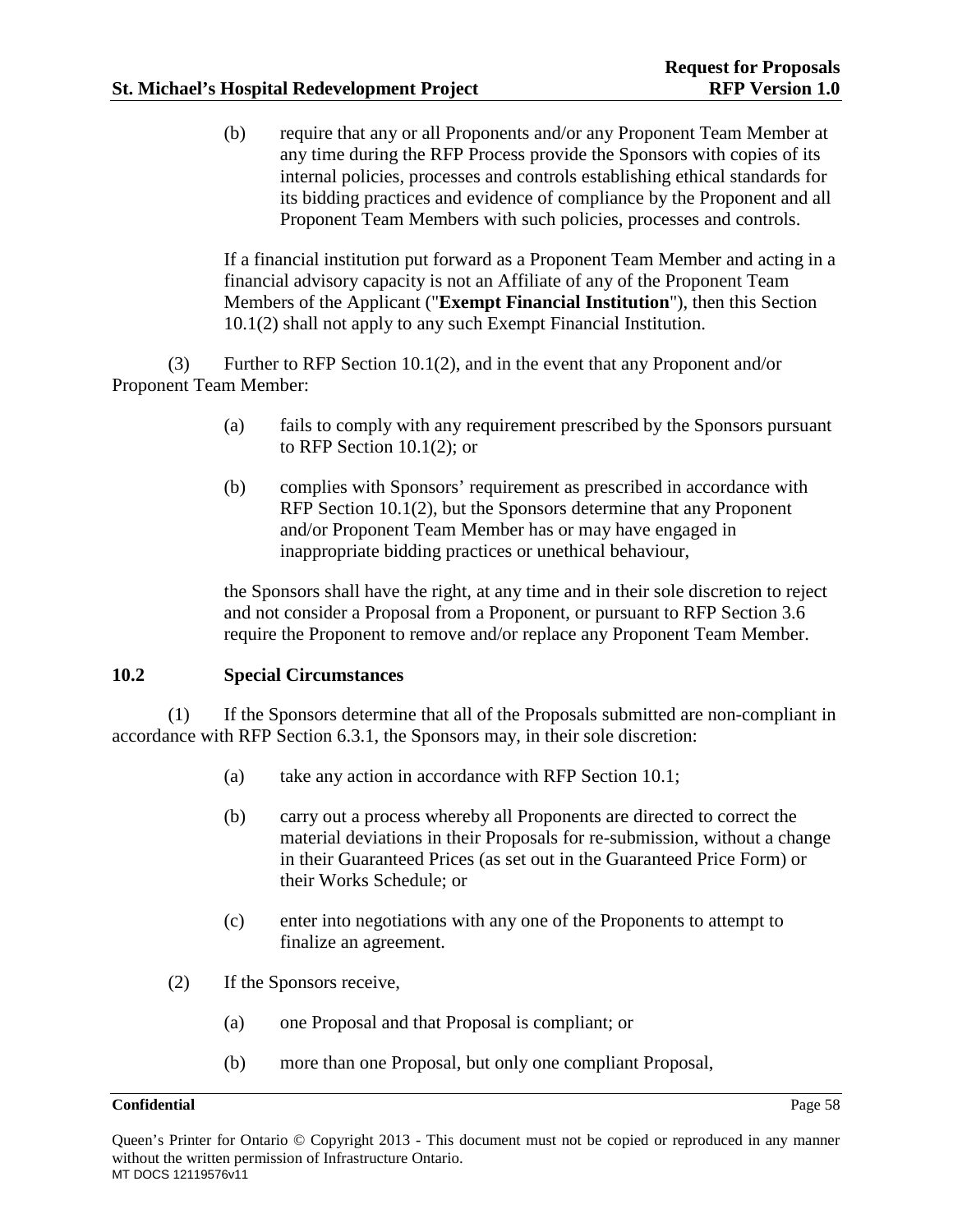(b) require that any or all Proponents and/or any Proponent Team Member at any time during the RFP Process provide the Sponsors with copies of its internal policies, processes and controls establishing ethical standards for its bidding practices and evidence of compliance by the Proponent and all Proponent Team Members with such policies, processes and controls.

If a financial institution put forward as a Proponent Team Member and acting in a financial advisory capacity is not an Affiliate of any of the Proponent Team Members of the Applicant ("**Exempt Financial Institution**"), then this Section 10.1(2) shall not apply to any such Exempt Financial Institution.

(3) Further to RFP Section 10.1(2), and in the event that any Proponent and/or Proponent Team Member:

(a) fails to comply with any requirement prescribed by the Sponsors pursuant to RFP Section 10.1(2); or

(b) complies with Sponsors' requirement as prescribed in accordance with RFP Section 10.1(2), but the Sponsors determine that any Proponent and/or Proponent Team Member has or may have engaged in inappropriate bidding practices or unethical behaviour,

the Sponsors shall have the right, at any time and in their sole discretion to reject and not consider a Proposal from a Proponent, or pursuant to RFP Section 3.6 require the Proponent to remove and/or replace any Proponent Team Member.

## 10.2 Special Circumstances

(1) If the Sponsors determine that all of the Proposals submitted are non-compliant in accordance with RFP Section 6.3.1, the Sponsors may, in their sole discretion:

(a) take any action in accordance with RFP Section 10.1;

(b) carry out a process whereby all Proponents are directed to correct the material deviations in their Proposals for re-submission, without a change in their Guaranteed Prices (as set out in the Guaranteed Price Form) or their Works Schedule; or

(c) enter into negotiations with any one of the Proponents to attempt to finalize an agreement.

(2) If the Sponsors receive,

(a) one Proposal and that Proposal is compliant; or

(b) more than one Proposal, but only one compliant Proposal,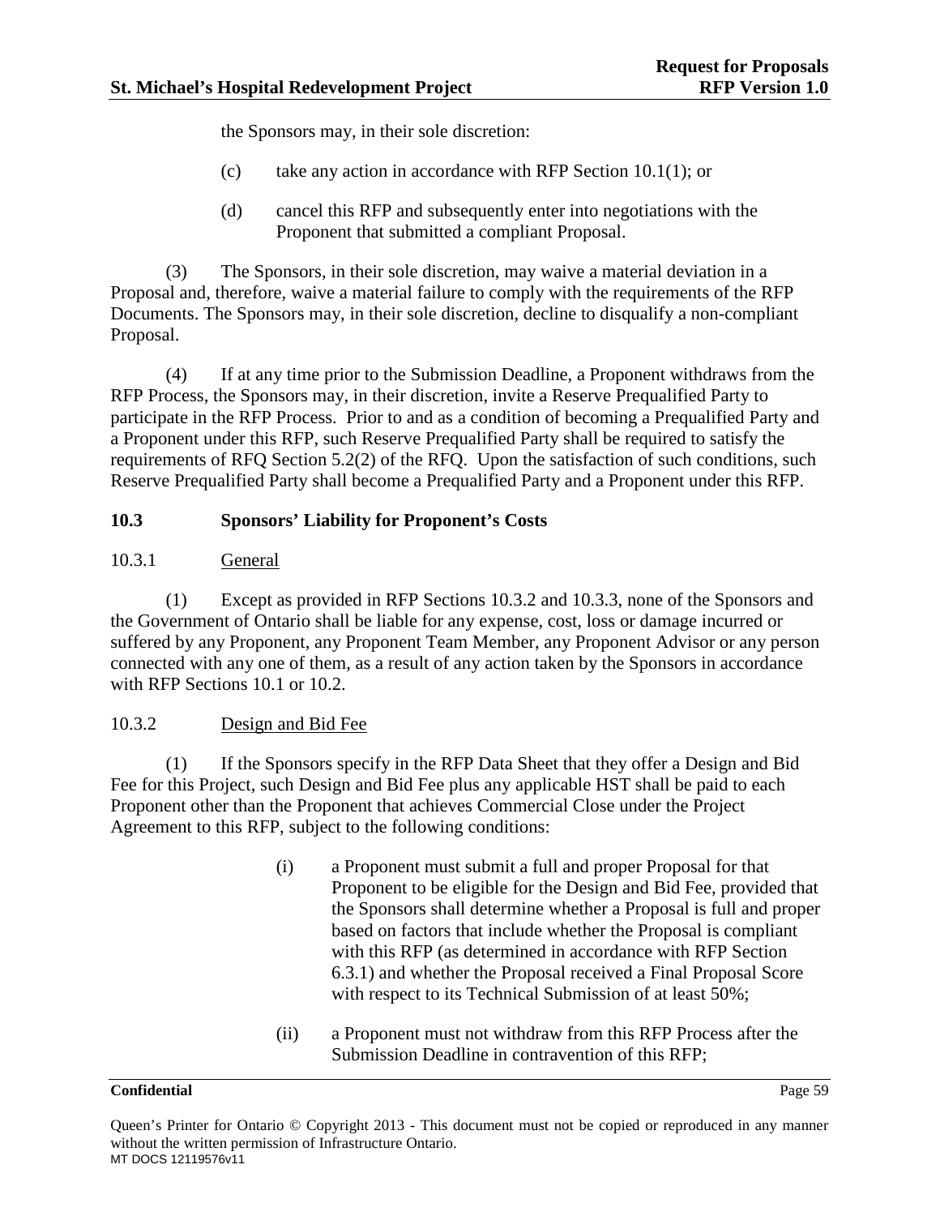the Sponsors may, in their sole discretion:

(c) take any action in accordance with RFP Section 10.1(1); or

(d) cancel this RFP and subsequently enter into negotiations with the Proponent that submitted a compliant Proposal.

(3) The Sponsors, in their sole discretion, may waive a material deviation in a Proposal and, therefore, waive a material failure to comply with the requirements of the RFP Documents. The Sponsors may, in their sole discretion, decline to disqualify a non-compliant Proposal.

(4) If at any time prior to the Submission Deadline, a Proponent withdraws from the RFP Process, the Sponsors may, in their discretion, invite a Reserve Prequalified Party to participate in the RFP Process. Prior to and as a condition of becoming a Prequalified Party and a Proponent under this RFP, such Reserve Prequalified Party shall be required to satisfy the requirements of RFQ Section 5.2(2) of the RFQ. Upon the satisfaction of such conditions, such Reserve Prequalified Party shall become a Prequalified Party and a Proponent under this RFP.

## 10.3 Sponsors' Liability for Proponent's Costs

### 10.3.1 General

(1) Except as provided in RFP Sections 10.3.2 and 10.3.3, none of the Sponsors and the Government of Ontario shall be liable for any expense, cost, loss or damage incurred or suffered by any Proponent, any Proponent Team Member, any Proponent Advisor or any person connected with any one of them, as a result of any action taken by the Sponsors in accordance with RFP Sections 10.1 or 10.2.

### 10.3.2 Design and Bid Fee

(1) If the Sponsors specify in the RFP Data Sheet that they offer a Design and Bid Fee for this Project, such Design and Bid Fee plus any applicable HST shall be paid to each Proponent other than the Proponent that achieves Commercial Close under the Project Agreement to this RFP, subject to the following conditions:

(i) a Proponent must submit a full and proper Proposal for that Proponent to be eligible for the Design and Bid Fee, provided that the Sponsors shall determine whether a Proposal is full and proper based on factors that include whether the Proposal is compliant with this RFP (as determined in accordance with RFP Section 6.3.1) and whether the Proposal received a Final Proposal Score with respect to its Technical Submission of at least 50%;

(ii) a Proponent must not withdraw from this RFP Process after the Submission Deadline in contravention of this RFP;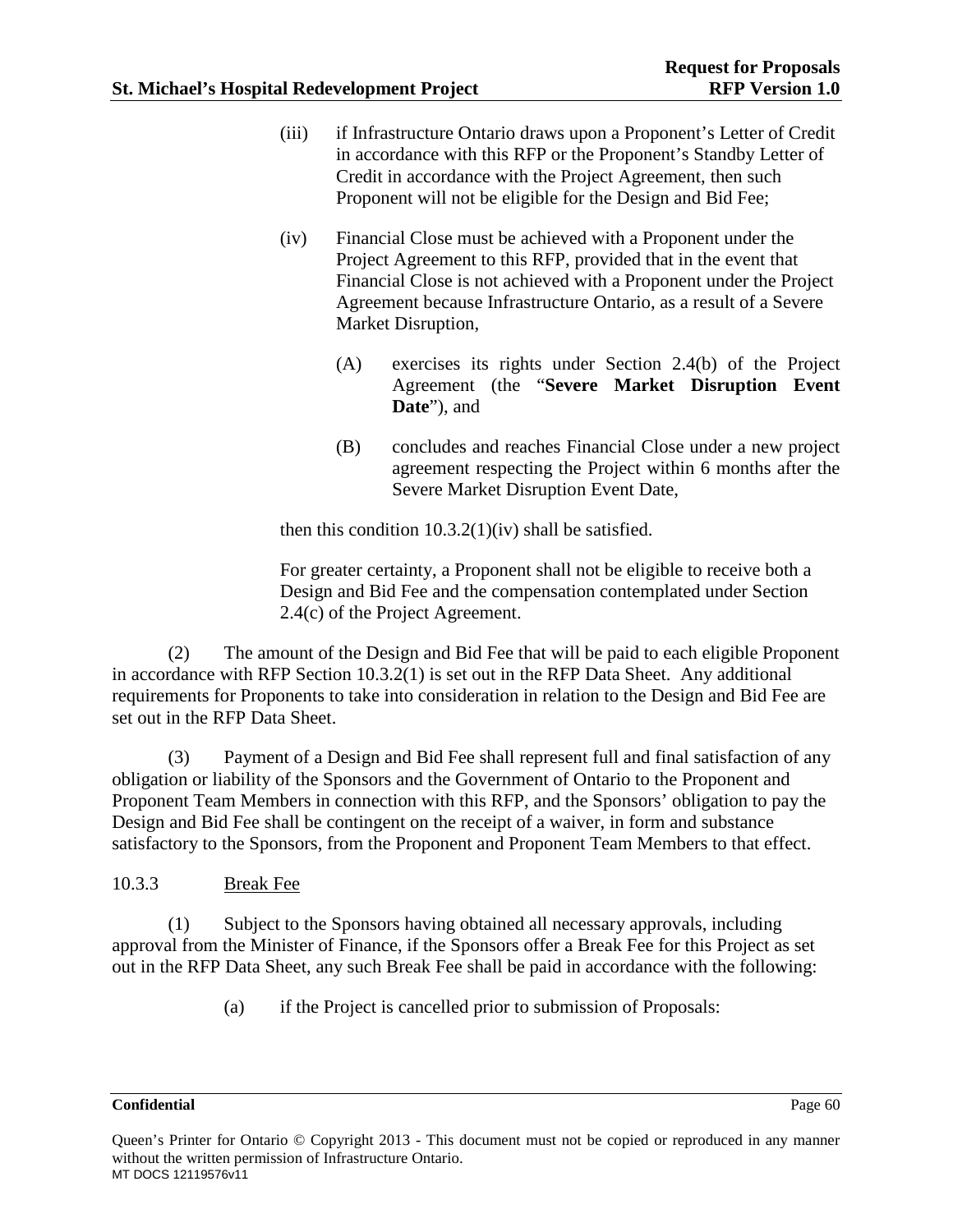(iii) if Infrastructure Ontario draws upon a Proponent's Letter of Credit in accordance with this RFP or the Proponent's Standby Letter of Credit in accordance with the Project Agreement, then such Proponent will not be eligible for the Design and Bid Fee;

(iv) Financial Close must be achieved with a Proponent under the Project Agreement to this RFP, provided that in the event that Financial Close is not achieved with a Proponent under the Project Agreement because Infrastructure Ontario, as a result of a Severe Market Disruption,

(A) exercises its rights under Section 2.4(b) of the Project Agreement (the "**Severe Market Disruption Event Date**"), and

(B) concludes and reaches Financial Close under a new project agreement respecting the Project within 6 months after the Severe Market Disruption Event Date,

then this condition 10.3.2(1)(iv) shall be satisfied.

For greater certainty, a Proponent shall not be eligible to receive both a Design and Bid Fee and the compensation contemplated under Section 2.4(c) of the Project Agreement.

(2) The amount of the Design and Bid Fee that will be paid to each eligible Proponent in accordance with RFP Section 10.3.2(1) is set out in the RFP Data Sheet. Any additional requirements for Proponents to take into consideration in relation to the Design and Bid Fee are set out in the RFP Data Sheet.

(3) Payment of a Design and Bid Fee shall represent full and final satisfaction of any obligation or liability of the Sponsors and the Government of Ontario to the Proponent and Proponent Team Members in connection with this RFP, and the Sponsors' obligation to pay the Design and Bid Fee shall be contingent on the receipt of a waiver, in form and substance satisfactory to the Sponsors, from the Proponent and Proponent Team Members to that effect.

10.3.3 Break Fee

(1) Subject to the Sponsors having obtained all necessary approvals, including approval from the Minister of Finance, if the Sponsors offer a Break Fee for this Project as set out in the RFP Data Sheet, any such Break Fee shall be paid in accordance with the following:

(a) if the Project is cancelled prior to submission of Proposals: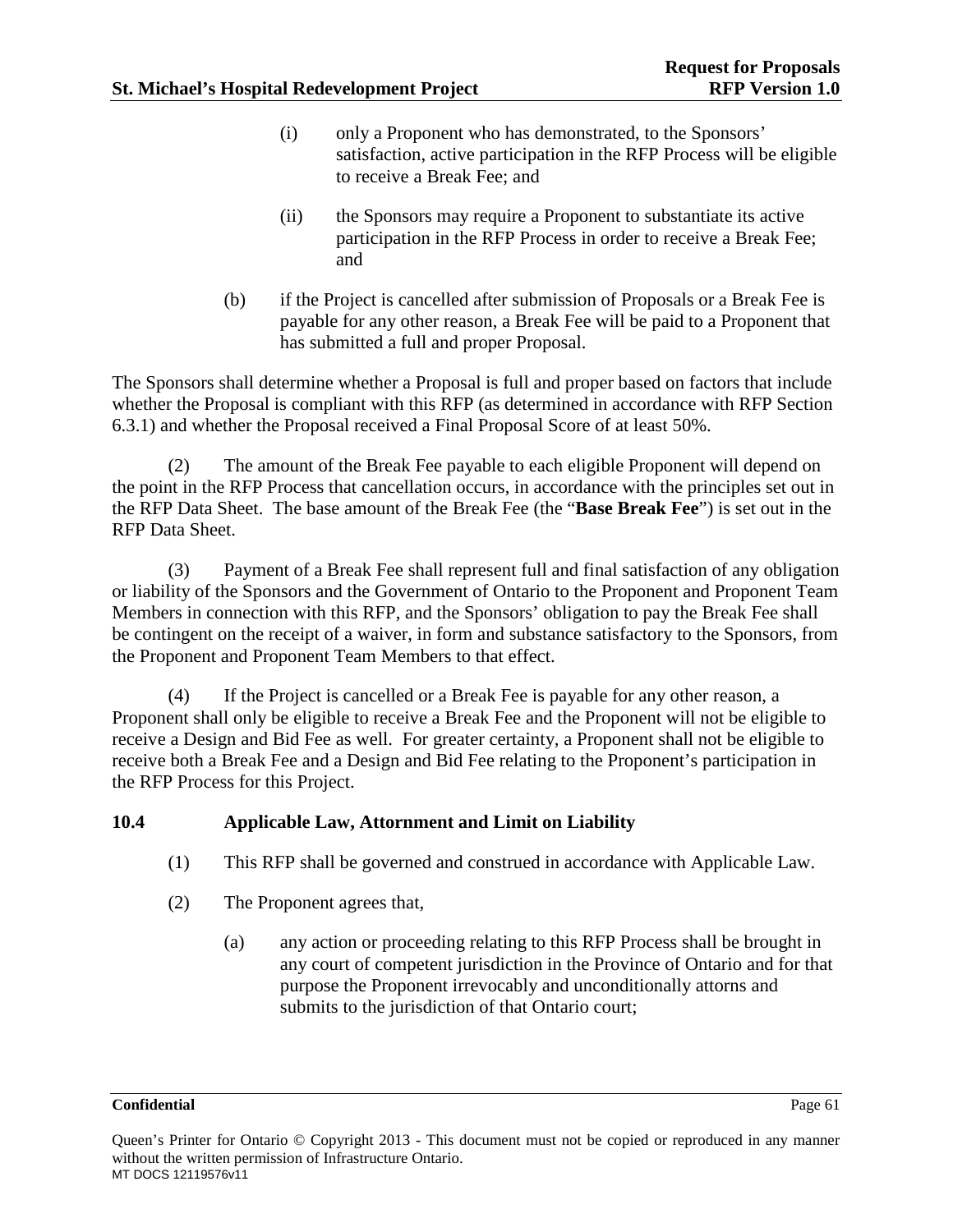(i) only a Proponent who has demonstrated, to the Sponsors' satisfaction, active participation in the RFP Process will be eligible to receive a Break Fee; and

(ii) the Sponsors may require a Proponent to substantiate its active participation in the RFP Process in order to receive a Break Fee; and

(b) if the Project is cancelled after submission of Proposals or a Break Fee is payable for any other reason, a Break Fee will be paid to a Proponent that has submitted a full and proper Proposal.

The Sponsors shall determine whether a Proposal is full and proper based on factors that include whether the Proposal is compliant with this RFP (as determined in accordance with RFP Section 6.3.1) and whether the Proposal received a Final Proposal Score of at least 50%.

(2) The amount of the Break Fee payable to each eligible Proponent will depend on the point in the RFP Process that cancellation occurs, in accordance with the principles set out in the RFP Data Sheet. The base amount of the Break Fee (the "**Base Break Fee**") is set out in the RFP Data Sheet.

(3) Payment of a Break Fee shall represent full and final satisfaction of any obligation or liability of the Sponsors and the Government of Ontario to the Proponent and Proponent Team Members in connection with this RFP, and the Sponsors' obligation to pay the Break Fee shall be contingent on the receipt of a waiver, in form and substance satisfactory to the Sponsors, from the Proponent and Proponent Team Members to that effect.

(4) If the Project is cancelled or a Break Fee is payable for any other reason, a Proponent shall only be eligible to receive a Break Fee and the Proponent will not be eligible to receive a Design and Bid Fee as well. For greater certainty, a Proponent shall not be eligible to receive both a Break Fee and a Design and Bid Fee relating to the Proponent's participation in the RFP Process for this Project.

## 10.4 Applicable Law, Attornment and Limit on Liability

(1) This RFP shall be governed and construed in accordance with Applicable Law.

(2) The Proponent agrees that,

(a) any action or proceeding relating to this RFP Process shall be brought in any court of competent jurisdiction in the Province of Ontario and for that purpose the Proponent irrevocably and unconditionally attorns and submits to the jurisdiction of that Ontario court;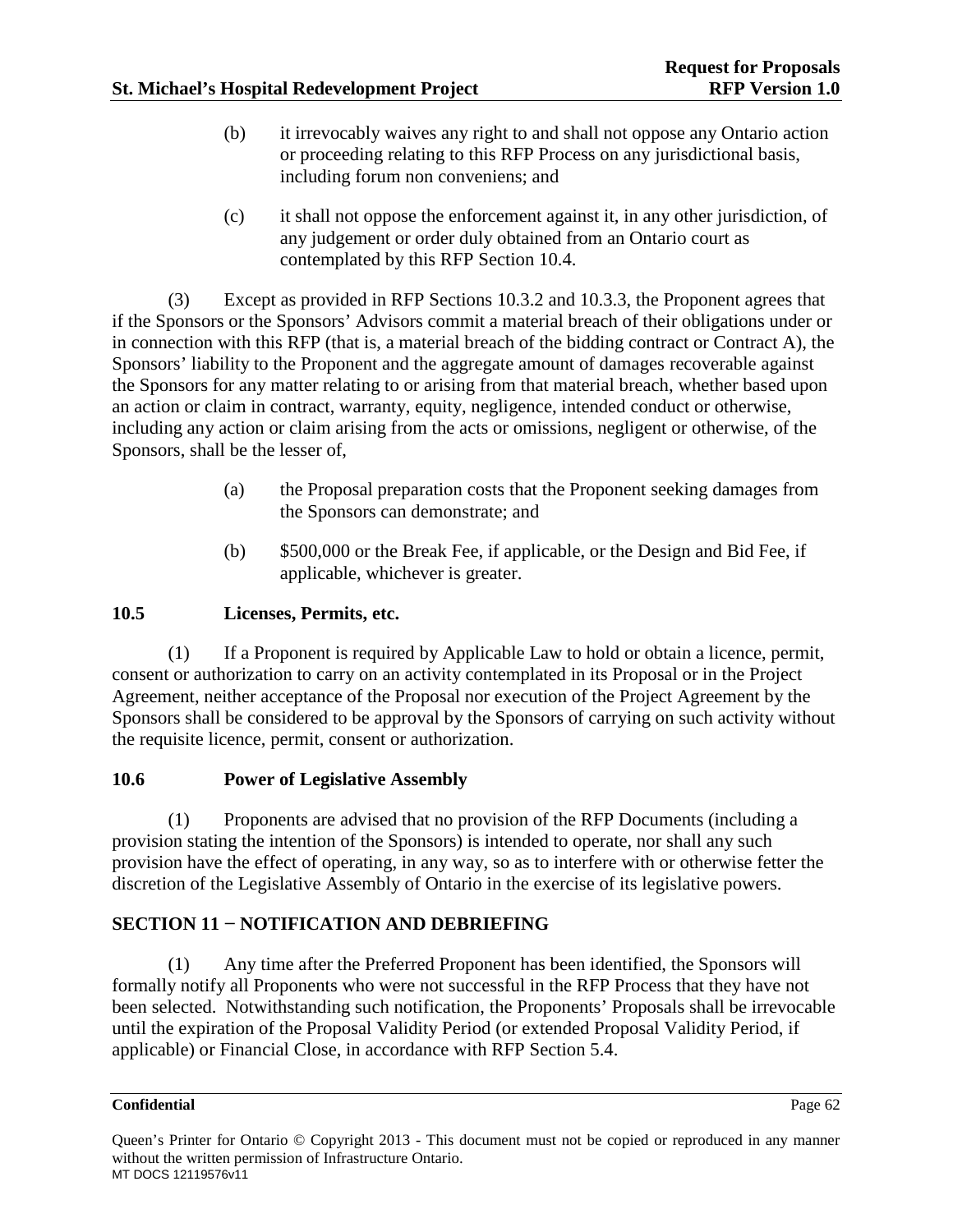(b) it irrevocably waives any right to and shall not oppose any Ontario action or proceeding relating to this RFP Process on any jurisdictional basis, including forum non conveniens; and

(c) it shall not oppose the enforcement against it, in any other jurisdiction, of any judgement or order duly obtained from an Ontario court as contemplated by this RFP Section 10.4.

(3) Except as provided in RFP Sections 10.3.2 and 10.3.3, the Proponent agrees that if the Sponsors or the Sponsors' Advisors commit a material breach of their obligations under or in connection with this RFP (that is, a material breach of the bidding contract or Contract A), the Sponsors' liability to the Proponent and the aggregate amount of damages recoverable against the Sponsors for any matter relating to or arising from that material breach, whether based upon an action or claim in contract, warranty, equity, negligence, intended conduct or otherwise, including any action or claim arising from the acts or omissions, negligent or otherwise, of the Sponsors, shall be the lesser of,

(a) the Proposal preparation costs that the Proponent seeking damages from the Sponsors can demonstrate; and

(b) $500,000 or the Break Fee, if applicable, or the Design and Bid Fee, if applicable, whichever is greater.

## 10.5 Licenses, Permits, etc.

(1) If a Proponent is required by Applicable Law to hold or obtain a licence, permit, consent or authorization to carry on an activity contemplated in its Proposal or in the Project Agreement, neither acceptance of the Proposal nor execution of the Project Agreement by the Sponsors shall be considered to be approval by the Sponsors of carrying on such activity without the requisite licence, permit, consent or authorization.

## 10.6 Power of Legislative Assembly

(1) Proponents are advised that no provision of the RFP Documents (including a provision stating the intention of the Sponsors) is intended to operate, nor shall any such provision have the effect of operating, in any way, so as to interfere with or otherwise fetter the discretion of the Legislative Assembly of Ontario in the exercise of its legislative powers.

# SECTION 11 − NOTIFICATION AND DEBRIEFING

(1) Any time after the Preferred Proponent has been identified, the Sponsors will formally notify all Proponents who were not successful in the RFP Process that they have not been selected. Notwithstanding such notification, the Proponents' Proposals shall be irrevocable until the expiration of the Proposal Validity Period (or extended Proposal Validity Period, if applicable) or Financial Close, in accordance with RFP Section 5.4.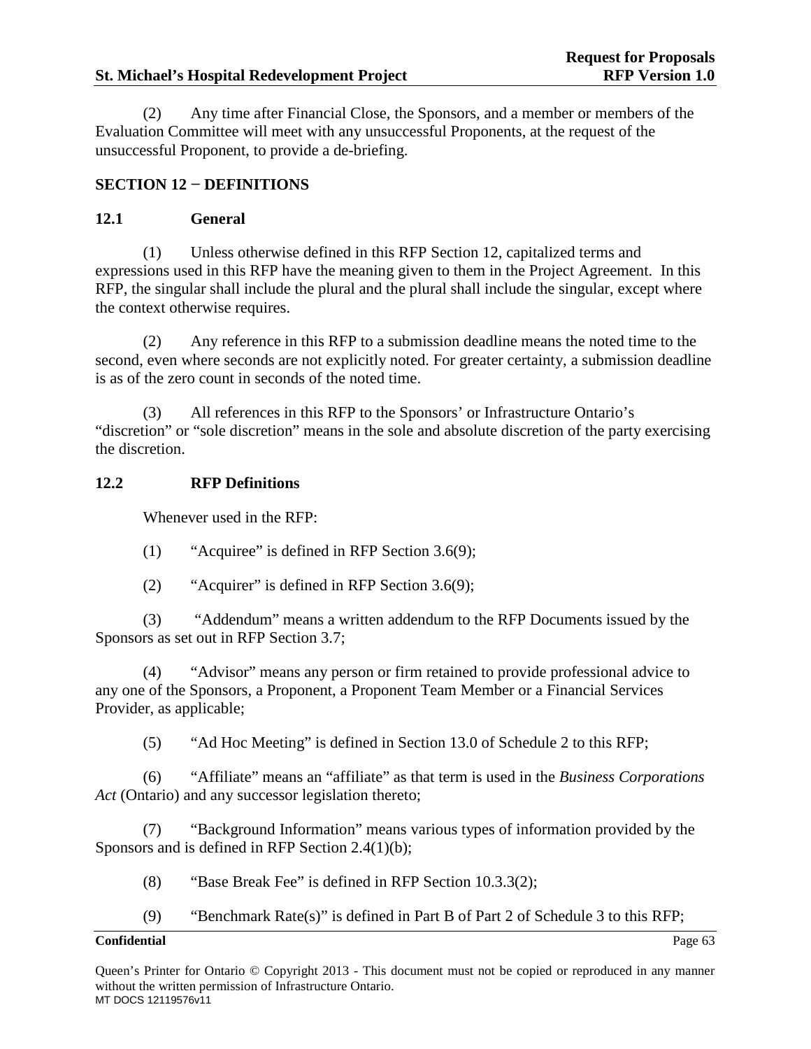(2) Any time after Financial Close, the Sponsors, and a member or members of the Evaluation Committee will meet with any unsuccessful Proponents, at the request of the unsuccessful Proponent, to provide a de-briefing.

## SECTION 12 − DEFINITIONS

### 12.1 General

(1) Unless otherwise defined in this RFP Section 12, capitalized terms and expressions used in this RFP have the meaning given to them in the Project Agreement. In this RFP, the singular shall include the plural and the plural shall include the singular, except where the context otherwise requires.

(2) Any reference in this RFP to a submission deadline means the noted time to the second, even where seconds are not explicitly noted. For greater certainty, a submission deadline is as of the zero count in seconds of the noted time.

(3) All references in this RFP to the Sponsors' or Infrastructure Ontario's "discretion" or "sole discretion" means in the sole and absolute discretion of the party exercising the discretion.

### 12.2 RFP Definitions

Whenever used in the RFP:

(1) "Acquiree" is defined in RFP Section 3.6(9);

(2) "Acquirer" is defined in RFP Section 3.6(9);

(3) "Addendum" means a written addendum to the RFP Documents issued by the Sponsors as set out in RFP Section 3.7;

(4) "Advisor" means any person or firm retained to provide professional advice to any one of the Sponsors, a Proponent, a Proponent Team Member or a Financial Services Provider, as applicable;

(5) "Ad Hoc Meeting" is defined in Section 13.0 of Schedule 2 to this RFP;

(6) "Affiliate" means an "affiliate" as that term is used in the *Business Corporations Act* (Ontario) and any successor legislation thereto;

(7) "Background Information" means various types of information provided by the Sponsors and is defined in RFP Section 2.4(1)(b);

(8) "Base Break Fee" is defined in RFP Section 10.3.3(2);

(9) "Benchmark Rate(s)" is defined in Part B of Part 2 of Schedule 3 to this RFP;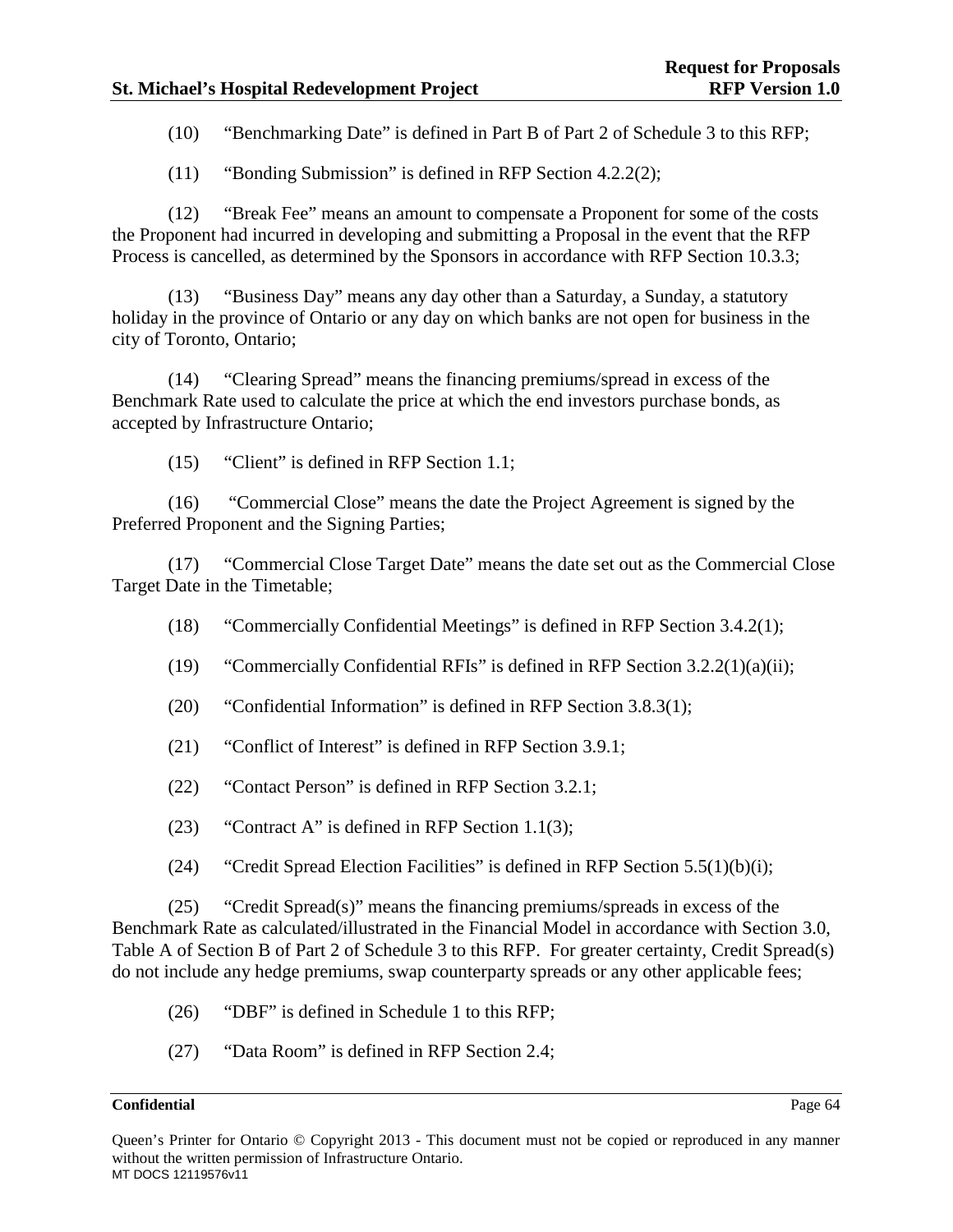(10) "Benchmarking Date" is defined in Part B of Part 2 of Schedule 3 to this RFP;

(11) "Bonding Submission" is defined in RFP Section 4.2.2(2);

(12) "Break Fee" means an amount to compensate a Proponent for some of the costs the Proponent had incurred in developing and submitting a Proposal in the event that the RFP Process is cancelled, as determined by the Sponsors in accordance with RFP Section 10.3.3;

(13) "Business Day" means any day other than a Saturday, a Sunday, a statutory holiday in the province of Ontario or any day on which banks are not open for business in the city of Toronto, Ontario;

(14) "Clearing Spread" means the financing premiums/spread in excess of the Benchmark Rate used to calculate the price at which the end investors purchase bonds, as accepted by Infrastructure Ontario;

(15) "Client" is defined in RFP Section 1.1;

(16) "Commercial Close" means the date the Project Agreement is signed by the Preferred Proponent and the Signing Parties;

(17) "Commercial Close Target Date" means the date set out as the Commercial Close Target Date in the Timetable;

(18) "Commercially Confidential Meetings" is defined in RFP Section 3.4.2(1);

(19) "Commercially Confidential RFIs" is defined in RFP Section 3.2.2(1)(a)(ii);

(20) "Confidential Information" is defined in RFP Section 3.8.3(1);

(21) "Conflict of Interest" is defined in RFP Section 3.9.1;

(22) "Contact Person" is defined in RFP Section 3.2.1;

(23) "Contract A" is defined in RFP Section 1.1(3);

(24) "Credit Spread Election Facilities" is defined in RFP Section 5.5(1)(b)(i);

(25) "Credit Spread(s)" means the financing premiums/spreads in excess of the Benchmark Rate as calculated/illustrated in the Financial Model in accordance with Section 3.0, Table A of Section B of Part 2 of Schedule 3 to this RFP. For greater certainty, Credit Spread(s) do not include any hedge premiums, swap counterparty spreads or any other applicable fees;

(26) "DBF" is defined in Schedule 1 to this RFP;

(27) "Data Room" is defined in RFP Section 2.4;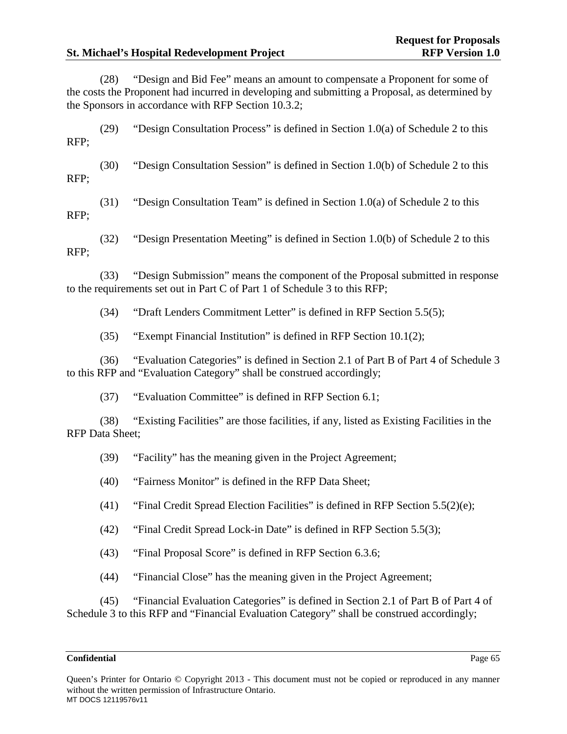(28) “Design and Bid Fee” means an amount to compensate a Proponent for some of the costs the Proponent had incurred in developing and submitting a Proposal, as determined by the Sponsors in accordance with RFP Section 10.3.2;

(29) “Design Consultation Process” is defined in Section 1.0(a) of Schedule 2 to this RFP;

(30) “Design Consultation Session” is defined in Section 1.0(b) of Schedule 2 to this RFP;

(31) “Design Consultation Team” is defined in Section 1.0(a) of Schedule 2 to this RFP;

(32) “Design Presentation Meeting” is defined in Section 1.0(b) of Schedule 2 to this RFP;

(33) “Design Submission” means the component of the Proposal submitted in response to the requirements set out in Part C of Part 1 of Schedule 3 to this RFP;

(34) “Draft Lenders Commitment Letter” is defined in RFP Section 5.5(5);

(35) “Exempt Financial Institution” is defined in RFP Section 10.1(2);

(36) “Evaluation Categories” is defined in Section 2.1 of Part B of Part 4 of Schedule 3 to this RFP and “Evaluation Category” shall be construed accordingly;

(37) “Evaluation Committee” is defined in RFP Section 6.1;

(38) “Existing Facilities” are those facilities, if any, listed as Existing Facilities in the RFP Data Sheet;

(39) “Facility” has the meaning given in the Project Agreement;

(40) “Fairness Monitor” is defined in the RFP Data Sheet;

(41) “Final Credit Spread Election Facilities” is defined in RFP Section 5.5(2)(e);

(42) “Final Credit Spread Lock-in Date” is defined in RFP Section 5.5(3);

(43) “Final Proposal Score” is defined in RFP Section 6.3.6;

(44) “Financial Close” has the meaning given in the Project Agreement;

(45) “Financial Evaluation Categories” is defined in Section 2.1 of Part B of Part 4 of Schedule 3 to this RFP and “Financial Evaluation Category” shall be construed accordingly;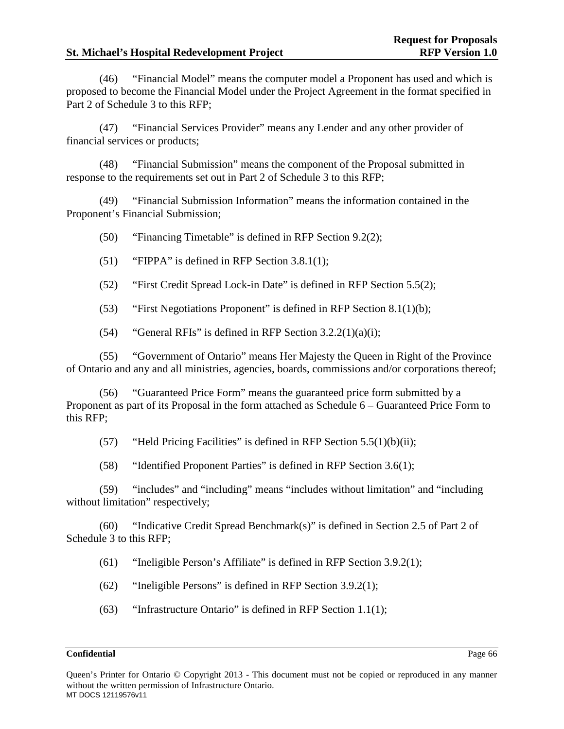(46) "Financial Model" means the computer model a Proponent has used and which is proposed to become the Financial Model under the Project Agreement in the format specified in Part 2 of Schedule 3 to this RFP;

(47) "Financial Services Provider" means any Lender and any other provider of financial services or products;

(48) "Financial Submission" means the component of the Proposal submitted in response to the requirements set out in Part 2 of Schedule 3 to this RFP;

(49) "Financial Submission Information" means the information contained in the Proponent's Financial Submission;

(50) "Financing Timetable" is defined in RFP Section 9.2(2);

(51) "FIPPA" is defined in RFP Section 3.8.1(1);

(52) "First Credit Spread Lock-in Date" is defined in RFP Section 5.5(2);

(53) "First Negotiations Proponent" is defined in RFP Section 8.1(1)(b);

(54) "General RFIs" is defined in RFP Section 3.2.2(1)(a)(i);

(55) "Government of Ontario" means Her Majesty the Queen in Right of the Province of Ontario and any and all ministries, agencies, boards, commissions and/or corporations thereof;

(56) "Guaranteed Price Form" means the guaranteed price form submitted by a Proponent as part of its Proposal in the form attached as Schedule 6 – Guaranteed Price Form to this RFP;

(57) "Held Pricing Facilities" is defined in RFP Section 5.5(1)(b)(ii);

(58) "Identified Proponent Parties" is defined in RFP Section 3.6(1);

(59) "includes" and "including" means "includes without limitation" and "including without limitation" respectively;

(60) "Indicative Credit Spread Benchmark(s)" is defined in Section 2.5 of Part 2 of Schedule 3 to this RFP;

(61) "Ineligible Person's Affiliate" is defined in RFP Section 3.9.2(1);

(62) "Ineligible Persons" is defined in RFP Section 3.9.2(1);

(63) "Infrastructure Ontario" is defined in RFP Section 1.1(1);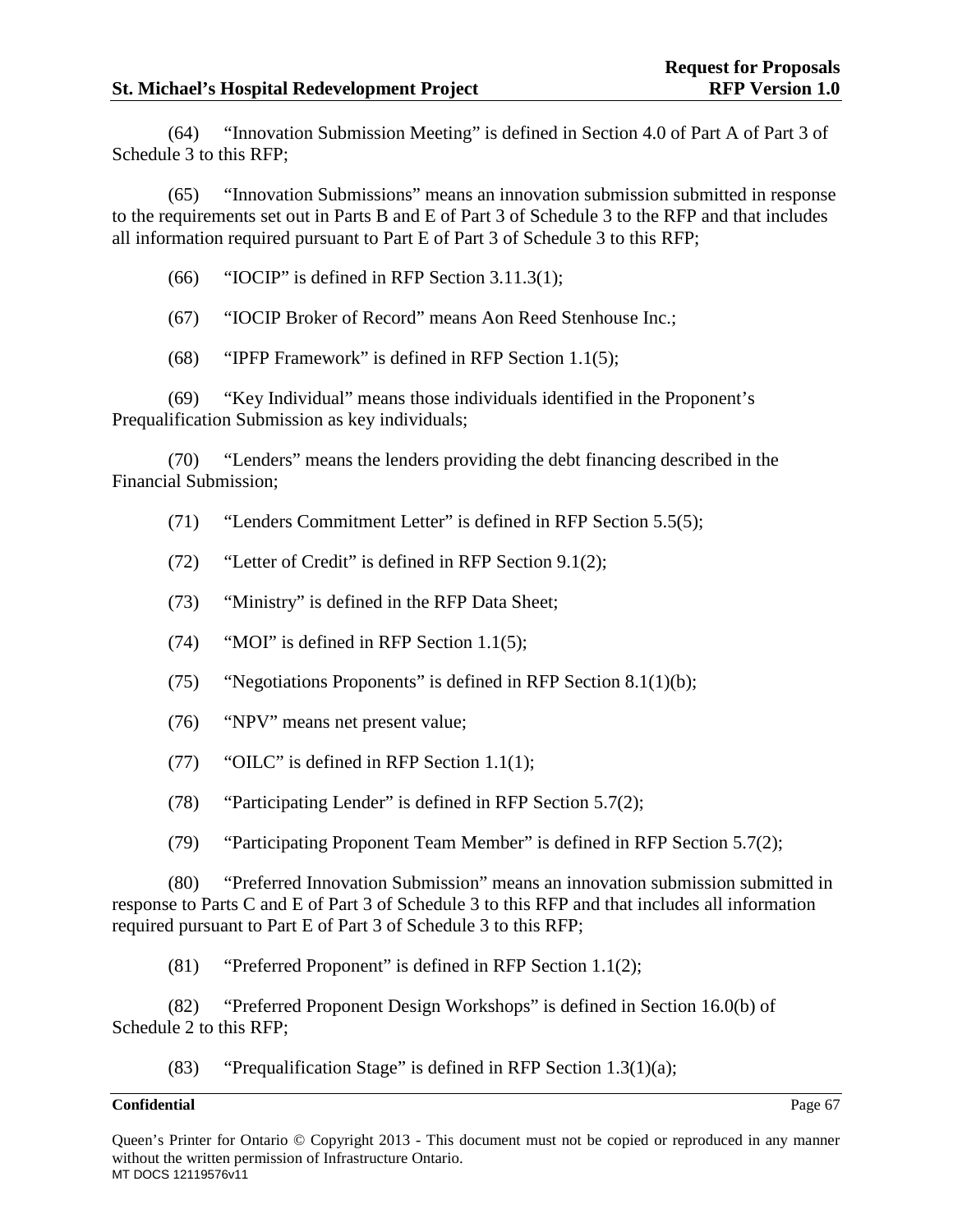(64) "Innovation Submission Meeting" is defined in Section 4.0 of Part A of Part 3 of Schedule 3 to this RFP;

(65) "Innovation Submissions" means an innovation submission submitted in response to the requirements set out in Parts B and E of Part 3 of Schedule 3 to the RFP and that includes all information required pursuant to Part E of Part 3 of Schedule 3 to this RFP;

(66) "IOCIP" is defined in RFP Section 3.11.3(1);

(67) "IOCIP Broker of Record" means Aon Reed Stenhouse Inc.;

(68) "IPFP Framework" is defined in RFP Section 1.1(5);

(69) "Key Individual" means those individuals identified in the Proponent's Prequalification Submission as key individuals;

(70) "Lenders" means the lenders providing the debt financing described in the Financial Submission;

(71) "Lenders Commitment Letter" is defined in RFP Section 5.5(5);

(72) "Letter of Credit" is defined in RFP Section 9.1(2);

(73) "Ministry" is defined in the RFP Data Sheet;

(74) "MOI" is defined in RFP Section 1.1(5);

(75) "Negotiations Proponents" is defined in RFP Section 8.1(1)(b);

(76) "NPV" means net present value;

(77) "OILC" is defined in RFP Section 1.1(1);

(78) "Participating Lender" is defined in RFP Section 5.7(2);

(79) "Participating Proponent Team Member" is defined in RFP Section 5.7(2);

(80) "Preferred Innovation Submission" means an innovation submission submitted in response to Parts C and E of Part 3 of Schedule 3 to this RFP and that includes all information required pursuant to Part E of Part 3 of Schedule 3 to this RFP;

(81) "Preferred Proponent" is defined in RFP Section 1.1(2);

(82) "Preferred Proponent Design Workshops" is defined in Section 16.0(b) of Schedule 2 to this RFP;

(83) "Prequalification Stage" is defined in RFP Section 1.3(1)(a);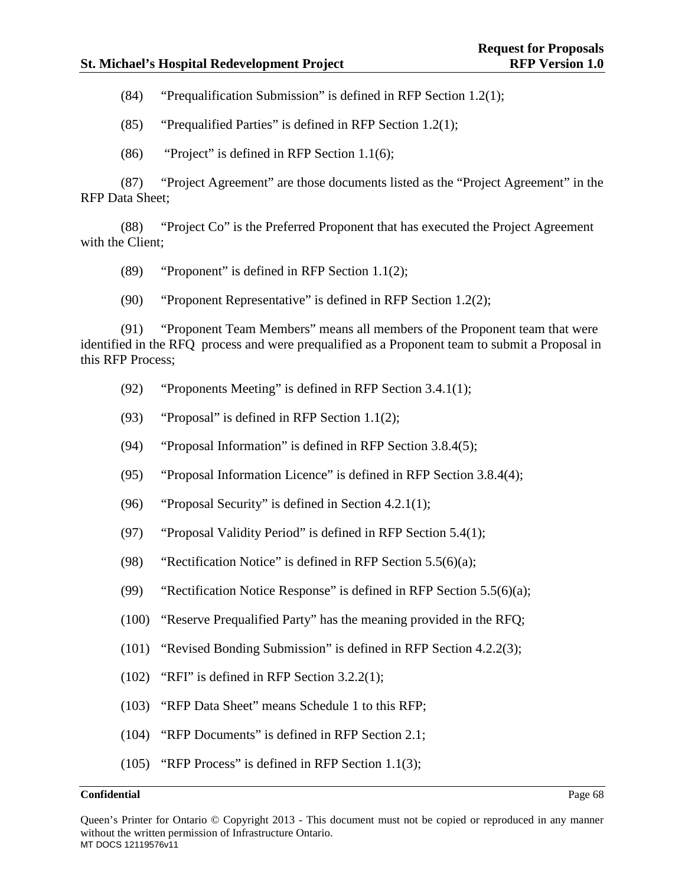(84) "Prequalification Submission" is defined in RFP Section 1.2(1);

(85) "Prequalified Parties" is defined in RFP Section 1.2(1);

(86) "Project" is defined in RFP Section 1.1(6);

(87) "Project Agreement" are those documents listed as the "Project Agreement" in the RFP Data Sheet;

(88) "Project Co" is the Preferred Proponent that has executed the Project Agreement with the Client;

(89) "Proponent" is defined in RFP Section 1.1(2);

(90) "Proponent Representative" is defined in RFP Section 1.2(2);

(91) "Proponent Team Members" means all members of the Proponent team that were identified in the RFQ process and were prequalified as a Proponent team to submit a Proposal in this RFP Process;

(92) "Proponents Meeting" is defined in RFP Section 3.4.1(1);

(93) "Proposal" is defined in RFP Section 1.1(2);

(94) "Proposal Information" is defined in RFP Section 3.8.4(5);

(95) "Proposal Information Licence" is defined in RFP Section 3.8.4(4);

(96) "Proposal Security" is defined in Section 4.2.1(1);

(97) "Proposal Validity Period" is defined in RFP Section 5.4(1);

(98) "Rectification Notice" is defined in RFP Section 5.5(6)(a);

(99) "Rectification Notice Response" is defined in RFP Section 5.5(6)(a);

(100) "Reserve Prequalified Party" has the meaning provided in the RFQ;

(101) "Revised Bonding Submission" is defined in RFP Section 4.2.2(3);

(102) "RFI" is defined in RFP Section 3.2.2(1);

(103) "RFP Data Sheet" means Schedule 1 to this RFP;

(104) "RFP Documents" is defined in RFP Section 2.1;

(105) "RFP Process" is defined in RFP Section 1.1(3);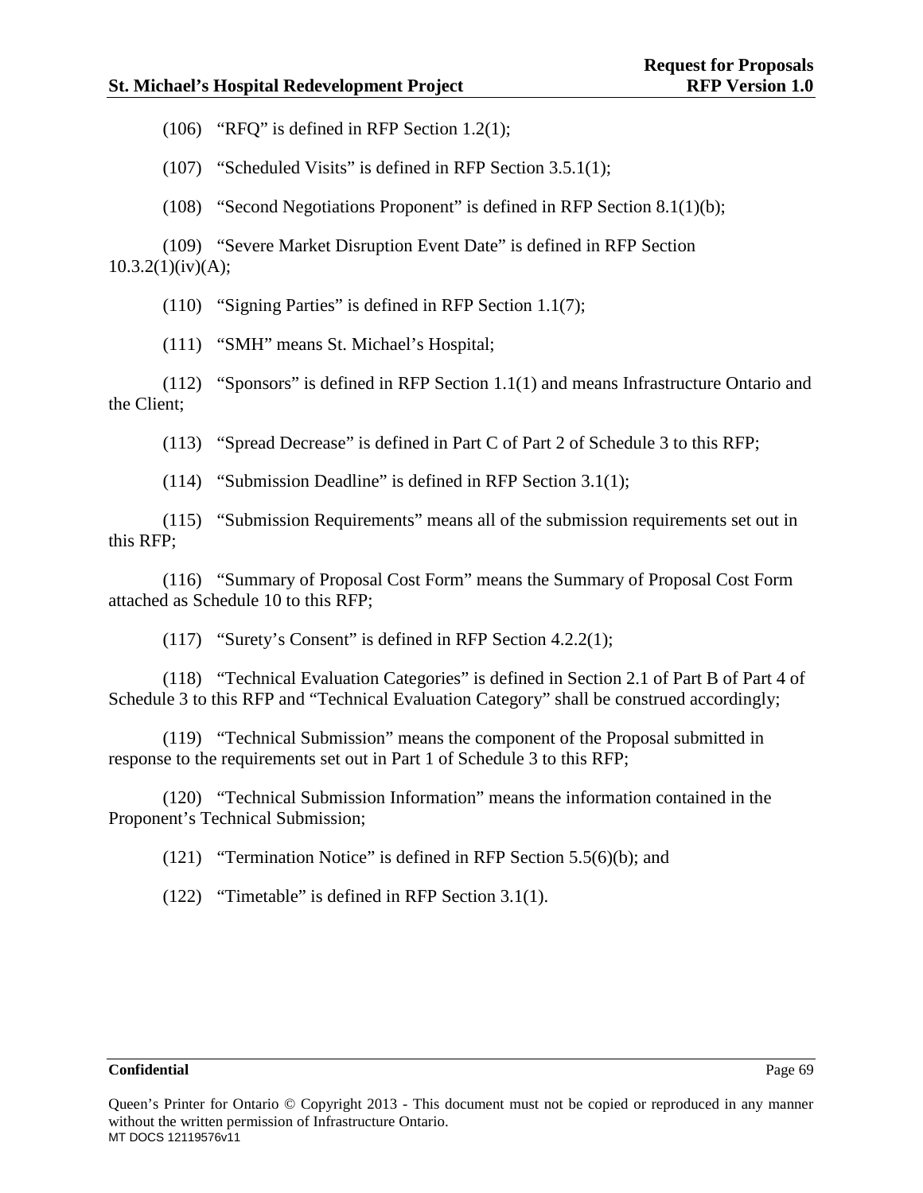(106) "RFQ" is defined in RFP Section 1.2(1);

(107) "Scheduled Visits" is defined in RFP Section 3.5.1(1);

(108) "Second Negotiations Proponent" is defined in RFP Section 8.1(1)(b);

(109) "Severe Market Disruption Event Date" is defined in RFP Section 10.3.2(1)(iv)(A);

(110) "Signing Parties" is defined in RFP Section 1.1(7);

(111) "SMH" means St. Michael's Hospital;

(112) "Sponsors" is defined in RFP Section 1.1(1) and means Infrastructure Ontario and the Client;

(113) "Spread Decrease" is defined in Part C of Part 2 of Schedule 3 to this RFP;

(114) "Submission Deadline" is defined in RFP Section 3.1(1);

(115) "Submission Requirements" means all of the submission requirements set out in this RFP;

(116) "Summary of Proposal Cost Form" means the Summary of Proposal Cost Form attached as Schedule 10 to this RFP;

(117) "Surety's Consent" is defined in RFP Section 4.2.2(1);

(118) "Technical Evaluation Categories" is defined in Section 2.1 of Part B of Part 4 of Schedule 3 to this RFP and "Technical Evaluation Category" shall be construed accordingly;

(119) "Technical Submission" means the component of the Proposal submitted in response to the requirements set out in Part 1 of Schedule 3 to this RFP;

(120) "Technical Submission Information" means the information contained in the Proponent's Technical Submission;

(121) "Termination Notice" is defined in RFP Section 5.5(6)(b); and

(122) "Timetable" is defined in RFP Section 3.1(1).